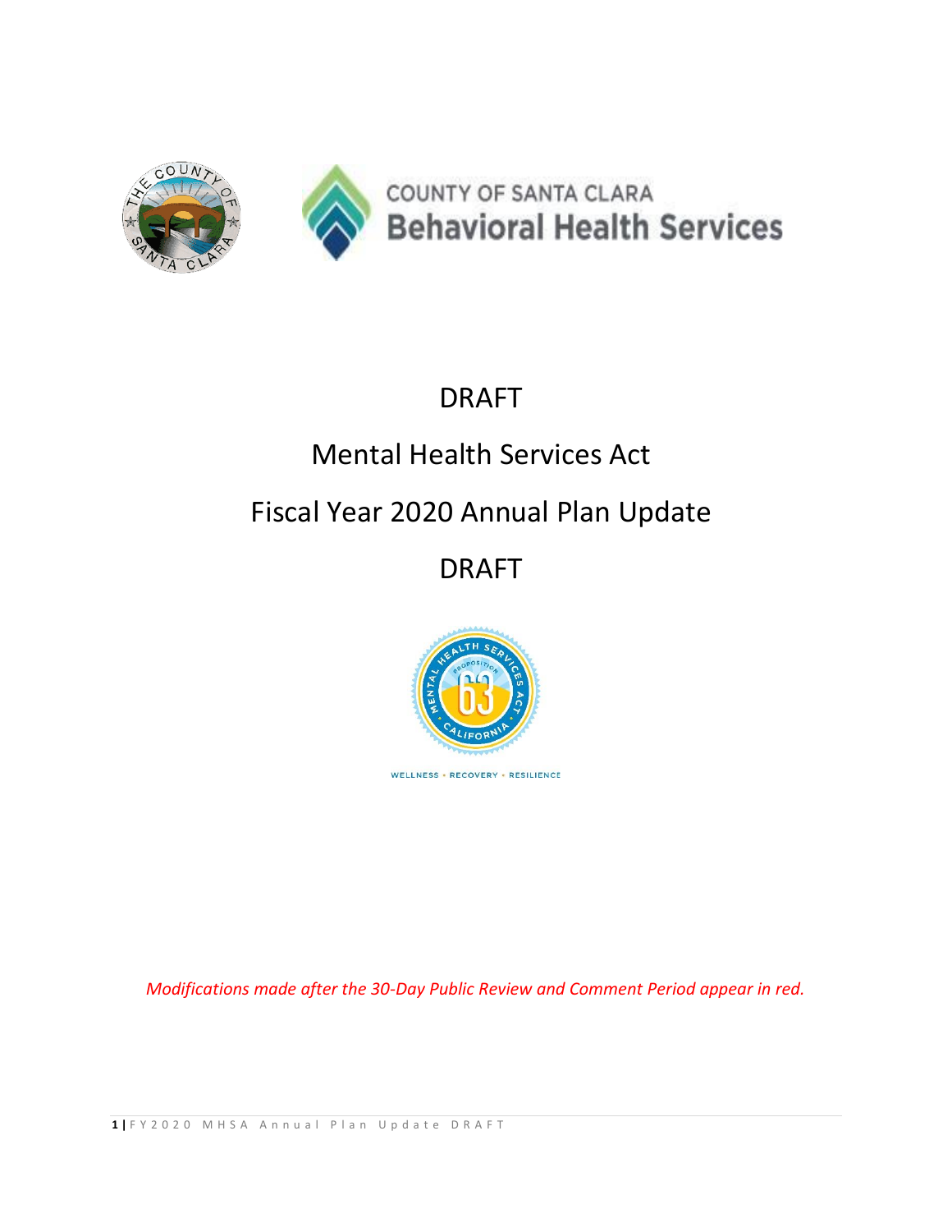COUNTY OF SANTA CLARA
Behavioral Health Services

# DRAFT

# Mental Health Services Act

# Fiscal Year 2020 Annual Plan Update

# DRAFT

WELLNESS • RECOVERY • RESILIENCE

*Modifications made after the 30-Day Public Review and Comment Period appear in red.*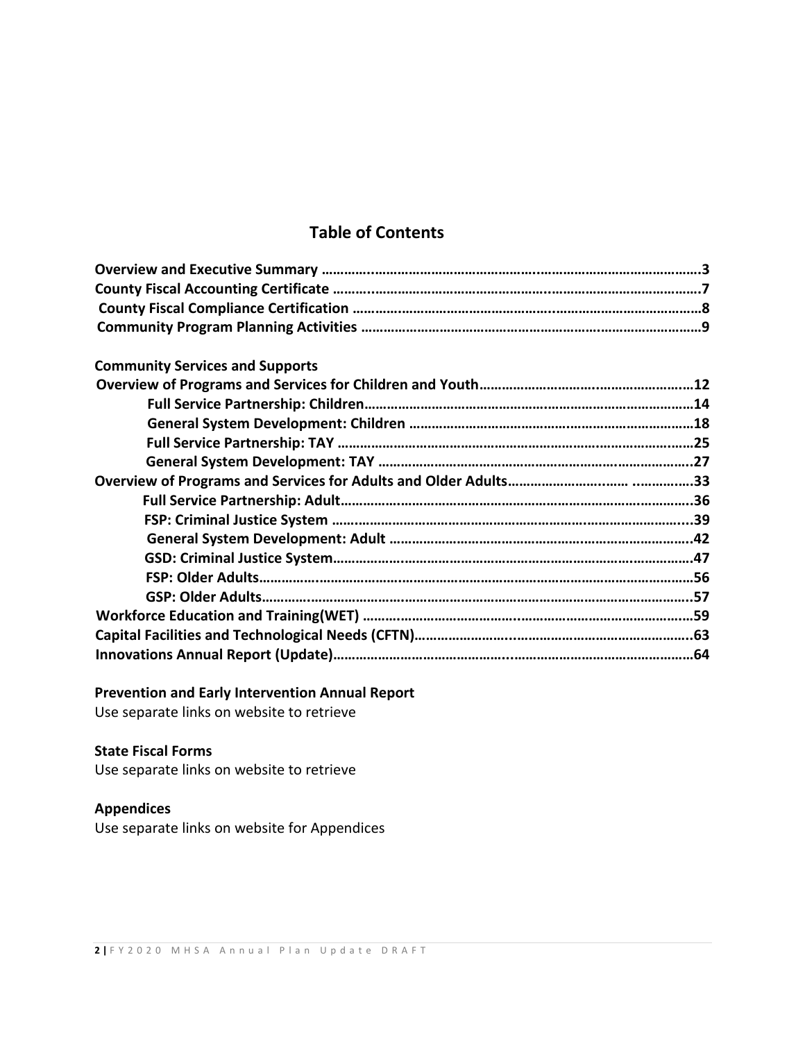## Table of Contents

**Overview and Executive Summary ……………………………………………………………………………………………3**
**County Fiscal Accounting Certificate ………………………………………………………………………………………7**
**County Fiscal Compliance Certification ……………………………………………………………………………………8**
**Community Program Planning Activities ……………………………………………………………………………………9**

**Community Services and Supports**
**Overview of Programs and Services for Children and Youth……………………………………………………12**
**Full Service Partnership: Children………………………………………………………………………………14**
**General System Development: Children ………………………………………………………………………18**
**Full Service Partnership: TAY ……………………………………………………………………………………25**
**General System Development: TAY ……………………………………………………………………………27**
**Overview of Programs and Services for Adults and Older Adults………………………… ……………33**
**Full Service Partnership: Adult…………………………………………………………………………………36**
**FSP: Criminal Justice System ……………………………………………………………………………………39**
**General System Development: Adult …………………………………………………………………………42**
**GSD: Criminal Justice System…………………………………………………………………………………47**
**FSP: Older Adults………………………………………………………………………………………………56**
**GSP: Older Adults………………………………………………………………………………………………57**
**Workforce Education and Training(WET) ……………………………………………………………………59**
**Capital Facilities and Technological Needs (CFTN)………………………………………………………63**
**Innovations Annual Report (Update)……………………………………………………………………………64**

**Prevention and Early Intervention Annual Report**
Use separate links on website to retrieve

**State Fiscal Forms**
Use separate links on website to retrieve

**Appendices**
Use separate links on website for Appendices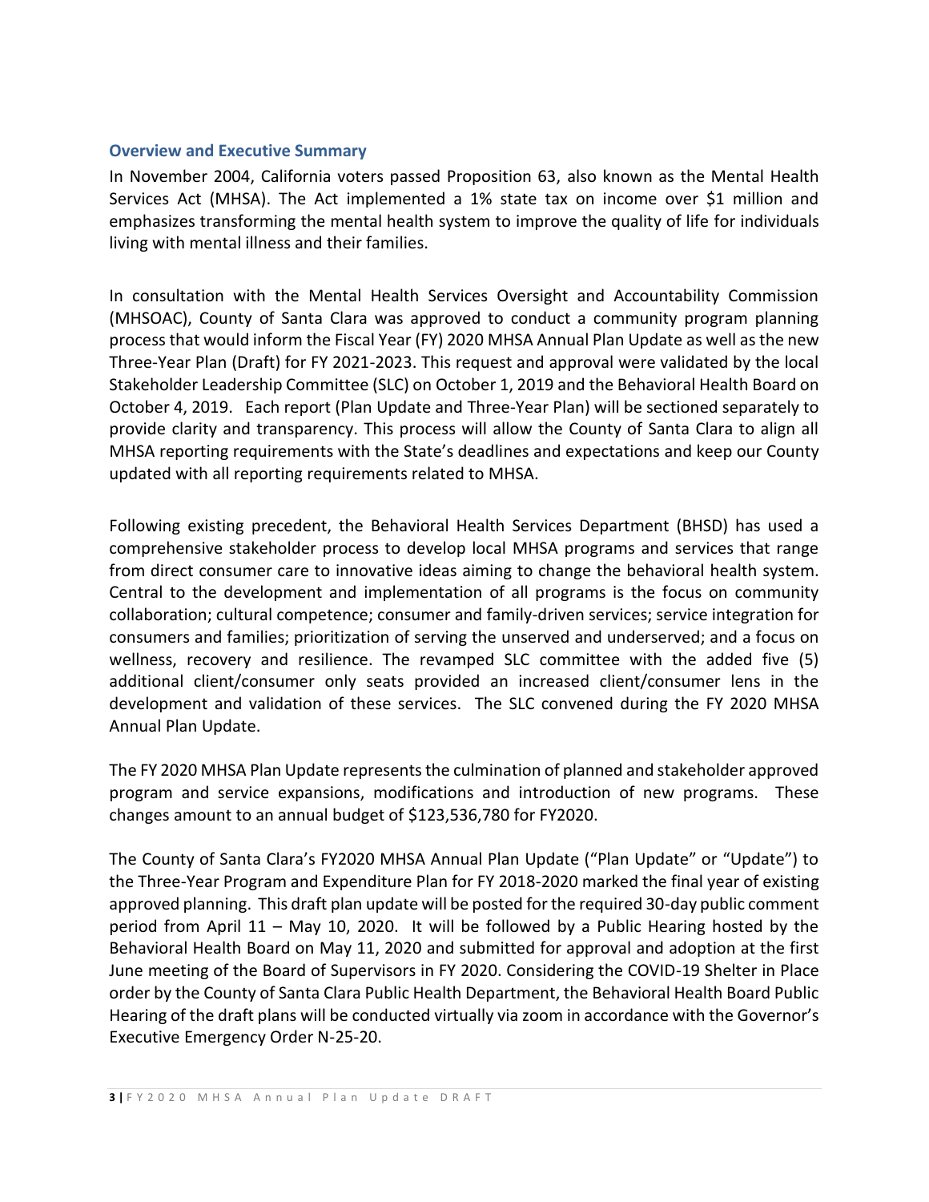## Overview and Executive Summary

In November 2004, California voters passed Proposition 63, also known as the Mental Health Services Act (MHSA). The Act implemented a 1% state tax on income over $1 million and emphasizes transforming the mental health system to improve the quality of life for individuals living with mental illness and their families.

In consultation with the Mental Health Services Oversight and Accountability Commission (MHSOAC), County of Santa Clara was approved to conduct a community program planning process that would inform the Fiscal Year (FY) 2020 MHSA Annual Plan Update as well as the new Three-Year Plan (Draft) for FY 2021-2023. This request and approval were validated by the local Stakeholder Leadership Committee (SLC) on October 1, 2019 and the Behavioral Health Board on October 4, 2019. Each report (Plan Update and Three-Year Plan) will be sectioned separately to provide clarity and transparency. This process will allow the County of Santa Clara to align all MHSA reporting requirements with the State's deadlines and expectations and keep our County updated with all reporting requirements related to MHSA.

Following existing precedent, the Behavioral Health Services Department (BHSD) has used a comprehensive stakeholder process to develop local MHSA programs and services that range from direct consumer care to innovative ideas aiming to change the behavioral health system. Central to the development and implementation of all programs is the focus on community collaboration; cultural competence; consumer and family-driven services; service integration for consumers and families; prioritization of serving the unserved and underserved; and a focus on wellness, recovery and resilience. The revamped SLC committee with the added five (5) additional client/consumer only seats provided an increased client/consumer lens in the development and validation of these services. The SLC convened during the FY 2020 MHSA Annual Plan Update.

The FY 2020 MHSA Plan Update represents the culmination of planned and stakeholder approved program and service expansions, modifications and introduction of new programs. These changes amount to an annual budget of $123,536,780 for FY2020.

The County of Santa Clara's FY2020 MHSA Annual Plan Update ("Plan Update" or "Update") to the Three-Year Program and Expenditure Plan for FY 2018-2020 marked the final year of existing approved planning. This draft plan update will be posted for the required 30-day public comment period from April 11 – May 10, 2020. It will be followed by a Public Hearing hosted by the Behavioral Health Board on May 11, 2020 and submitted for approval and adoption at the first June meeting of the Board of Supervisors in FY 2020. Considering the COVID-19 Shelter in Place order by the County of Santa Clara Public Health Department, the Behavioral Health Board Public Hearing of the draft plans will be conducted virtually via zoom in accordance with the Governor's Executive Emergency Order N-25-20.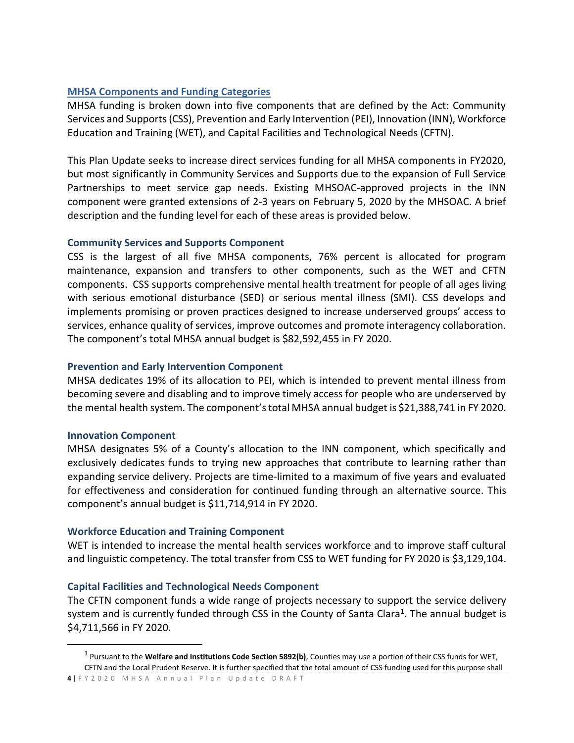## MHSA Components and Funding Categories

MHSA funding is broken down into five components that are defined by the Act: Community Services and Supports (CSS), Prevention and Early Intervention (PEI), Innovation (INN), Workforce Education and Training (WET), and Capital Facilities and Technological Needs (CFTN).

This Plan Update seeks to increase direct services funding for all MHSA components in FY2020, but most significantly in Community Services and Supports due to the expansion of Full Service Partnerships to meet service gap needs. Existing MHSOAC-approved projects in the INN component were granted extensions of 2-3 years on February 5, 2020 by the MHSOAC. A brief description and the funding level for each of these areas is provided below.

### Community Services and Supports Component

CSS is the largest of all five MHSA components, 76% percent is allocated for program maintenance, expansion and transfers to other components, such as the WET and CFTN components. CSS supports comprehensive mental health treatment for people of all ages living with serious emotional disturbance (SED) or serious mental illness (SMI). CSS develops and implements promising or proven practices designed to increase underserved groups' access to services, enhance quality of services, improve outcomes and promote interagency collaboration. The component's total MHSA annual budget is $82,592,455 in FY 2020.

### Prevention and Early Intervention Component

MHSA dedicates 19% of its allocation to PEI, which is intended to prevent mental illness from becoming severe and disabling and to improve timely access for people who are underserved by the mental health system. The component's total MHSA annual budget is $21,388,741 in FY 2020.

### Innovation Component

MHSA designates 5% of a County's allocation to the INN component, which specifically and exclusively dedicates funds to trying new approaches that contribute to learning rather than expanding service delivery. Projects are time-limited to a maximum of five years and evaluated for effectiveness and consideration for continued funding through an alternative source. This component's annual budget is $11,714,914 in FY 2020.

### Workforce Education and Training Component

WET is intended to increase the mental health services workforce and to improve staff cultural and linguistic competency. The total transfer from CSS to WET funding for FY 2020 is $3,129,104.

### Capital Facilities and Technological Needs Component

The CFTN component funds a wide range of projects necessary to support the service delivery system and is currently funded through CSS in the County of Santa Clara[1]. The annual budget is $4,711,566 in FY 2020.

---

[1] Pursuant to the **Welfare and Institutions Code Section 5892(b)**, Counties may use a portion of their CSS funds for WET, CFTN and the Local Prudent Reserve. It is further specified that the total amount of CSS funding used for this purpose shall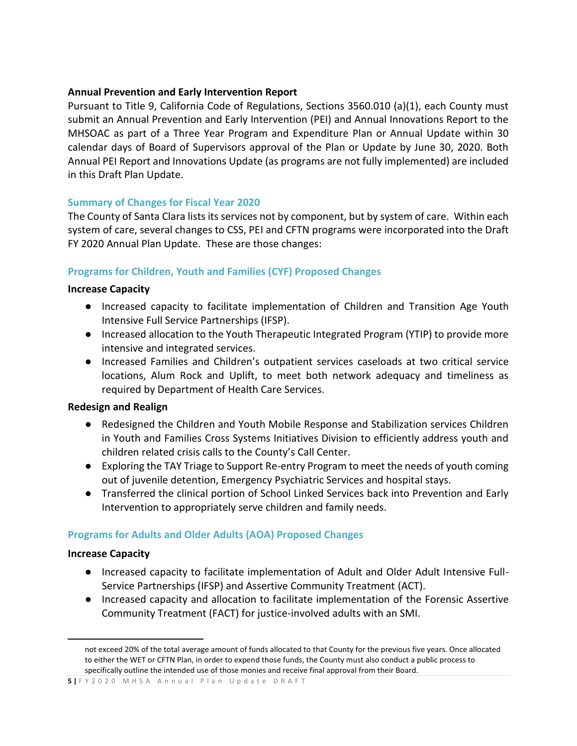**Annual Prevention and Early Intervention Report**

Pursuant to Title 9, California Code of Regulations, Sections 3560.010 (a)(1), each County must submit an Annual Prevention and Early Intervention (PEI) and Annual Innovations Report to the MHSOAC as part of a Three Year Program and Expenditure Plan or Annual Update within 30 calendar days of Board of Supervisors approval of the Plan or Update by June 30, 2020. Both Annual PEI Report and Innovations Update (as programs are not fully implemented) are included in this Draft Plan Update.

### Summary of Changes for Fiscal Year 2020

The County of Santa Clara lists its services not by component, but by system of care. Within each system of care, several changes to CSS, PEI and CFTN programs were incorporated into the Draft FY 2020 Annual Plan Update. These are those changes:

### Programs for Children, Youth and Families (CYF) Proposed Changes

**Increase Capacity**

- Increased capacity to facilitate implementation of Children and Transition Age Youth Intensive Full Service Partnerships (IFSP).
- Increased allocation to the Youth Therapeutic Integrated Program (YTIP) to provide more intensive and integrated services.
- Increased Families and Children's outpatient services caseloads at two critical service locations, Alum Rock and Uplift, to meet both network adequacy and timeliness as required by Department of Health Care Services.

**Redesign and Realign**

- Redesigned the Children and Youth Mobile Response and Stabilization services Children in Youth and Families Cross Systems Initiatives Division to efficiently address youth and children related crisis calls to the County's Call Center.
- Exploring the TAY Triage to Support Re-entry Program to meet the needs of youth coming out of juvenile detention, Emergency Psychiatric Services and hospital stays.
- Transferred the clinical portion of School Linked Services back into Prevention and Early Intervention to appropriately serve children and family needs.

### Programs for Adults and Older Adults (AOA) Proposed Changes

**Increase Capacity**

- Increased capacity to facilitate implementation of Adult and Older Adult Intensive Full-Service Partnerships (IFSP) and Assertive Community Treatment (ACT).
- Increased capacity and allocation to facilitate implementation of the Forensic Assertive Community Treatment (FACT) for justice-involved adults with an SMI.

---

not exceed 20% of the total average amount of funds allocated to that County for the previous five years. Once allocated to either the WET or CFTN Plan, in order to expend those funds, the County must also conduct a public process to specifically outline the intended use of those monies and receive final approval from their Board.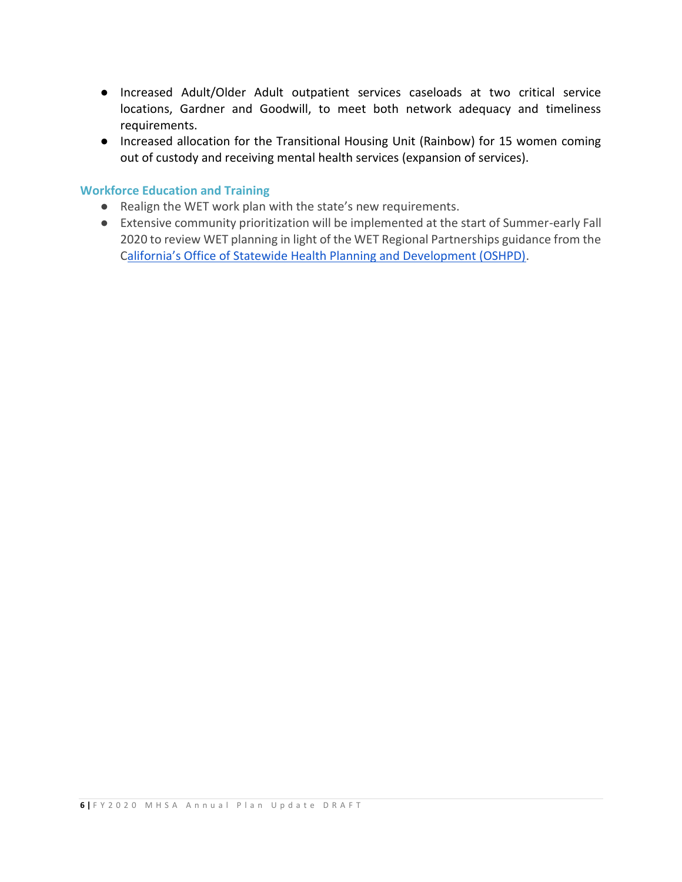- Increased Adult/Older Adult outpatient services caseloads at two critical service locations, Gardner and Goodwill, to meet both network adequacy and timeliness requirements.
- Increased allocation for the Transitional Housing Unit (Rainbow) for 15 women coming out of custody and receiving mental health services (expansion of services).

### Workforce Education and Training

- Realign the WET work plan with the state's new requirements.
- Extensive community prioritization will be implemented at the start of Summer-early Fall 2020 to review WET planning in light of the WET Regional Partnerships guidance from the California's Office of Statewide Health Planning and Development (OSHPD).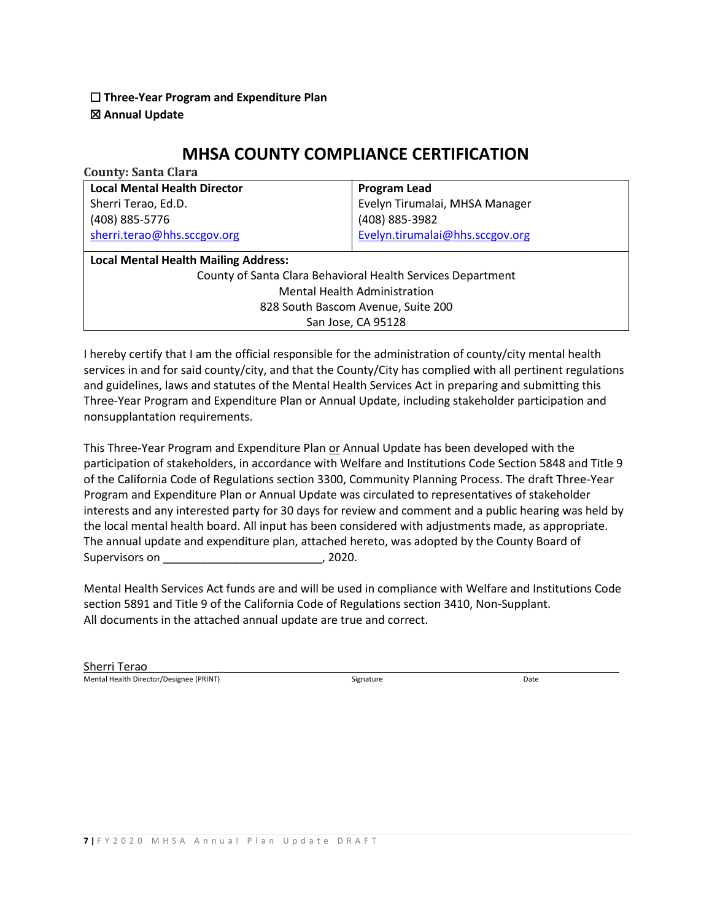☐ **Three-Year Program and Expenditure Plan**
☒ **Annual Update**

# MHSA COUNTY COMPLIANCE CERTIFICATION

**County: Santa Clara**

| **Local Mental Health Director** | **Program Lead** |
|---|---|
| Sherri Terao, Ed.D.<br>(408) 885-5776<br>sherri.terao@hhs.sccgov.org | Evelyn Tirumalai, MHSA Manager<br>(408) 885-3982<br>Evelyn.tirumalai@hhs.sccgov.org |
| **Local Mental Health Mailing Address:**<br>County of Santa Clara Behavioral Health Services Department<br>Mental Health Administration<br>828 South Bascom Avenue, Suite 200<br>San Jose, CA 95128 | |

I hereby certify that I am the official responsible for the administration of county/city mental health services in and for said county/city, and that the County/City has complied with all pertinent regulations and guidelines, laws and statutes of the Mental Health Services Act in preparing and submitting this Three-Year Program and Expenditure Plan or Annual Update, including stakeholder participation and nonsupplantation requirements.

This Three-Year Program and Expenditure Plan or Annual Update has been developed with the participation of stakeholders, in accordance with Welfare and Institutions Code Section 5848 and Title 9 of the California Code of Regulations section 3300, Community Planning Process. The draft Three-Year Program and Expenditure Plan or Annual Update was circulated to representatives of stakeholder interests and any interested party for 30 days for review and comment and a public hearing was held by the local mental health board. All input has been considered with adjustments made, as appropriate. The annual update and expenditure plan, attached hereto, was adopted by the County Board of Supervisors on _________________________, 2020.

Mental Health Services Act funds are and will be used in compliance with Welfare and Institutions Code section 5891 and Title 9 of the California Code of Regulations section 3410, Non-Supplant. All documents in the attached annual update are true and correct.

Sherri Terao
Mental Health Director/Designee (PRINT) Signature Date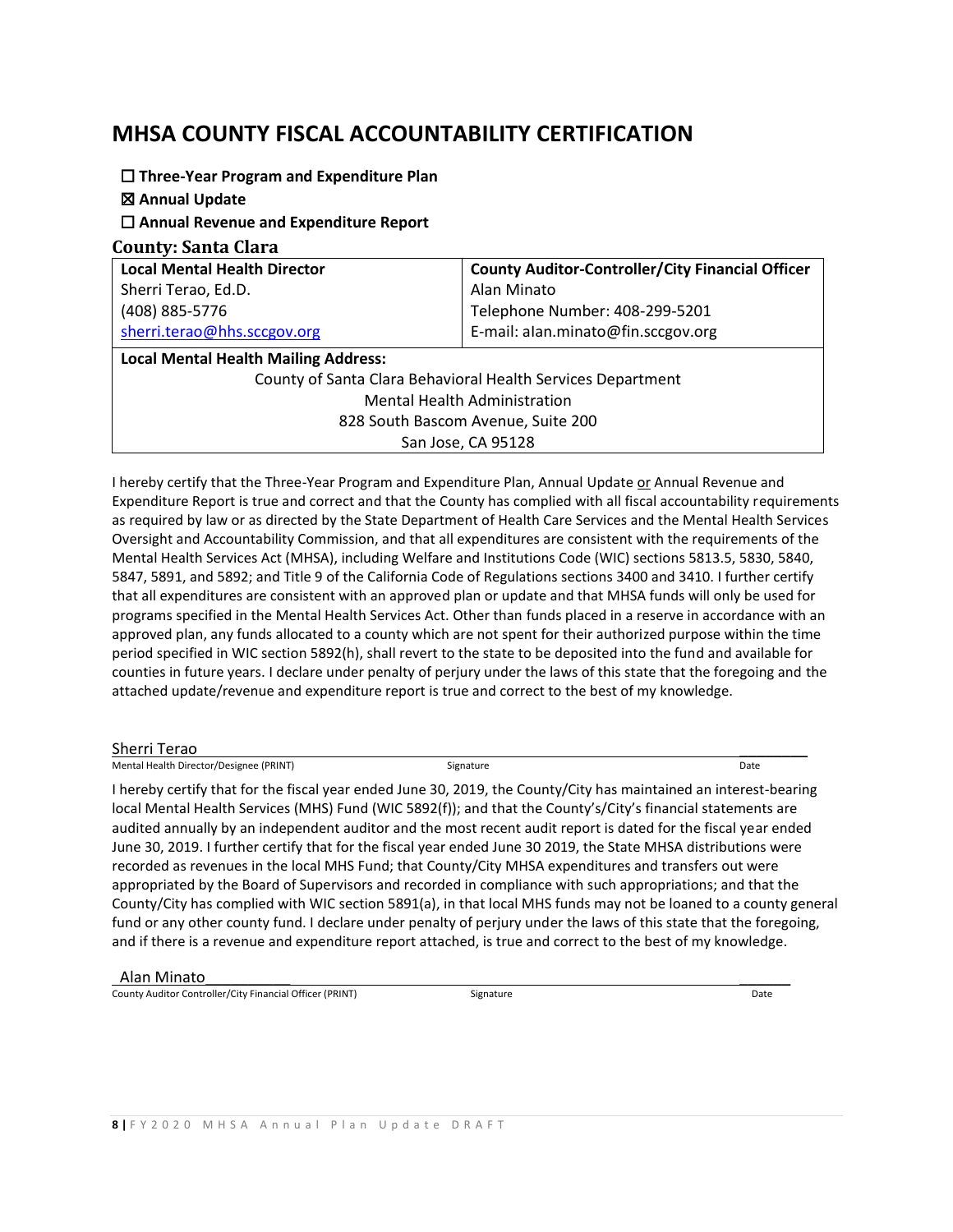# MHSA COUNTY FISCAL ACCOUNTABILITY CERTIFICATION

☐ **Three-Year Program and Expenditure Plan**

☒ **Annual Update**

☐ **Annual Revenue and Expenditure Report**

**County: Santa Clara**

| **Local Mental Health Director** | **County Auditor-Controller/City Financial Officer** |
|---|---|
| Sherri Terao, Ed.D. | Alan Minato |
| (408) 885-5776 | Telephone Number: 408-299-5201 |
| sherri.terao@hhs.sccgov.org | E-mail: alan.minato@fin.sccgov.org |
| **Local Mental Health Mailing Address:** County of Santa Clara Behavioral Health Services Department, Mental Health Administration, 828 South Bascom Avenue, Suite 200, San Jose, CA 95128 | |

I hereby certify that the Three-Year Program and Expenditure Plan, Annual Update or Annual Revenue and Expenditure Report is true and correct and that the County has complied with all fiscal accountability requirements as required by law or as directed by the State Department of Health Care Services and the Mental Health Services Oversight and Accountability Commission, and that all expenditures are consistent with the requirements of the Mental Health Services Act (MHSA), including Welfare and Institutions Code (WIC) sections 5813.5, 5830, 5840, 5847, 5891, and 5892; and Title 9 of the California Code of Regulations sections 3400 and 3410. I further certify that all expenditures are consistent with an approved plan or update and that MHSA funds will only be used for programs specified in the Mental Health Services Act. Other than funds placed in a reserve in accordance with an approved plan, any funds allocated to a county which are not spent for their authorized purpose within the time period specified in WIC section 5892(h), shall revert to the state to be deposited into the fund and available for counties in future years. I declare under penalty of perjury under the laws of this state that the foregoing and the attached update/revenue and expenditure report is true and correct to the best of my knowledge.

Sherri Terao
Mental Health Director/Designee (PRINT) | Signature | Date

I hereby certify that for the fiscal year ended June 30, 2019, the County/City has maintained an interest-bearing local Mental Health Services (MHS) Fund (WIC 5892(f)); and that the County's/City's financial statements are audited annually by an independent auditor and the most recent audit report is dated for the fiscal year ended June 30, 2019. I further certify that for the fiscal year ended June 30 2019, the State MHSA distributions were recorded as revenues in the local MHS Fund; that County/City MHSA expenditures and transfers out were appropriated by the Board of Supervisors and recorded in compliance with such appropriations; and that the County/City has complied with WIC section 5891(a), in that local MHS funds may not be loaned to a county general fund or any other county fund. I declare under penalty of perjury under the laws of this state that the foregoing, and if there is a revenue and expenditure report attached, is true and correct to the best of my knowledge.

Alan Minato
County Auditor Controller/City Financial Officer (PRINT) | Signature | Date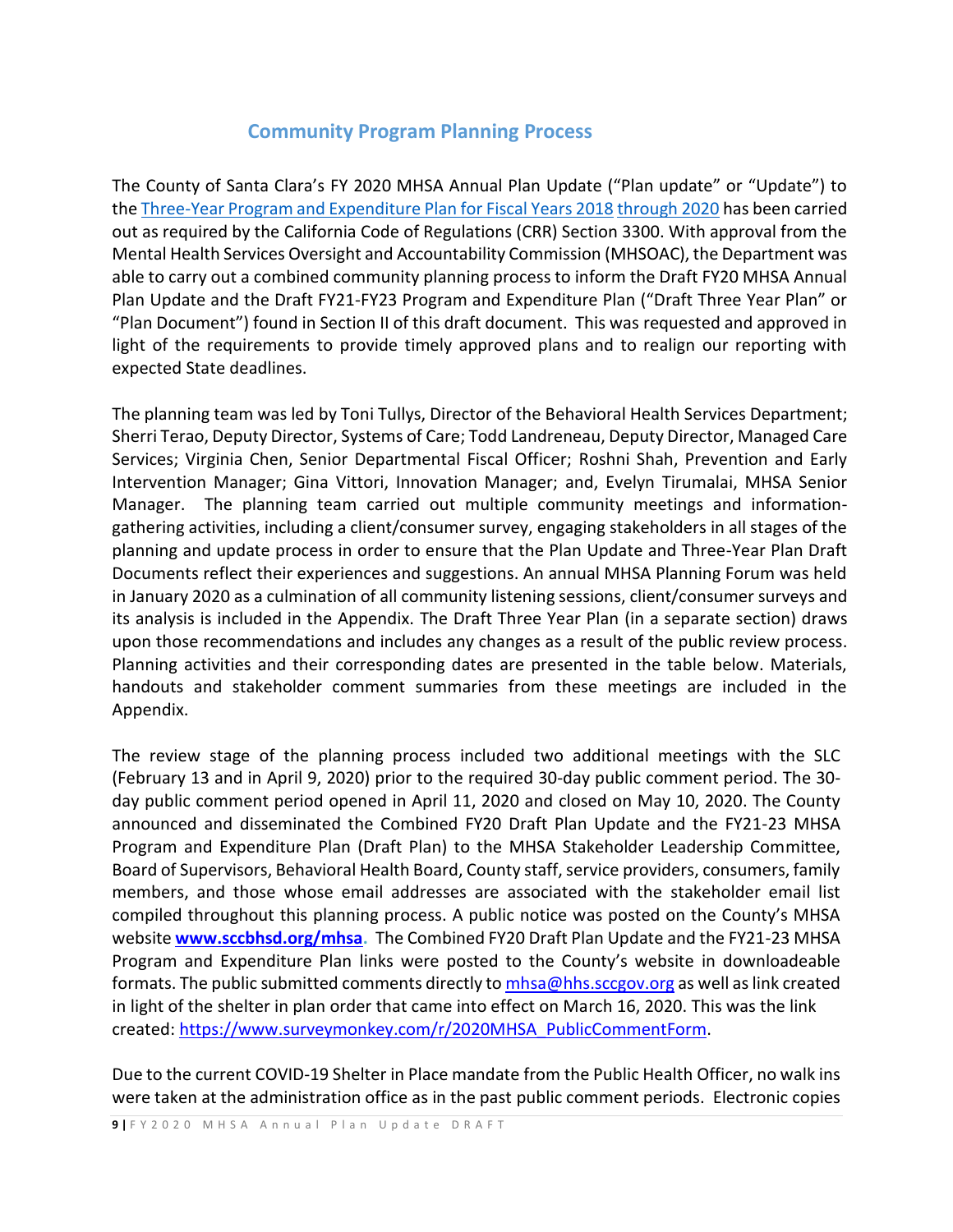## Community Program Planning Process

The County of Santa Clara's FY 2020 MHSA Annual Plan Update ("Plan update" or "Update") to the [Three-Year Program and Expenditure Plan for Fiscal Years 2018 through 2020]() has been carried out as required by the California Code of Regulations (CRR) Section 3300. With approval from the Mental Health Services Oversight and Accountability Commission (MHSOAC), the Department was able to carry out a combined community planning process to inform the Draft FY20 MHSA Annual Plan Update and the Draft FY21-FY23 Program and Expenditure Plan ("Draft Three Year Plan" or "Plan Document") found in Section II of this draft document. This was requested and approved in light of the requirements to provide timely approved plans and to realign our reporting with expected State deadlines.

The planning team was led by Toni Tullys, Director of the Behavioral Health Services Department; Sherri Terao, Deputy Director, Systems of Care; Todd Landreneau, Deputy Director, Managed Care Services; Virginia Chen, Senior Departmental Fiscal Officer; Roshni Shah, Prevention and Early Intervention Manager; Gina Vittori, Innovation Manager; and, Evelyn Tirumalai, MHSA Senior Manager. The planning team carried out multiple community meetings and information-gathering activities, including a client/consumer survey, engaging stakeholders in all stages of the planning and update process in order to ensure that the Plan Update and Three-Year Plan Draft Documents reflect their experiences and suggestions. An annual MHSA Planning Forum was held in January 2020 as a culmination of all community listening sessions, client/consumer surveys and its analysis is included in the Appendix. The Draft Three Year Plan (in a separate section) draws upon those recommendations and includes any changes as a result of the public review process. Planning activities and their corresponding dates are presented in the table below. Materials, handouts and stakeholder comment summaries from these meetings are included in the Appendix.

The review stage of the planning process included two additional meetings with the SLC (February 13 and in April 9, 2020) prior to the required 30-day public comment period. The 30-day public comment period opened in April 11, 2020 and closed on May 10, 2020. The County announced and disseminated the Combined FY20 Draft Plan Update and the FY21-23 MHSA Program and Expenditure Plan (Draft Plan) to the MHSA Stakeholder Leadership Committee, Board of Supervisors, Behavioral Health Board, County staff, service providers, consumers, family members, and those whose email addresses are associated with the stakeholder email list compiled throughout this planning process. A public notice was posted on the County's MHSA website **www.sccbhsd.org/mhsa**. The Combined FY20 Draft Plan Update and the FY21-23 MHSA Program and Expenditure Plan links were posted to the County's website in downloadeable formats. The public submitted comments directly to mhsa@hhs.sccgov.org as well as link created in light of the shelter in plan order that came into effect on March 16, 2020. This was the link created: https://www.surveymonkey.com/r/2020MHSA_PublicCommentForm.

Due to the current COVID-19 Shelter in Place mandate from the Public Health Officer, no walk ins were taken at the administration office as in the past public comment periods. Electronic copies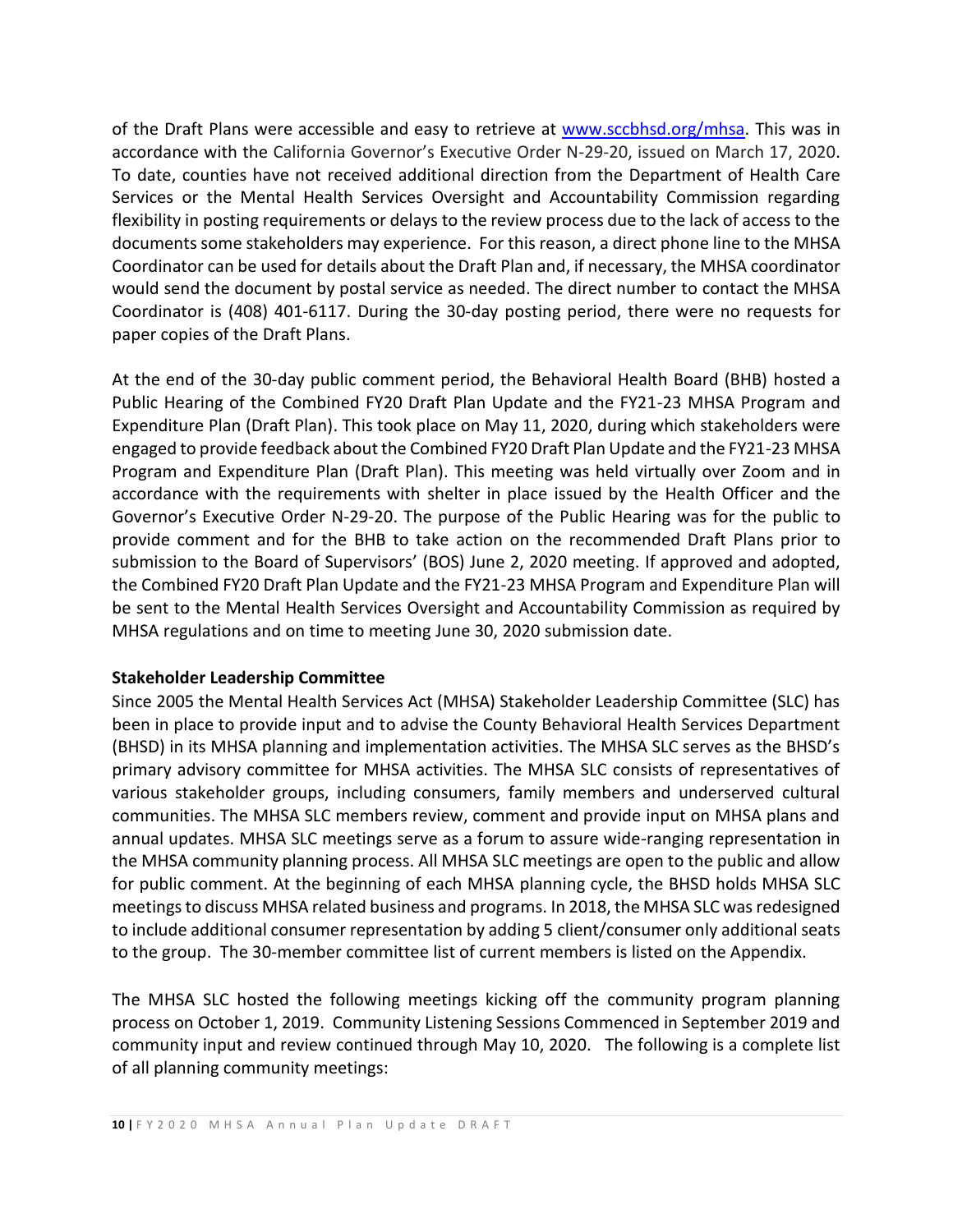of the Draft Plans were accessible and easy to retrieve at [www.sccbhsd.org/mhsa](www.sccbhsd.org/mhsa). This was in accordance with the California Governor's Executive Order N-29-20, issued on March 17, 2020. To date, counties have not received additional direction from the Department of Health Care Services or the Mental Health Services Oversight and Accountability Commission regarding flexibility in posting requirements or delays to the review process due to the lack of access to the documents some stakeholders may experience. For this reason, a direct phone line to the MHSA Coordinator can be used for details about the Draft Plan and, if necessary, the MHSA coordinator would send the document by postal service as needed. The direct number to contact the MHSA Coordinator is (408) 401-6117. During the 30-day posting period, there were no requests for paper copies of the Draft Plans.

At the end of the 30-day public comment period, the Behavioral Health Board (BHB) hosted a Public Hearing of the Combined FY20 Draft Plan Update and the FY21-23 MHSA Program and Expenditure Plan (Draft Plan). This took place on May 11, 2020, during which stakeholders were engaged to provide feedback about the Combined FY20 Draft Plan Update and the FY21-23 MHSA Program and Expenditure Plan (Draft Plan). This meeting was held virtually over Zoom and in accordance with the requirements with shelter in place issued by the Health Officer and the Governor's Executive Order N-29-20. The purpose of the Public Hearing was for the public to provide comment and for the BHB to take action on the recommended Draft Plans prior to submission to the Board of Supervisors' (BOS) June 2, 2020 meeting. If approved and adopted, the Combined FY20 Draft Plan Update and the FY21-23 MHSA Program and Expenditure Plan will be sent to the Mental Health Services Oversight and Accountability Commission as required by MHSA regulations and on time to meeting June 30, 2020 submission date.

**Stakeholder Leadership Committee**

Since 2005 the Mental Health Services Act (MHSA) Stakeholder Leadership Committee (SLC) has been in place to provide input and to advise the County Behavioral Health Services Department (BHSD) in its MHSA planning and implementation activities. The MHSA SLC serves as the BHSD's primary advisory committee for MHSA activities. The MHSA SLC consists of representatives of various stakeholder groups, including consumers, family members and underserved cultural communities. The MHSA SLC members review, comment and provide input on MHSA plans and annual updates. MHSA SLC meetings serve as a forum to assure wide-ranging representation in the MHSA community planning process. All MHSA SLC meetings are open to the public and allow for public comment. At the beginning of each MHSA planning cycle, the BHSD holds MHSA SLC meetings to discuss MHSA related business and programs. In 2018, the MHSA SLC was redesigned to include additional consumer representation by adding 5 client/consumer only additional seats to the group. The 30-member committee list of current members is listed on the Appendix.

The MHSA SLC hosted the following meetings kicking off the community program planning process on October 1, 2019. Community Listening Sessions Commenced in September 2019 and community input and review continued through May 10, 2020. The following is a complete list of all planning community meetings: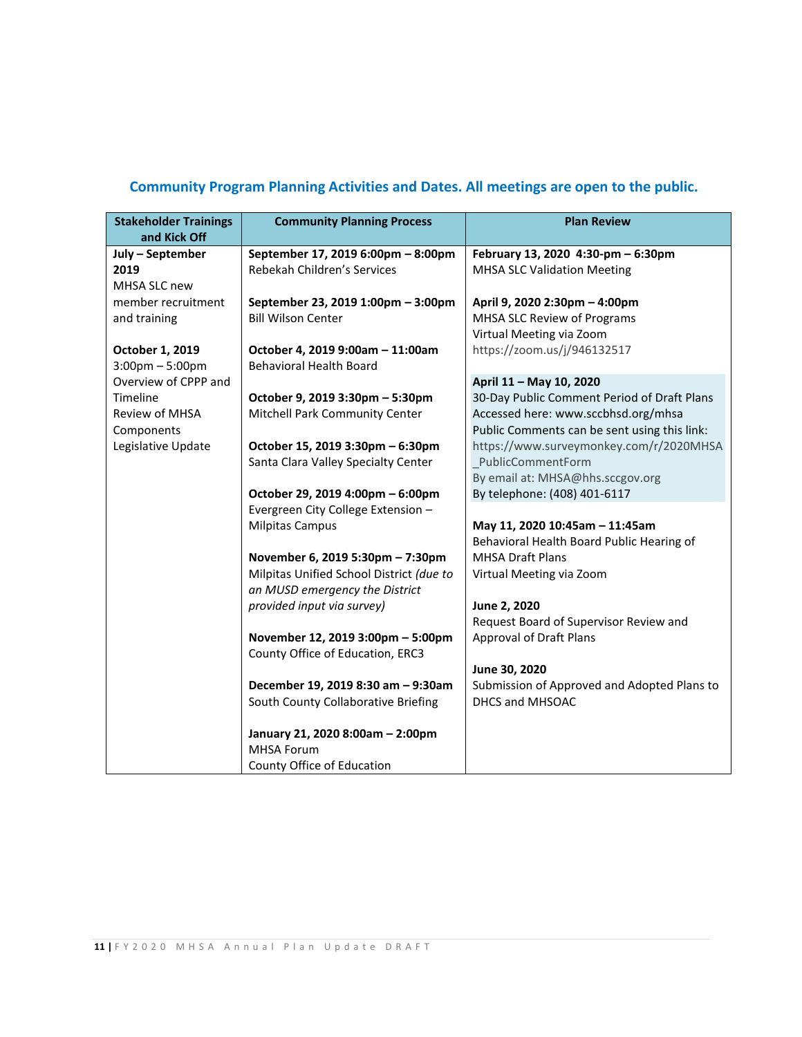## Community Program Planning Activities and Dates. All meetings are open to the public.

| Stakeholder Trainings and Kick Off | Community Planning Process | Plan Review |
|---|---|---|
| **July – September 2019**<br>MHSA SLC new member recruitment and training<br><br>**October 1, 2019**<br>3:00pm – 5:00pm<br>Overview of CPPP and Timeline<br>Review of MHSA Components<br>Legislative Update | **September 17, 2019 6:00pm – 8:00pm**<br>Rebekah Children's Services<br><br>**September 23, 2019 1:00pm – 3:00pm**<br>Bill Wilson Center<br><br>**October 4, 2019 9:00am – 11:00am**<br>Behavioral Health Board<br><br>**October 9, 2019 3:30pm – 5:30pm**<br>Mitchell Park Community Center<br><br>**October 15, 2019 3:30pm – 6:30pm**<br>Santa Clara Valley Specialty Center<br><br>**October 29, 2019 4:00pm – 6:00pm**<br>Evergreen City College Extension – Milpitas Campus<br><br>**November 6, 2019 5:30pm – 7:30pm**<br>Milpitas Unified School District *(due to an MUSD emergency the District provided input via survey)*<br><br>**November 12, 2019 3:00pm – 5:00pm**<br>County Office of Education, ERC3<br><br>**December 19, 2019 8:30 am – 9:30am**<br>South County Collaborative Briefing<br><br>**January 21, 2020 8:00am – 2:00pm**<br>MHSA Forum<br>County Office of Education | **February 13, 2020 4:30-pm – 6:30pm**<br>MHSA SLC Validation Meeting<br><br>**April 9, 2020 2:30pm – 4:00pm**<br>MHSA SLC Review of Programs<br>Virtual Meeting via Zoom<br>https://zoom.us/j/946132517<br><br>**April 11 – May 10, 2020**<br>30-Day Public Comment Period of Draft Plans<br>Accessed here: www.sccbhsd.org/mhsa<br>Public Comments can be sent using this link: https://www.surveymonkey.com/r/2020MHSA_PublicCommentForm<br>By email at: MHSA@hhs.sccgov.org<br>By telephone: (408) 401-6117<br><br>**May 11, 2020 10:45am – 11:45am**<br>Behavioral Health Board Public Hearing of MHSA Draft Plans<br>Virtual Meeting via Zoom<br><br>**June 2, 2020**<br>Request Board of Supervisor Review and Approval of Draft Plans<br><br>**June 30, 2020**<br>Submission of Approved and Adopted Plans to DHCS and MHSOAC |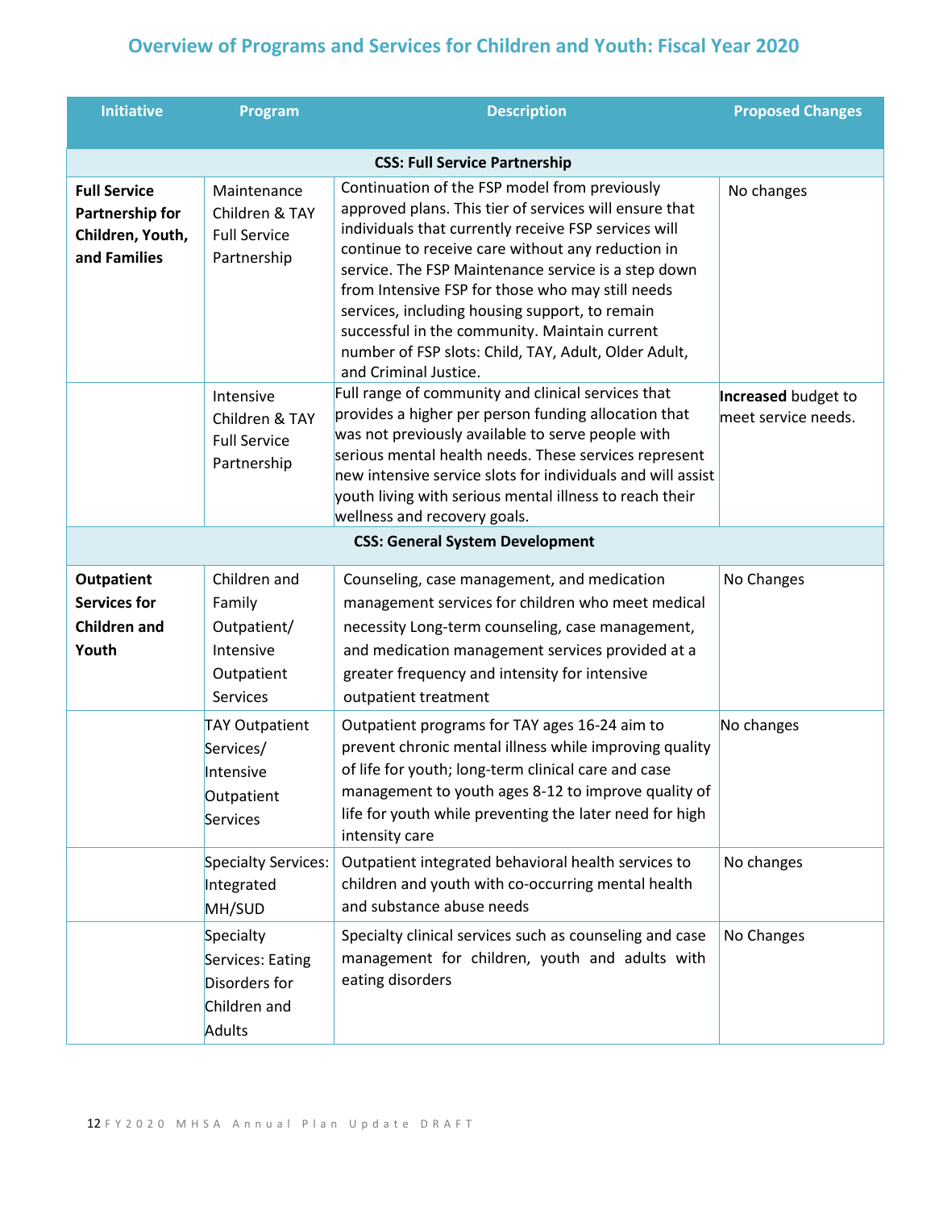## Overview of Programs and Services for Children and Youth: Fiscal Year 2020

| Initiative | Program | Description | Proposed Changes |
|---|---|---|---|
| **CSS: Full Service Partnership** | | | |
| **Full Service Partnership for Children, Youth, and Families** | Maintenance Children & TAY Full Service Partnership | Continuation of the FSP model from previously approved plans. This tier of services will ensure that individuals that currently receive FSP services will continue to receive care without any reduction in service. The FSP Maintenance service is a step down from Intensive FSP for those who may still needs services, including housing support, to remain successful in the community. Maintain current number of FSP slots: Child, TAY, Adult, Older Adult, and Criminal Justice. | No changes |
| | Intensive Children & TAY Full Service Partnership | Full range of community and clinical services that provides a higher per person funding allocation that was not previously available to serve people with serious mental health needs. These services represent new intensive service slots for individuals and will assist youth living with serious mental illness to reach their wellness and recovery goals. | **Increased** budget to meet service needs. |
| **CSS: General System Development** | | | |
| **Outpatient Services for Children and Youth** | Children and Family Outpatient/ Intensive Outpatient Services | Counseling, case management, and medication management services for children who meet medical necessity Long-term counseling, case management, and medication management services provided at a greater frequency and intensity for intensive outpatient treatment | No Changes |
| | TAY Outpatient Services/ Intensive Outpatient Services | Outpatient programs for TAY ages 16-24 aim to prevent chronic mental illness while improving quality of life for youth; long-term clinical care and case management to youth ages 8-12 to improve quality of life for youth while preventing the later need for high intensity care | No changes |
| | Specialty Services: Integrated MH/SUD | Outpatient integrated behavioral health services to children and youth with co-occurring mental health and substance abuse needs | No changes |
| | Specialty Services: Eating Disorders for Children and Adults | Specialty clinical services such as counseling and case management for children, youth and adults with eating disorders | No Changes |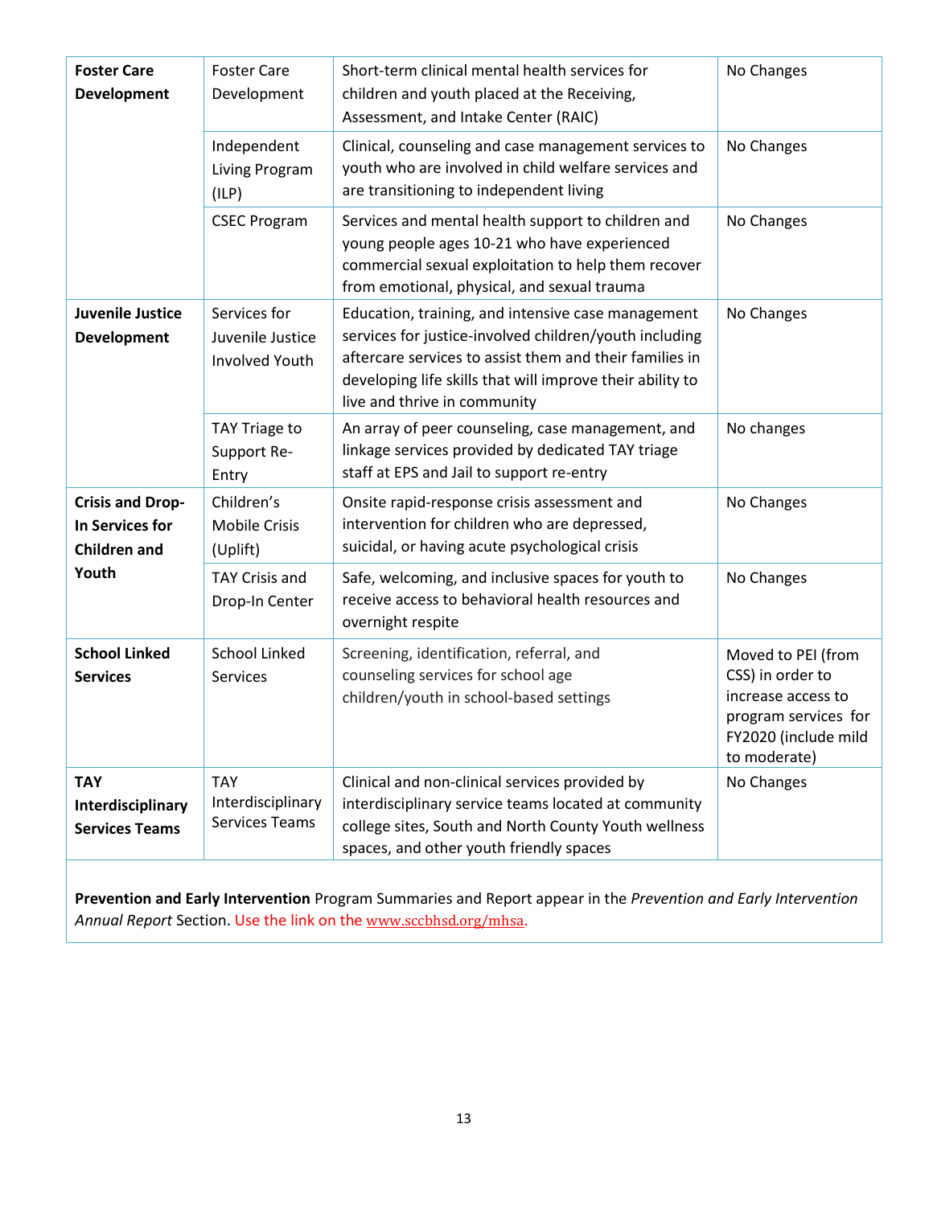| **Foster Care Development** | Foster Care Development | Short-term clinical mental health services for children and youth placed at the Receiving, Assessment, and Intake Center (RAIC) | No Changes |
|---|---|---|---|
| | Independent Living Program (ILP) | Clinical, counseling and case management services to youth who are involved in child welfare services and are transitioning to independent living | No Changes |
| | CSEC Program | Services and mental health support to children and young people ages 10-21 who have experienced commercial sexual exploitation to help them recover from emotional, physical, and sexual trauma | No Changes |
| **Juvenile Justice Development** | Services for Juvenile Justice Involved Youth | Education, training, and intensive case management services for justice-involved children/youth including aftercare services to assist them and their families in developing life skills that will improve their ability to live and thrive in community | No Changes |
| | TAY Triage to Support Re-Entry | An array of peer counseling, case management, and linkage services provided by dedicated TAY triage staff at EPS and Jail to support re-entry | No changes |
| **Crisis and Drop-In Services for Children and Youth** | Children's Mobile Crisis (Uplift) | Onsite rapid-response crisis assessment and intervention for children who are depressed, suicidal, or having acute psychological crisis | No Changes |
| | TAY Crisis and Drop-In Center | Safe, welcoming, and inclusive spaces for youth to receive access to behavioral health resources and overnight respite | No Changes |
| **School Linked Services** | School Linked Services | Screening, identification, referral, and counseling services for school age children/youth in school-based settings | Moved to PEI (from CSS) in order to increase access to program services for FY2020 (include mild to moderate) |
| **TAY Interdisciplinary Services Teams** | TAY Interdisciplinary Services Teams | Clinical and non-clinical services provided by interdisciplinary service teams located at community college sites, South and North County Youth wellness spaces, and other youth friendly spaces | No Changes |

**Prevention and Early Intervention** Program Summaries and Report appear in the *Prevention and Early Intervention Annual Report* Section. Use the link on the www.sccbhsd.org/mhsa.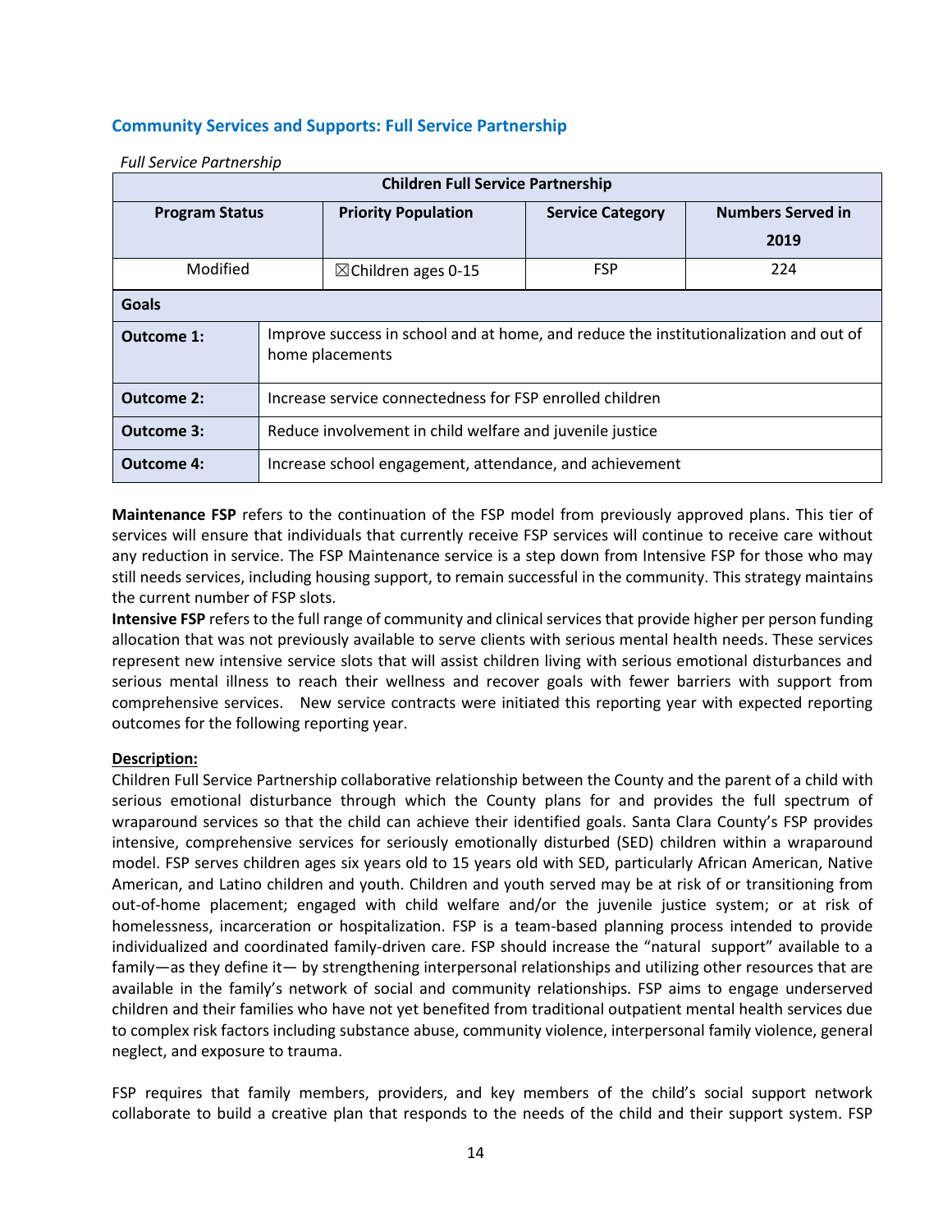## Community Services and Supports: Full Service Partnership

*Full Service Partnership*

| Children Full Service Partnership | | | |
|---|---|---|---|
| **Program Status** | **Priority Population** | **Service Category** | **Numbers Served in 2019** |
| Modified | ☒Children ages 0-15 | FSP | 224 |
| **Goals** | | | |
| **Outcome 1:** | Improve success in school and at home, and reduce the institutionalization and out of home placements | | |
| **Outcome 2:** | Increase service connectedness for FSP enrolled children | | |
| **Outcome 3:** | Reduce involvement in child welfare and juvenile justice | | |
| **Outcome 4:** | Increase school engagement, attendance, and achievement | | |

**Maintenance FSP** refers to the continuation of the FSP model from previously approved plans. This tier of services will ensure that individuals that currently receive FSP services will continue to receive care without any reduction in service. The FSP Maintenance service is a step down from Intensive FSP for those who may still needs services, including housing support, to remain successful in the community. This strategy maintains the current number of FSP slots.

**Intensive FSP** refers to the full range of community and clinical services that provide higher per person funding allocation that was not previously available to serve clients with serious mental health needs. These services represent new intensive service slots that will assist children living with serious emotional disturbances and serious mental illness to reach their wellness and recover goals with fewer barriers with support from comprehensive services. New service contracts were initiated this reporting year with expected reporting outcomes for the following reporting year.

**Description:**

Children Full Service Partnership collaborative relationship between the County and the parent of a child with serious emotional disturbance through which the County plans for and provides the full spectrum of wraparound services so that the child can achieve their identified goals. Santa Clara County's FSP provides intensive, comprehensive services for seriously emotionally disturbed (SED) children within a wraparound model. FSP serves children ages six years old to 15 years old with SED, particularly African American, Native American, and Latino children and youth. Children and youth served may be at risk of or transitioning from out-of-home placement; engaged with child welfare and/or the juvenile justice system; or at risk of homelessness, incarceration or hospitalization. FSP is a team-based planning process intended to provide individualized and coordinated family-driven care. FSP should increase the "natural support" available to a family—as they define it— by strengthening interpersonal relationships and utilizing other resources that are available in the family's network of social and community relationships. FSP aims to engage underserved children and their families who have not yet benefited from traditional outpatient mental health services due to complex risk factors including substance abuse, community violence, interpersonal family violence, general neglect, and exposure to trauma.

FSP requires that family members, providers, and key members of the child's social support network collaborate to build a creative plan that responds to the needs of the child and their support system. FSP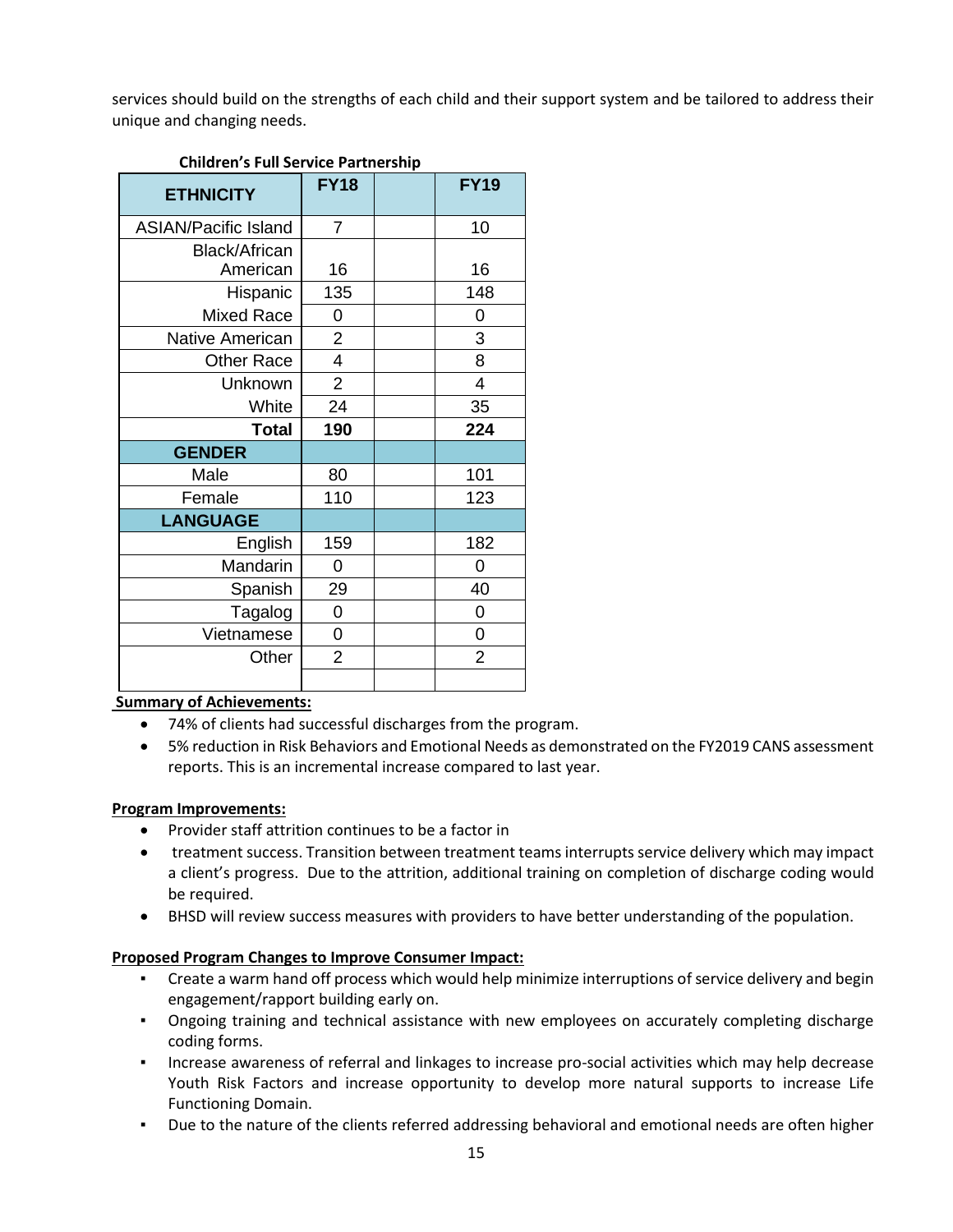services should build on the strengths of each child and their support system and be tailored to address their unique and changing needs.

**Children's Full Service Partnership**

| ETHNICITY | FY18 | | FY19 |
|---|---|---|---|
| ASIAN/Pacific Island | 7 | | 10 |
| Black/African American | 16 | | 16 |
| Hispanic | 135 | | 148 |
| Mixed Race | 0 | | 0 |
| Native American | 2 | | 3 |
| Other Race | 4 | | 8 |
| Unknown | 2 | | 4 |
| White | 24 | | 35 |
| **Total** | **190** | | **224** |
| **GENDER** | | | |
| Male | 80 | | 101 |
| Female | 110 | | 123 |
| **LANGUAGE** | | | |
| English | 159 | | 182 |
| Mandarin | 0 | | 0 |
| Spanish | 29 | | 40 |
| Tagalog | 0 | | 0 |
| Vietnamese | 0 | | 0 |
| Other | 2 | | 2 |
| | | | |

**Summary of Achievements:**

- 74% of clients had successful discharges from the program.
- 5% reduction in Risk Behaviors and Emotional Needs as demonstrated on the FY2019 CANS assessment reports. This is an incremental increase compared to last year.

**Program Improvements:**

- Provider staff attrition continues to be a factor in
- treatment success. Transition between treatment teams interrupts service delivery which may impact a client's progress. Due to the attrition, additional training on completion of discharge coding would be required.
- BHSD will review success measures with providers to have better understanding of the population.

**Proposed Program Changes to Improve Consumer Impact:**

- Create a warm hand off process which would help minimize interruptions of service delivery and begin engagement/rapport building early on.
- Ongoing training and technical assistance with new employees on accurately completing discharge coding forms.
- Increase awareness of referral and linkages to increase pro-social activities which may help decrease Youth Risk Factors and increase opportunity to develop more natural supports to increase Life Functioning Domain.
- Due to the nature of the clients referred addressing behavioral and emotional needs are often higher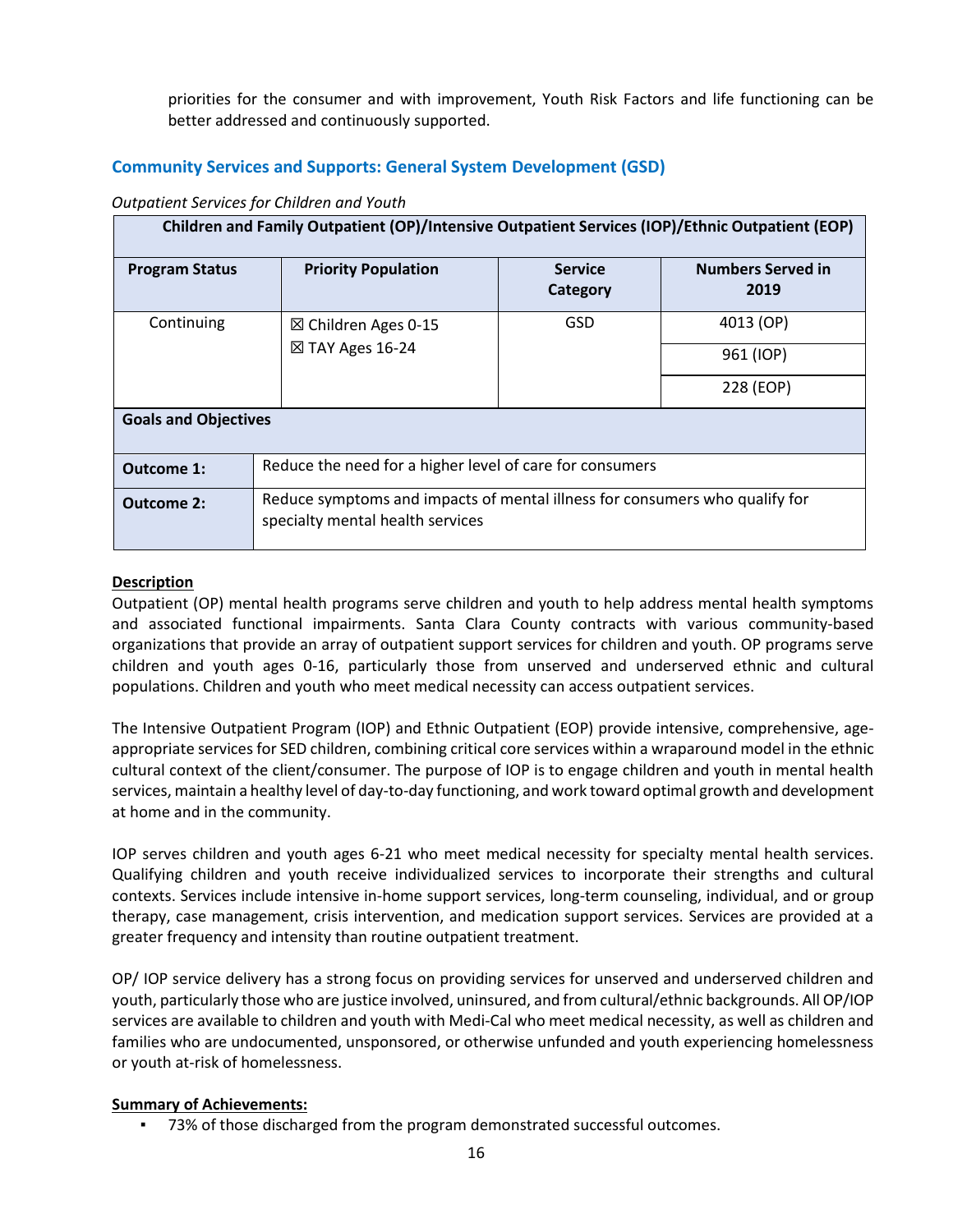priorities for the consumer and with improvement, Youth Risk Factors and life functioning can be better addressed and continuously supported.

## Community Services and Supports: General System Development (GSD)

*Outpatient Services for Children and Youth*

| Children and Family Outpatient (OP)/Intensive Outpatient Services (IOP)/Ethnic Outpatient (EOP) | | | |
|---|---|---|---|
| **Program Status** | **Priority Population** | **Service Category** | **Numbers Served in 2019** |
| Continuing | ☒ Children Ages 0-15<br>☒ TAY Ages 16-24 | GSD | 4013 (OP)<br>961 (IOP)<br>228 (EOP) |
| **Goals and Objectives** | | | |
| **Outcome 1:** | Reduce the need for a higher level of care for consumers | | |
| **Outcome 2:** | Reduce symptoms and impacts of mental illness for consumers who qualify for specialty mental health services | | |

**Description**

Outpatient (OP) mental health programs serve children and youth to help address mental health symptoms and associated functional impairments. Santa Clara County contracts with various community-based organizations that provide an array of outpatient support services for children and youth. OP programs serve children and youth ages 0-16, particularly those from unserved and underserved ethnic and cultural populations. Children and youth who meet medical necessity can access outpatient services.

The Intensive Outpatient Program (IOP) and Ethnic Outpatient (EOP) provide intensive, comprehensive, age-appropriate services for SED children, combining critical core services within a wraparound model in the ethnic cultural context of the client/consumer. The purpose of IOP is to engage children and youth in mental health services, maintain a healthy level of day-to-day functioning, and work toward optimal growth and development at home and in the community.

IOP serves children and youth ages 6-21 who meet medical necessity for specialty mental health services. Qualifying children and youth receive individualized services to incorporate their strengths and cultural contexts. Services include intensive in-home support services, long-term counseling, individual, and or group therapy, case management, crisis intervention, and medication support services. Services are provided at a greater frequency and intensity than routine outpatient treatment.

OP/ IOP service delivery has a strong focus on providing services for unserved and underserved children and youth, particularly those who are justice involved, uninsured, and from cultural/ethnic backgrounds. All OP/IOP services are available to children and youth with Medi-Cal who meet medical necessity, as well as children and families who are undocumented, unsponsored, or otherwise unfunded and youth experiencing homelessness or youth at-risk of homelessness.

**Summary of Achievements:**

- 73% of those discharged from the program demonstrated successful outcomes.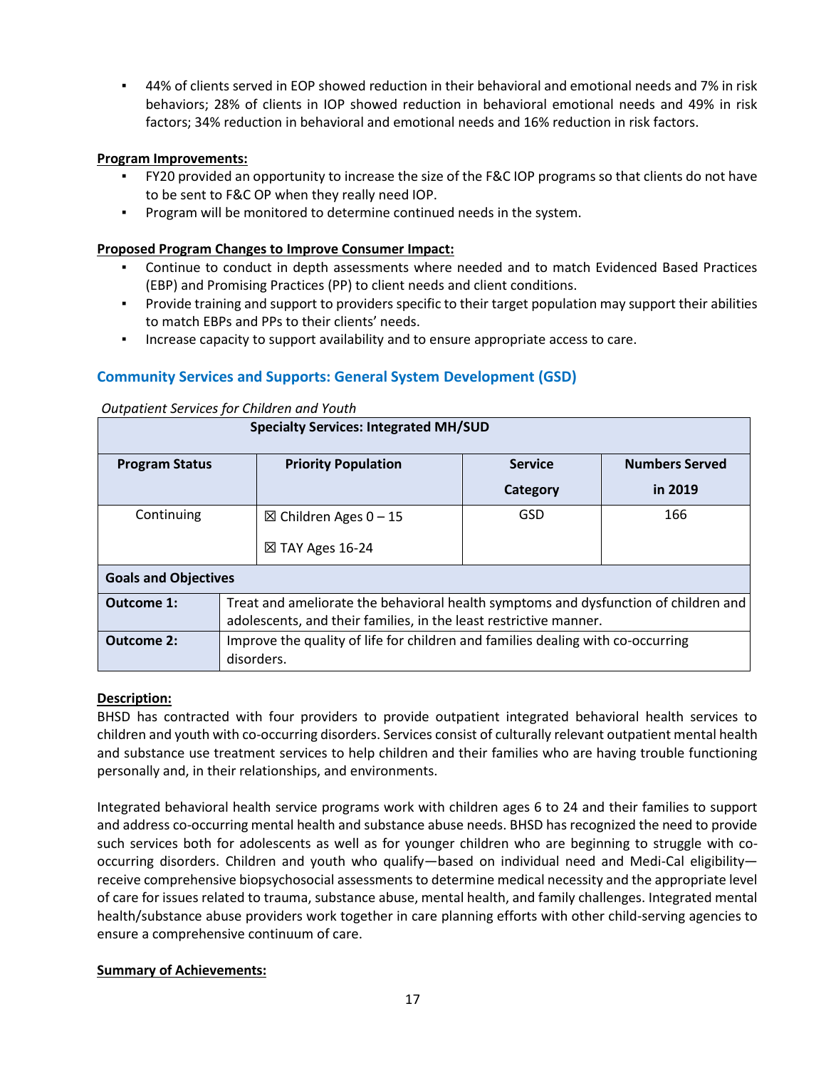- 44% of clients served in EOP showed reduction in their behavioral and emotional needs and 7% in risk behaviors; 28% of clients in IOP showed reduction in behavioral emotional needs and 49% in risk factors; 34% reduction in behavioral and emotional needs and 16% reduction in risk factors.

**Program Improvements:**

- FY20 provided an opportunity to increase the size of the F&C IOP programs so that clients do not have to be sent to F&C OP when they really need IOP.
- Program will be monitored to determine continued needs in the system.

**Proposed Program Changes to Improve Consumer Impact:**

- Continue to conduct in depth assessments where needed and to match Evidenced Based Practices (EBP) and Promising Practices (PP) to client needs and client conditions.
- Provide training and support to providers specific to their target population may support their abilities to match EBPs and PPs to their clients' needs.
- Increase capacity to support availability and to ensure appropriate access to care.

## Community Services and Supports: General System Development (GSD)

*Outpatient Services for Children and Youth*

| Specialty Services: Integrated MH/SUD | | | |
|---|---|---|---|
| **Program Status** | **Priority Population** | **Service Category** | **Numbers Served in 2019** |
| Continuing | ☒ Children Ages 0 – 15<br>☒ TAY Ages 16-24 | GSD | 166 |
| **Goals and Objectives** | | | |
| **Outcome 1:** | Treat and ameliorate the behavioral health symptoms and dysfunction of children and adolescents, and their families, in the least restrictive manner. | | |
| **Outcome 2:** | Improve the quality of life for children and families dealing with co-occurring disorders. | | |

**Description:**

BHSD has contracted with four providers to provide outpatient integrated behavioral health services to children and youth with co-occurring disorders. Services consist of culturally relevant outpatient mental health and substance use treatment services to help children and their families who are having trouble functioning personally and, in their relationships, and environments.

Integrated behavioral health service programs work with children ages 6 to 24 and their families to support and address co-occurring mental health and substance abuse needs. BHSD has recognized the need to provide such services both for adolescents as well as for younger children who are beginning to struggle with co-occurring disorders. Children and youth who qualify—based on individual need and Medi-Cal eligibility—receive comprehensive biopsychosocial assessments to determine medical necessity and the appropriate level of care for issues related to trauma, substance abuse, mental health, and family challenges. Integrated mental health/substance abuse providers work together in care planning efforts with other child-serving agencies to ensure a comprehensive continuum of care.

**Summary of Achievements:**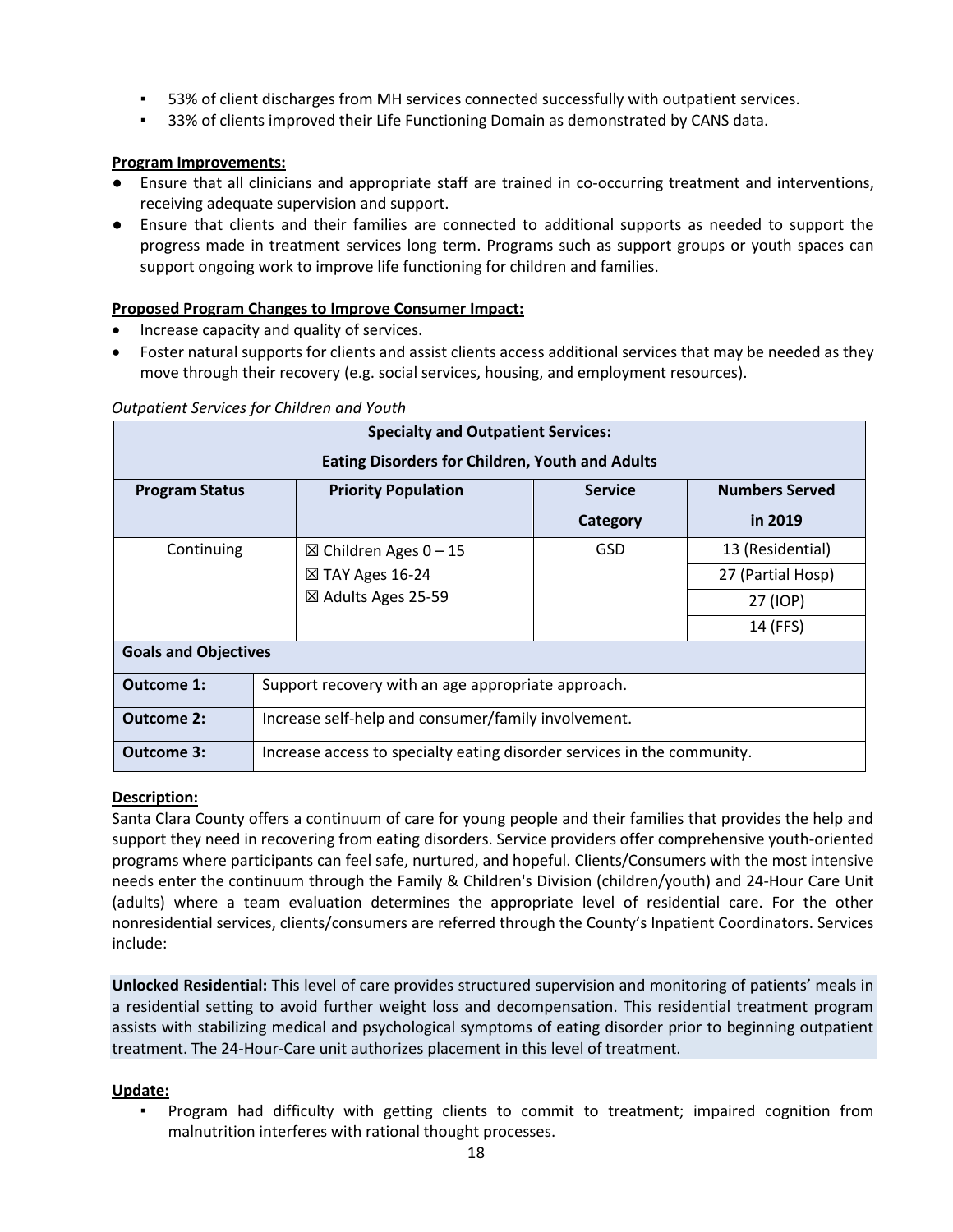- 53% of client discharges from MH services connected successfully with outpatient services.
- 33% of clients improved their Life Functioning Domain as demonstrated by CANS data.

**Program Improvements:**

- Ensure that all clinicians and appropriate staff are trained in co-occurring treatment and interventions, receiving adequate supervision and support.
- Ensure that clients and their families are connected to additional supports as needed to support the progress made in treatment services long term. Programs such as support groups or youth spaces can support ongoing work to improve life functioning for children and families.

**Proposed Program Changes to Improve Consumer Impact:**

- Increase capacity and quality of services.
- Foster natural supports for clients and assist clients access additional services that may be needed as they move through their recovery (e.g. social services, housing, and employment resources).

*Outpatient Services for Children and Youth*

| Specialty and Outpatient Services: Eating Disorders for Children, Youth and Adults | | | |
|---|---|---|---|
| **Program Status** | **Priority Population** | **Service Category** | **Numbers Served in 2019** |
| Continuing | ☒ Children Ages 0 – 15<br>☒ TAY Ages 16-24<br>☒ Adults Ages 25-59 | GSD | 13 (Residential)<br>27 (Partial Hosp)<br>27 (IOP)<br>14 (FFS) |
| **Goals and Objectives** | | | |
| **Outcome 1:** | Support recovery with an age appropriate approach. | | |
| **Outcome 2:** | Increase self-help and consumer/family involvement. | | |
| **Outcome 3:** | Increase access to specialty eating disorder services in the community. | | |

**Description:**

Santa Clara County offers a continuum of care for young people and their families that provides the help and support they need in recovering from eating disorders. Service providers offer comprehensive youth-oriented programs where participants can feel safe, nurtured, and hopeful. Clients/Consumers with the most intensive needs enter the continuum through the Family & Children's Division (children/youth) and 24-Hour Care Unit (adults) where a team evaluation determines the appropriate level of residential care. For the other nonresidential services, clients/consumers are referred through the County's Inpatient Coordinators. Services include:

**Unlocked Residential:** This level of care provides structured supervision and monitoring of patients' meals in a residential setting to avoid further weight loss and decompensation. This residential treatment program assists with stabilizing medical and psychological symptoms of eating disorder prior to beginning outpatient treatment. The 24-Hour-Care unit authorizes placement in this level of treatment.

**Update:**

- Program had difficulty with getting clients to commit to treatment; impaired cognition from malnutrition interferes with rational thought processes.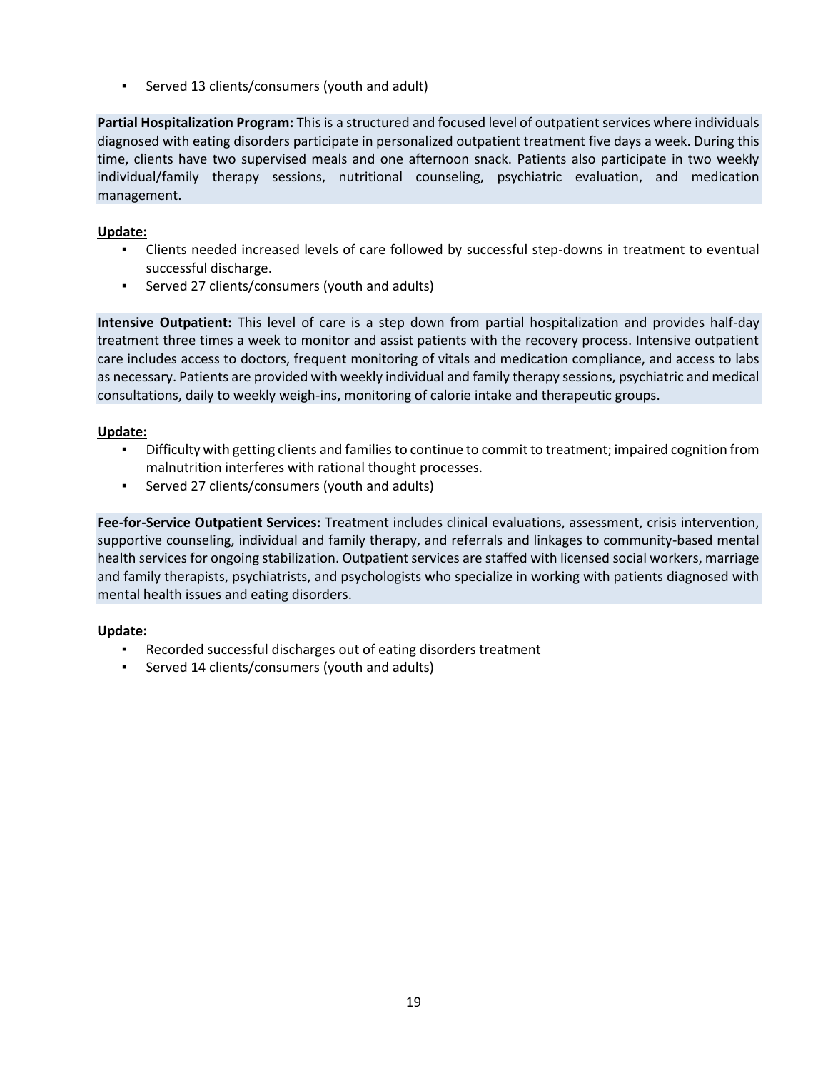- Served 13 clients/consumers (youth and adult)

**Partial Hospitalization Program:** This is a structured and focused level of outpatient services where individuals diagnosed with eating disorders participate in personalized outpatient treatment five days a week. During this time, clients have two supervised meals and one afternoon snack. Patients also participate in two weekly individual/family therapy sessions, nutritional counseling, psychiatric evaluation, and medication management.

**Update:**

- Clients needed increased levels of care followed by successful step-downs in treatment to eventual successful discharge.
- Served 27 clients/consumers (youth and adults)

**Intensive Outpatient:** This level of care is a step down from partial hospitalization and provides half-day treatment three times a week to monitor and assist patients with the recovery process. Intensive outpatient care includes access to doctors, frequent monitoring of vitals and medication compliance, and access to labs as necessary. Patients are provided with weekly individual and family therapy sessions, psychiatric and medical consultations, daily to weekly weigh-ins, monitoring of calorie intake and therapeutic groups.

**Update:**

- Difficulty with getting clients and families to continue to commit to treatment; impaired cognition from malnutrition interferes with rational thought processes.
- Served 27 clients/consumers (youth and adults)

**Fee-for-Service Outpatient Services:** Treatment includes clinical evaluations, assessment, crisis intervention, supportive counseling, individual and family therapy, and referrals and linkages to community-based mental health services for ongoing stabilization. Outpatient services are staffed with licensed social workers, marriage and family therapists, psychiatrists, and psychologists who specialize in working with patients diagnosed with mental health issues and eating disorders.

**Update:**

- Recorded successful discharges out of eating disorders treatment
- Served 14 clients/consumers (youth and adults)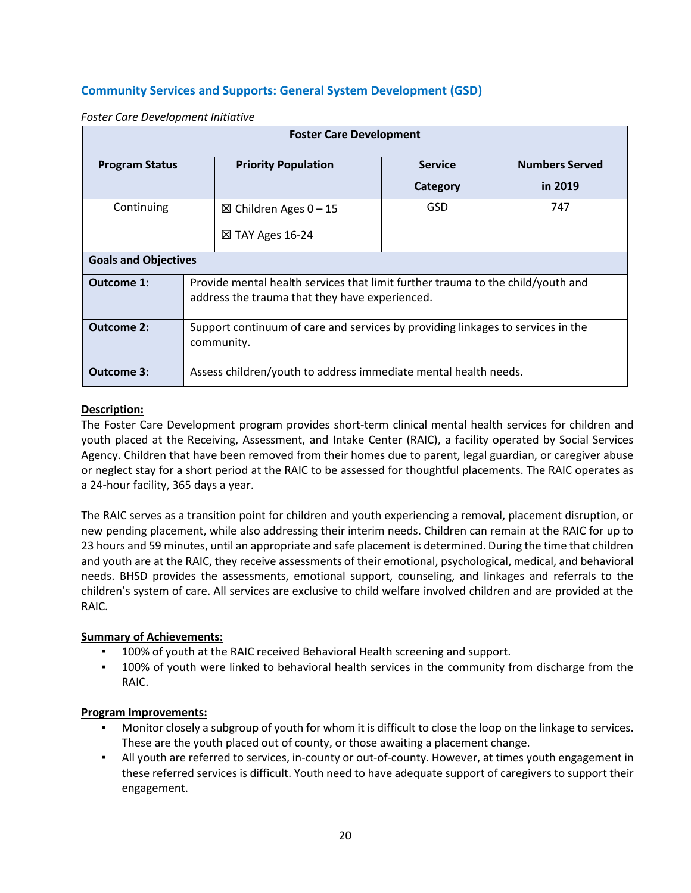## Community Services and Supports: General System Development (GSD)

*Foster Care Development Initiative*

| Foster Care Development | | | |
|---|---|---|---|
| **Program Status** | **Priority Population** | **Service Category** | **Numbers Served in 2019** |
| Continuing | ☒ Children Ages 0 – 15<br>☒ TAY Ages 16-24 | GSD | 747 |

| **Goals and Objectives** | |
|---|---|
| **Outcome 1:** | Provide mental health services that limit further trauma to the child/youth and address the trauma that they have experienced. |
| **Outcome 2:** | Support continuum of care and services by providing linkages to services in the community. |
| **Outcome 3:** | Assess children/youth to address immediate mental health needs. |

**Description:**

The Foster Care Development program provides short-term clinical mental health services for children and youth placed at the Receiving, Assessment, and Intake Center (RAIC), a facility operated by Social Services Agency. Children that have been removed from their homes due to parent, legal guardian, or caregiver abuse or neglect stay for a short period at the RAIC to be assessed for thoughtful placements. The RAIC operates as a 24-hour facility, 365 days a year.

The RAIC serves as a transition point for children and youth experiencing a removal, placement disruption, or new pending placement, while also addressing their interim needs. Children can remain at the RAIC for up to 23 hours and 59 minutes, until an appropriate and safe placement is determined. During the time that children and youth are at the RAIC, they receive assessments of their emotional, psychological, medical, and behavioral needs. BHSD provides the assessments, emotional support, counseling, and linkages and referrals to the children's system of care. All services are exclusive to child welfare involved children and are provided at the RAIC.

**Summary of Achievements:**

- 100% of youth at the RAIC received Behavioral Health screening and support.
- 100% of youth were linked to behavioral health services in the community from discharge from the RAIC.

**Program Improvements:**

- Monitor closely a subgroup of youth for whom it is difficult to close the loop on the linkage to services. These are the youth placed out of county, or those awaiting a placement change.
- All youth are referred to services, in-county or out-of-county. However, at times youth engagement in these referred services is difficult. Youth need to have adequate support of caregivers to support their engagement.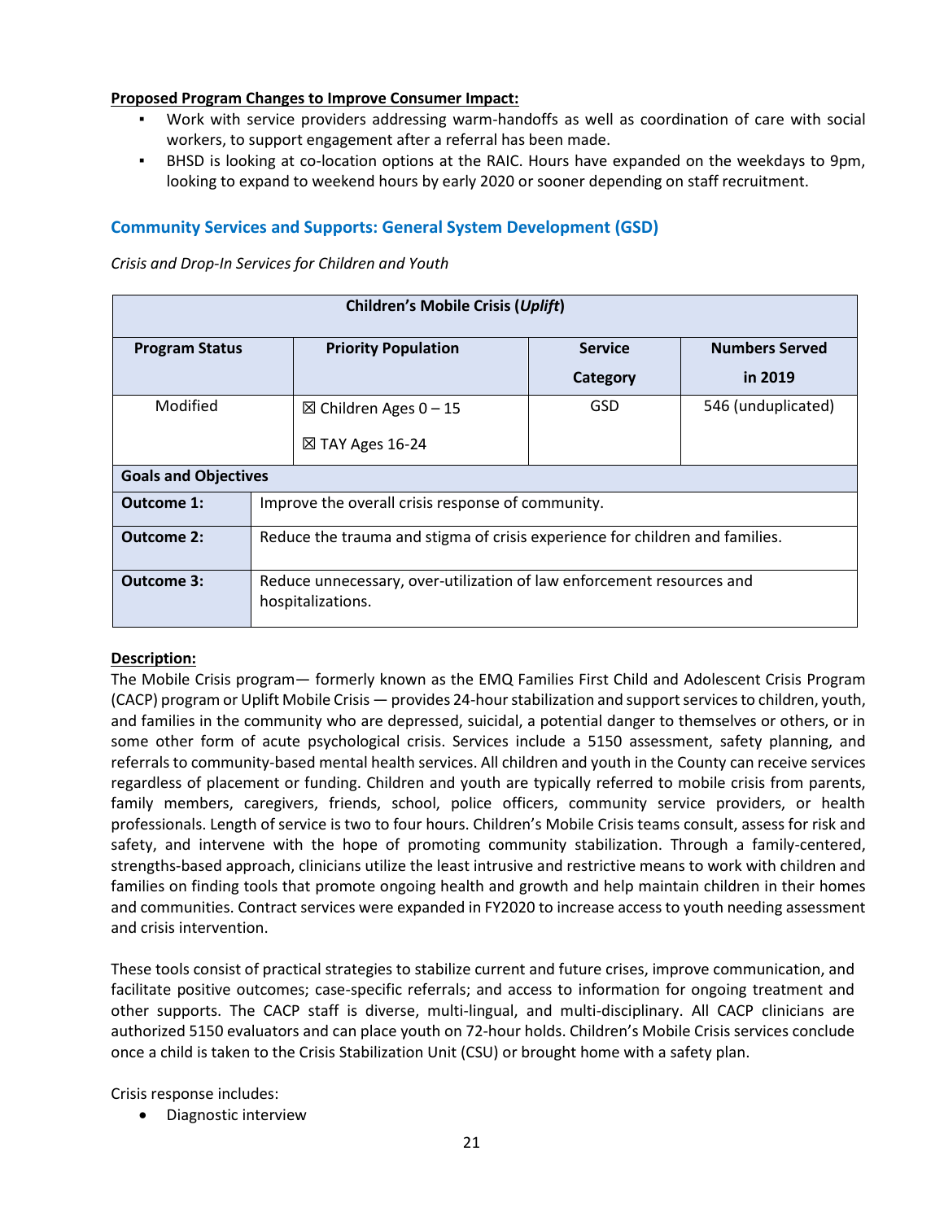**Proposed Program Changes to Improve Consumer Impact:**

- Work with service providers addressing warm-handoffs as well as coordination of care with social workers, to support engagement after a referral has been made.
- BHSD is looking at co-location options at the RAIC. Hours have expanded on the weekdays to 9pm, looking to expand to weekend hours by early 2020 or sooner depending on staff recruitment.

## Community Services and Supports: General System Development (GSD)

*Crisis and Drop-In Services for Children and Youth*

| **Children's Mobile Crisis (*Uplift*)** | | | |
|---|---|---|---|
| **Program Status** | **Priority Population** | **Service Category** | **Numbers Served in 2019** |
| Modified | ☒ Children Ages 0 – 15<br>☒ TAY Ages 16-24 | GSD | 546 (unduplicated) |
| **Goals and Objectives** | | | |
| **Outcome 1:** | Improve the overall crisis response of community. | | |
| **Outcome 2:** | Reduce the trauma and stigma of crisis experience for children and families. | | |
| **Outcome 3:** | Reduce unnecessary, over-utilization of law enforcement resources and hospitalizations. | | |

**Description:**

The Mobile Crisis program— formerly known as the EMQ Families First Child and Adolescent Crisis Program (CACP) program or Uplift Mobile Crisis — provides 24-hour stabilization and support services to children, youth, and families in the community who are depressed, suicidal, a potential danger to themselves or others, or in some other form of acute psychological crisis. Services include a 5150 assessment, safety planning, and referrals to community-based mental health services. All children and youth in the County can receive services regardless of placement or funding. Children and youth are typically referred to mobile crisis from parents, family members, caregivers, friends, school, police officers, community service providers, or health professionals. Length of service is two to four hours. Children's Mobile Crisis teams consult, assess for risk and safety, and intervene with the hope of promoting community stabilization. Through a family-centered, strengths-based approach, clinicians utilize the least intrusive and restrictive means to work with children and families on finding tools that promote ongoing health and growth and help maintain children in their homes and communities. Contract services were expanded in FY2020 to increase access to youth needing assessment and crisis intervention.

These tools consist of practical strategies to stabilize current and future crises, improve communication, and facilitate positive outcomes; case-specific referrals; and access to information for ongoing treatment and other supports. The CACP staff is diverse, multi-lingual, and multi-disciplinary. All CACP clinicians are authorized 5150 evaluators and can place youth on 72-hour holds. Children's Mobile Crisis services conclude once a child is taken to the Crisis Stabilization Unit (CSU) or brought home with a safety plan.

Crisis response includes:

- Diagnostic interview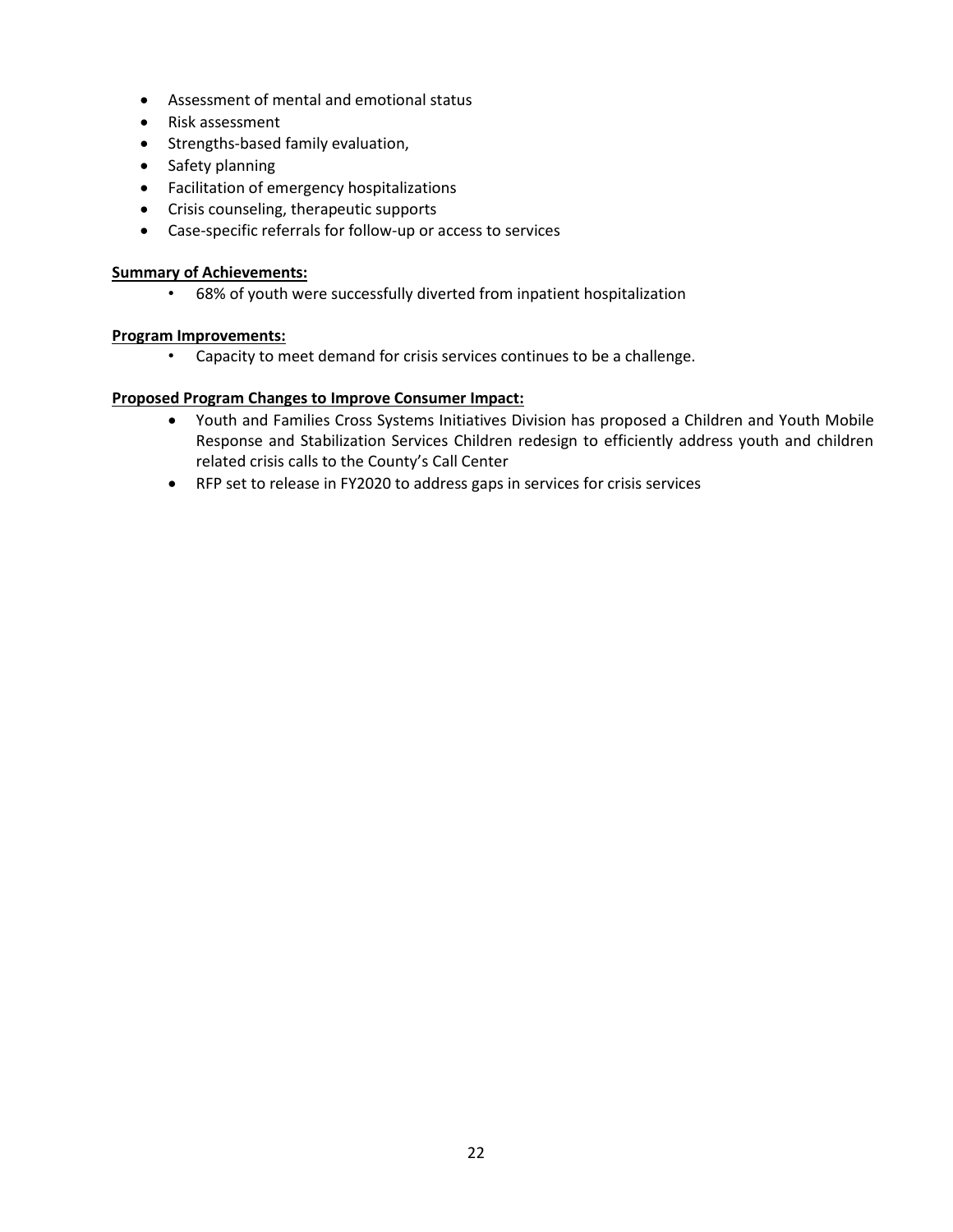- Assessment of mental and emotional status
- Risk assessment
- Strengths-based family evaluation,
- Safety planning
- Facilitation of emergency hospitalizations
- Crisis counseling, therapeutic supports
- Case-specific referrals for follow-up or access to services

**Summary of Achievements:**

- 68% of youth were successfully diverted from inpatient hospitalization

**Program Improvements:**

- Capacity to meet demand for crisis services continues to be a challenge.

**Proposed Program Changes to Improve Consumer Impact:**

- Youth and Families Cross Systems Initiatives Division has proposed a Children and Youth Mobile Response and Stabilization Services Children redesign to efficiently address youth and children related crisis calls to the County's Call Center
- RFP set to release in FY2020 to address gaps in services for crisis services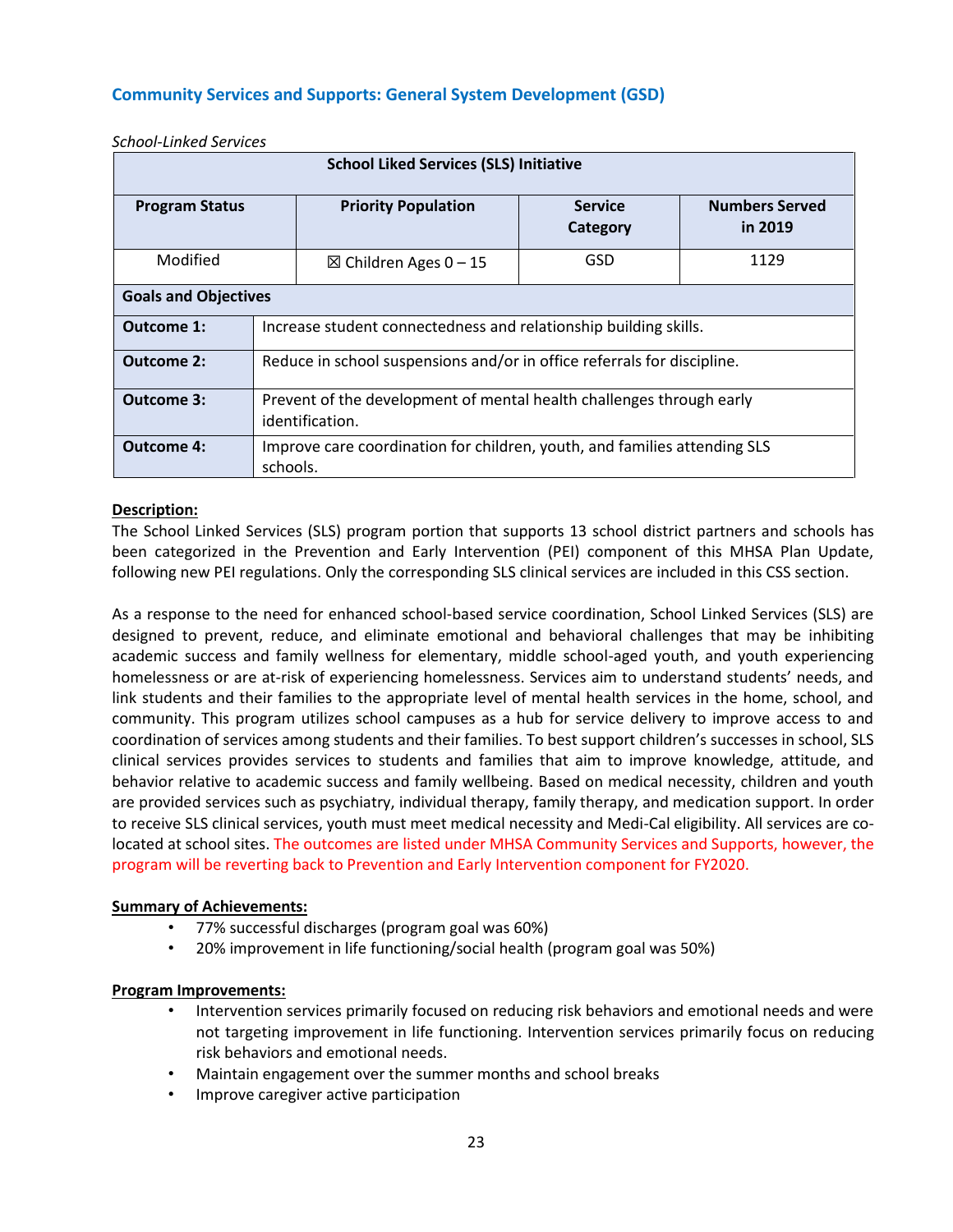## Community Services and Supports: General System Development (GSD)

*School-Linked Services*

| School Liked Services (SLS) Initiative | | | |
|---|---|---|---|
| **Program Status** | **Priority Population** | **Service Category** | **Numbers Served in 2019** |
| Modified | ☒ Children Ages 0 – 15 | GSD | 1129 |

| **Goals and Objectives** | |
|---|---|
| **Outcome 1:** | Increase student connectedness and relationship building skills. |
| **Outcome 2:** | Reduce in school suspensions and/or in office referrals for discipline. |
| **Outcome 3:** | Prevent of the development of mental health challenges through early identification. |
| **Outcome 4:** | Improve care coordination for children, youth, and families attending SLS schools. |

**Description:**

The School Linked Services (SLS) program portion that supports 13 school district partners and schools has been categorized in the Prevention and Early Intervention (PEI) component of this MHSA Plan Update, following new PEI regulations. Only the corresponding SLS clinical services are included in this CSS section.

As a response to the need for enhanced school-based service coordination, School Linked Services (SLS) are designed to prevent, reduce, and eliminate emotional and behavioral challenges that may be inhibiting academic success and family wellness for elementary, middle school-aged youth, and youth experiencing homelessness or are at-risk of experiencing homelessness. Services aim to understand students' needs, and link students and their families to the appropriate level of mental health services in the home, school, and community. This program utilizes school campuses as a hub for service delivery to improve access to and coordination of services among students and their families. To best support children's successes in school, SLS clinical services provides services to students and families that aim to improve knowledge, attitude, and behavior relative to academic success and family wellbeing. Based on medical necessity, children and youth are provided services such as psychiatry, individual therapy, family therapy, and medication support. In order to receive SLS clinical services, youth must meet medical necessity and Medi-Cal eligibility. All services are co-located at school sites. The outcomes are listed under MHSA Community Services and Supports, however, the program will be reverting back to Prevention and Early Intervention component for FY2020.

**Summary of Achievements:**

- 77% successful discharges (program goal was 60%)
- 20% improvement in life functioning/social health (program goal was 50%)

**Program Improvements:**

- Intervention services primarily focused on reducing risk behaviors and emotional needs and were not targeting improvement in life functioning. Intervention services primarily focus on reducing risk behaviors and emotional needs.
- Maintain engagement over the summer months and school breaks
- Improve caregiver active participation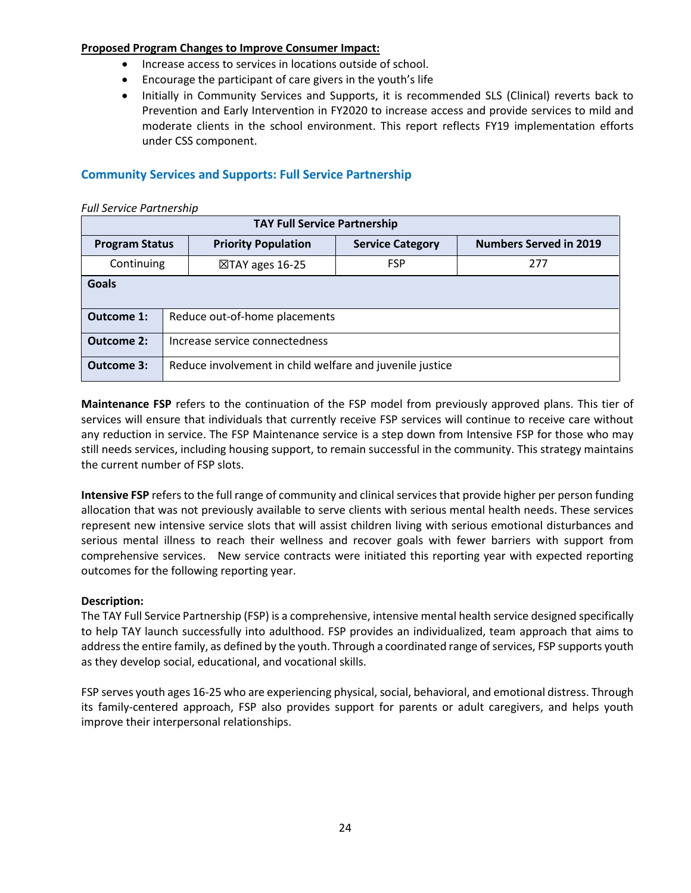**Proposed Program Changes to Improve Consumer Impact:**

- Increase access to services in locations outside of school.
- Encourage the participant of care givers in the youth's life
- Initially in Community Services and Supports, it is recommended SLS (Clinical) reverts back to Prevention and Early Intervention in FY2020 to increase access and provide services to mild and moderate clients in the school environment. This report reflects FY19 implementation efforts under CSS component.

## Community Services and Supports: Full Service Partnership

*Full Service Partnership*

| TAY Full Service Partnership | | | |
|---|---|---|---|
| **Program Status** | **Priority Population** | **Service Category** | **Numbers Served in 2019** |
| Continuing | ☒TAY ages 16-25 | FSP | 277 |
| **Goals** | | | |
| **Outcome 1:** | Reduce out-of-home placements | | |
| **Outcome 2:** | Increase service connectedness | | |
| **Outcome 3:** | Reduce involvement in child welfare and juvenile justice | | |

**Maintenance FSP** refers to the continuation of the FSP model from previously approved plans. This tier of services will ensure that individuals that currently receive FSP services will continue to receive care without any reduction in service. The FSP Maintenance service is a step down from Intensive FSP for those who may still needs services, including housing support, to remain successful in the community. This strategy maintains the current number of FSP slots.

**Intensive FSP** refers to the full range of community and clinical services that provide higher per person funding allocation that was not previously available to serve clients with serious mental health needs. These services represent new intensive service slots that will assist children living with serious emotional disturbances and serious mental illness to reach their wellness and recover goals with fewer barriers with support from comprehensive services. New service contracts were initiated this reporting year with expected reporting outcomes for the following reporting year.

**Description:**
The TAY Full Service Partnership (FSP) is a comprehensive, intensive mental health service designed specifically to help TAY launch successfully into adulthood. FSP provides an individualized, team approach that aims to address the entire family, as defined by the youth. Through a coordinated range of services, FSP supports youth as they develop social, educational, and vocational skills.

FSP serves youth ages 16-25 who are experiencing physical, social, behavioral, and emotional distress. Through its family-centered approach, FSP also provides support for parents or adult caregivers, and helps youth improve their interpersonal relationships.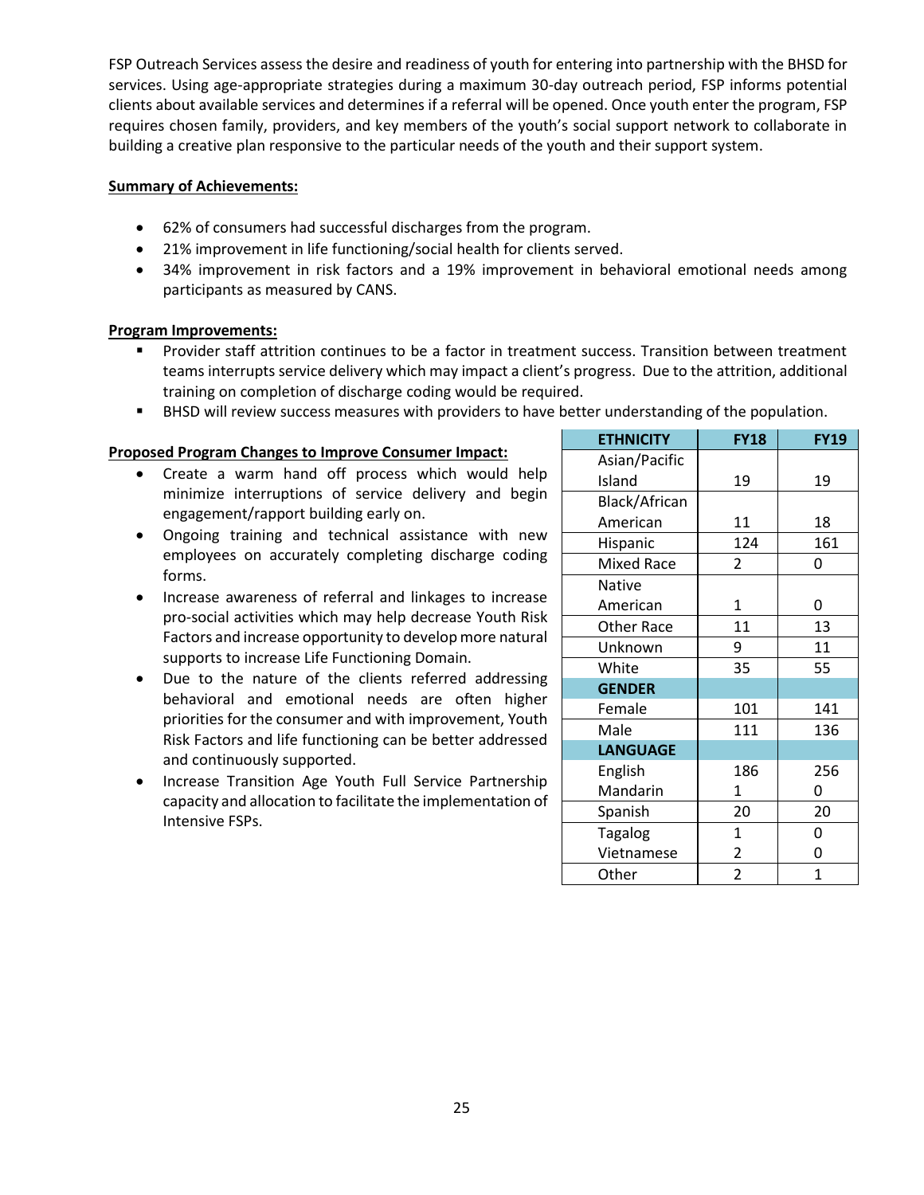FSP Outreach Services assess the desire and readiness of youth for entering into partnership with the BHSD for services. Using age-appropriate strategies during a maximum 30-day outreach period, FSP informs potential clients about available services and determines if a referral will be opened. Once youth enter the program, FSP requires chosen family, providers, and key members of the youth's social support network to collaborate in building a creative plan responsive to the particular needs of the youth and their support system.

**Summary of Achievements:**

- 62% of consumers had successful discharges from the program.
- 21% improvement in life functioning/social health for clients served.
- 34% improvement in risk factors and a 19% improvement in behavioral emotional needs among participants as measured by CANS.

**Program Improvements:**

- Provider staff attrition continues to be a factor in treatment success. Transition between treatment teams interrupts service delivery which may impact a client's progress. Due to the attrition, additional training on completion of discharge coding would be required.
- BHSD will review success measures with providers to have better understanding of the population.

**Proposed Program Changes to Improve Consumer Impact:**

- Create a warm hand off process which would help minimize interruptions of service delivery and begin engagement/rapport building early on.
- Ongoing training and technical assistance with new employees on accurately completing discharge coding forms.
- Increase awareness of referral and linkages to increase pro-social activities which may help decrease Youth Risk Factors and increase opportunity to develop more natural supports to increase Life Functioning Domain.
- Due to the nature of the clients referred addressing behavioral and emotional needs are often higher priorities for the consumer and with improvement, Youth Risk Factors and life functioning can be better addressed and continuously supported.
- Increase Transition Age Youth Full Service Partnership capacity and allocation to facilitate the implementation of Intensive FSPs.

| ETHNICITY | FY18 | FY19 |
|---|---|---|
| Asian/Pacific Island | 19 | 19 |
| Black/African American | 11 | 18 |
| Hispanic | 124 | 161 |
| Mixed Race | 2 | 0 |
| Native American | 1 | 0 |
| Other Race | 11 | 13 |
| Unknown | 9 | 11 |
| White | 35 | 55 |
| **GENDER** | | |
| Female | 101 | 141 |
| Male | 111 | 136 |
| **LANGUAGE** | | |
| English | 186 | 256 |
| Mandarin | 1 | 0 |
| Spanish | 20 | 20 |
| Tagalog | 1 | 0 |
| Vietnamese | 2 | 0 |
| Other | 2 | 1 |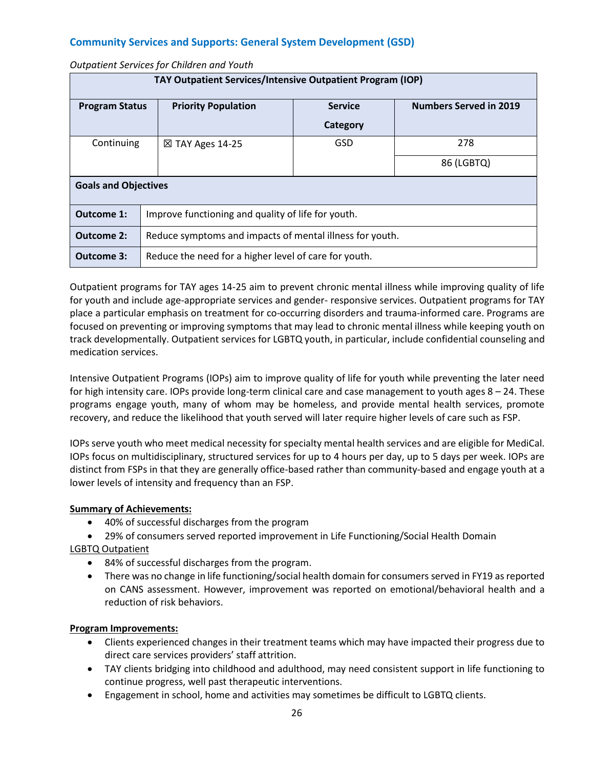## Community Services and Supports: General System Development (GSD)

*Outpatient Services for Children and Youth*

| TAY Outpatient Services/Intensive Outpatient Program (IOP) | | | |
|---|---|---|---|
| **Program Status** | **Priority Population** | **Service Category** | **Numbers Served in 2019** |
| Continuing | ☒ TAY Ages 14-25 | GSD | 278 |
| | | | 86 (LGBTQ) |

| Goals and Objectives | |
|---|---|
| **Outcome 1:** | Improve functioning and quality of life for youth. |
| **Outcome 2:** | Reduce symptoms and impacts of mental illness for youth. |
| **Outcome 3:** | Reduce the need for a higher level of care for youth. |

Outpatient programs for TAY ages 14-25 aim to prevent chronic mental illness while improving quality of life for youth and include age-appropriate services and gender- responsive services. Outpatient programs for TAY place a particular emphasis on treatment for co-occurring disorders and trauma-informed care. Programs are focused on preventing or improving symptoms that may lead to chronic mental illness while keeping youth on track developmentally. Outpatient services for LGBTQ youth, in particular, include confidential counseling and medication services.

Intensive Outpatient Programs (IOPs) aim to improve quality of life for youth while preventing the later need for high intensity care. IOPs provide long-term clinical care and case management to youth ages 8 – 24. These programs engage youth, many of whom may be homeless, and provide mental health services, promote recovery, and reduce the likelihood that youth served will later require higher levels of care such as FSP.

IOPs serve youth who meet medical necessity for specialty mental health services and are eligible for MediCal. IOPs focus on multidisciplinary, structured services for up to 4 hours per day, up to 5 days per week. IOPs are distinct from FSPs in that they are generally office-based rather than community-based and engage youth at a lower levels of intensity and frequency than an FSP.

**Summary of Achievements:**

- 40% of successful discharges from the program
- 29% of consumers served reported improvement in Life Functioning/Social Health Domain

LGBTQ Outpatient

- 84% of successful discharges from the program.
- There was no change in life functioning/social health domain for consumers served in FY19 as reported on CANS assessment. However, improvement was reported on emotional/behavioral health and a reduction of risk behaviors.

**Program Improvements:**

- Clients experienced changes in their treatment teams which may have impacted their progress due to direct care services providers' staff attrition.
- TAY clients bridging into childhood and adulthood, may need consistent support in life functioning to continue progress, well past therapeutic interventions.
- Engagement in school, home and activities may sometimes be difficult to LGBTQ clients.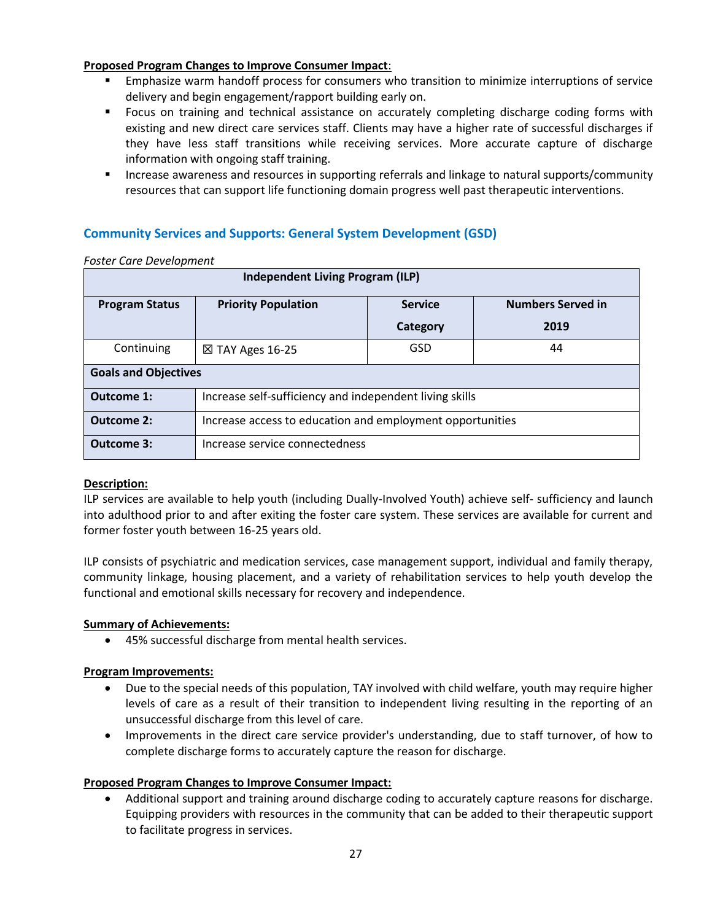**Proposed Program Changes to Improve Consumer Impact**:

- Emphasize warm handoff process for consumers who transition to minimize interruptions of service delivery and begin engagement/rapport building early on.
- Focus on training and technical assistance on accurately completing discharge coding forms with existing and new direct care services staff. Clients may have a higher rate of successful discharges if they have less staff transitions while receiving services. More accurate capture of discharge information with ongoing staff training.
- Increase awareness and resources in supporting referrals and linkage to natural supports/community resources that can support life functioning domain progress well past therapeutic interventions.

## Community Services and Supports: General System Development (GSD)

*Foster Care Development*

| Independent Living Program (ILP) | | | |
|---|---|---|---|
| **Program Status** | **Priority Population** | **Service Category** | **Numbers Served in 2019** |
| Continuing | ☒ TAY Ages 16-25 | GSD | 44 |
| **Goals and Objectives** | | | |
| **Outcome 1:** | Increase self-sufficiency and independent living skills | | |
| **Outcome 2:** | Increase access to education and employment opportunities | | |
| **Outcome 3:** | Increase service connectedness | | |

**Description:**

ILP services are available to help youth (including Dually-Involved Youth) achieve self- sufficiency and launch into adulthood prior to and after exiting the foster care system. These services are available for current and former foster youth between 16-25 years old.

ILP consists of psychiatric and medication services, case management support, individual and family therapy, community linkage, housing placement, and a variety of rehabilitation services to help youth develop the functional and emotional skills necessary for recovery and independence.

**Summary of Achievements:**

- 45% successful discharge from mental health services.

**Program Improvements:**

- Due to the special needs of this population, TAY involved with child welfare, youth may require higher levels of care as a result of their transition to independent living resulting in the reporting of an unsuccessful discharge from this level of care.
- Improvements in the direct care service provider's understanding, due to staff turnover, of how to complete discharge forms to accurately capture the reason for discharge.

**Proposed Program Changes to Improve Consumer Impact:**

- Additional support and training around discharge coding to accurately capture reasons for discharge. Equipping providers with resources in the community that can be added to their therapeutic support to facilitate progress in services.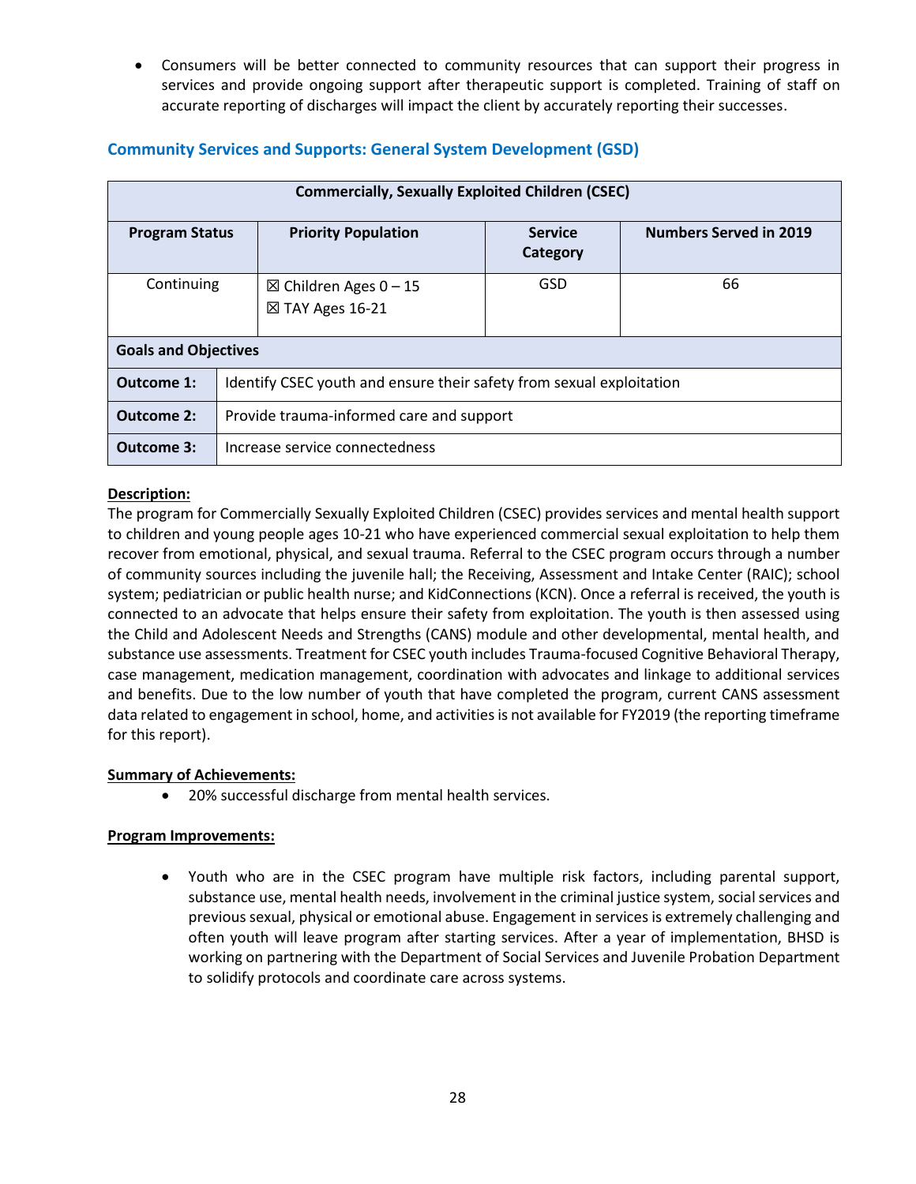- Consumers will be better connected to community resources that can support their progress in services and provide ongoing support after therapeutic support is completed. Training of staff on accurate reporting of discharges will impact the client by accurately reporting their successes.

## Community Services and Supports: General System Development (GSD)

| Commercially, Sexually Exploited Children (CSEC) | | | |
|---|---|---|---|
| **Program Status** | **Priority Population** | **Service Category** | **Numbers Served in 2019** |
| Continuing | ☒ Children Ages 0 – 15<br>☒ TAY Ages 16-21 | GSD | 66 |
| **Goals and Objectives** | | | |
| **Outcome 1:** | Identify CSEC youth and ensure their safety from sexual exploitation | | |
| **Outcome 2:** | Provide trauma-informed care and support | | |
| **Outcome 3:** | Increase service connectedness | | |

**Description:**

The program for Commercially Sexually Exploited Children (CSEC) provides services and mental health support to children and young people ages 10-21 who have experienced commercial sexual exploitation to help them recover from emotional, physical, and sexual trauma. Referral to the CSEC program occurs through a number of community sources including the juvenile hall; the Receiving, Assessment and Intake Center (RAIC); school system; pediatrician or public health nurse; and KidConnections (KCN). Once a referral is received, the youth is connected to an advocate that helps ensure their safety from exploitation. The youth is then assessed using the Child and Adolescent Needs and Strengths (CANS) module and other developmental, mental health, and substance use assessments. Treatment for CSEC youth includes Trauma-focused Cognitive Behavioral Therapy, case management, medication management, coordination with advocates and linkage to additional services and benefits. Due to the low number of youth that have completed the program, current CANS assessment data related to engagement in school, home, and activities is not available for FY2019 (the reporting timeframe for this report).

**Summary of Achievements:**

- 20% successful discharge from mental health services.

**Program Improvements:**

- Youth who are in the CSEC program have multiple risk factors, including parental support, substance use, mental health needs, involvement in the criminal justice system, social services and previous sexual, physical or emotional abuse. Engagement in services is extremely challenging and often youth will leave program after starting services. After a year of implementation, BHSD is working on partnering with the Department of Social Services and Juvenile Probation Department to solidify protocols and coordinate care across systems.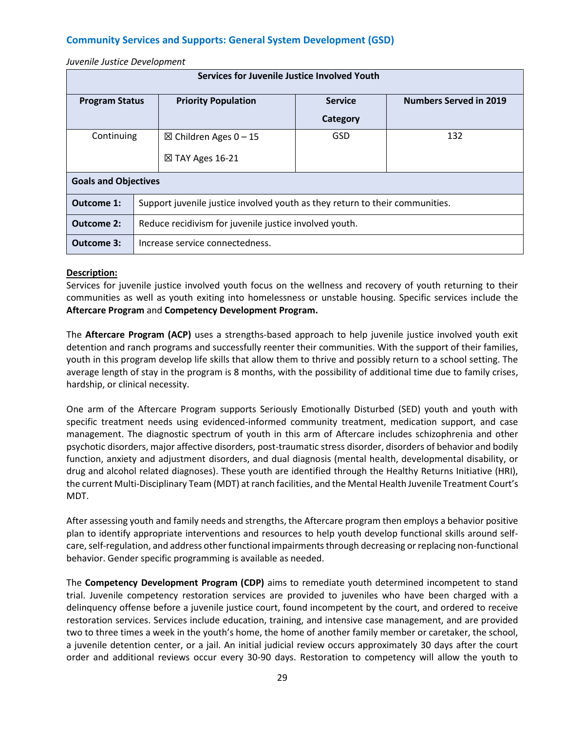## Community Services and Supports: General System Development (GSD)

*Juvenile Justice Development*

| Services for Juvenile Justice Involved Youth | | | |
|---|---|---|---|
| **Program Status** | **Priority Population** | **Service Category** | **Numbers Served in 2019** |
| Continuing | ☒ Children Ages 0 – 15<br>☒ TAY Ages 16-21 | GSD | 132 |
| **Goals and Objectives** | | | |
| **Outcome 1:** | Support juvenile justice involved youth as they return to their communities. | | |
| **Outcome 2:** | Reduce recidivism for juvenile justice involved youth. | | |
| **Outcome 3:** | Increase service connectedness. | | |

**Description:**

Services for juvenile justice involved youth focus on the wellness and recovery of youth returning to their communities as well as youth exiting into homelessness or unstable housing. Specific services include the **Aftercare Program** and **Competency Development Program.**

The **Aftercare Program (ACP)** uses a strengths-based approach to help juvenile justice involved youth exit detention and ranch programs and successfully reenter their communities. With the support of their families, youth in this program develop life skills that allow them to thrive and possibly return to a school setting. The average length of stay in the program is 8 months, with the possibility of additional time due to family crises, hardship, or clinical necessity.

One arm of the Aftercare Program supports Seriously Emotionally Disturbed (SED) youth and youth with specific treatment needs using evidenced-informed community treatment, medication support, and case management. The diagnostic spectrum of youth in this arm of Aftercare includes schizophrenia and other psychotic disorders, major affective disorders, post-traumatic stress disorder, disorders of behavior and bodily function, anxiety and adjustment disorders, and dual diagnosis (mental health, developmental disability, or drug and alcohol related diagnoses). These youth are identified through the Healthy Returns Initiative (HRI), the current Multi-Disciplinary Team (MDT) at ranch facilities, and the Mental Health Juvenile Treatment Court's MDT.

After assessing youth and family needs and strengths, the Aftercare program then employs a behavior positive plan to identify appropriate interventions and resources to help youth develop functional skills around self-care, self-regulation, and address other functional impairments through decreasing or replacing non-functional behavior. Gender specific programming is available as needed.

The **Competency Development Program (CDP)** aims to remediate youth determined incompetent to stand trial. Juvenile competency restoration services are provided to juveniles who have been charged with a delinquency offense before a juvenile justice court, found incompetent by the court, and ordered to receive restoration services. Services include education, training, and intensive case management, and are provided two to three times a week in the youth's home, the home of another family member or caretaker, the school, a juvenile detention center, or a jail. An initial judicial review occurs approximately 30 days after the court order and additional reviews occur every 30-90 days. Restoration to competency will allow the youth to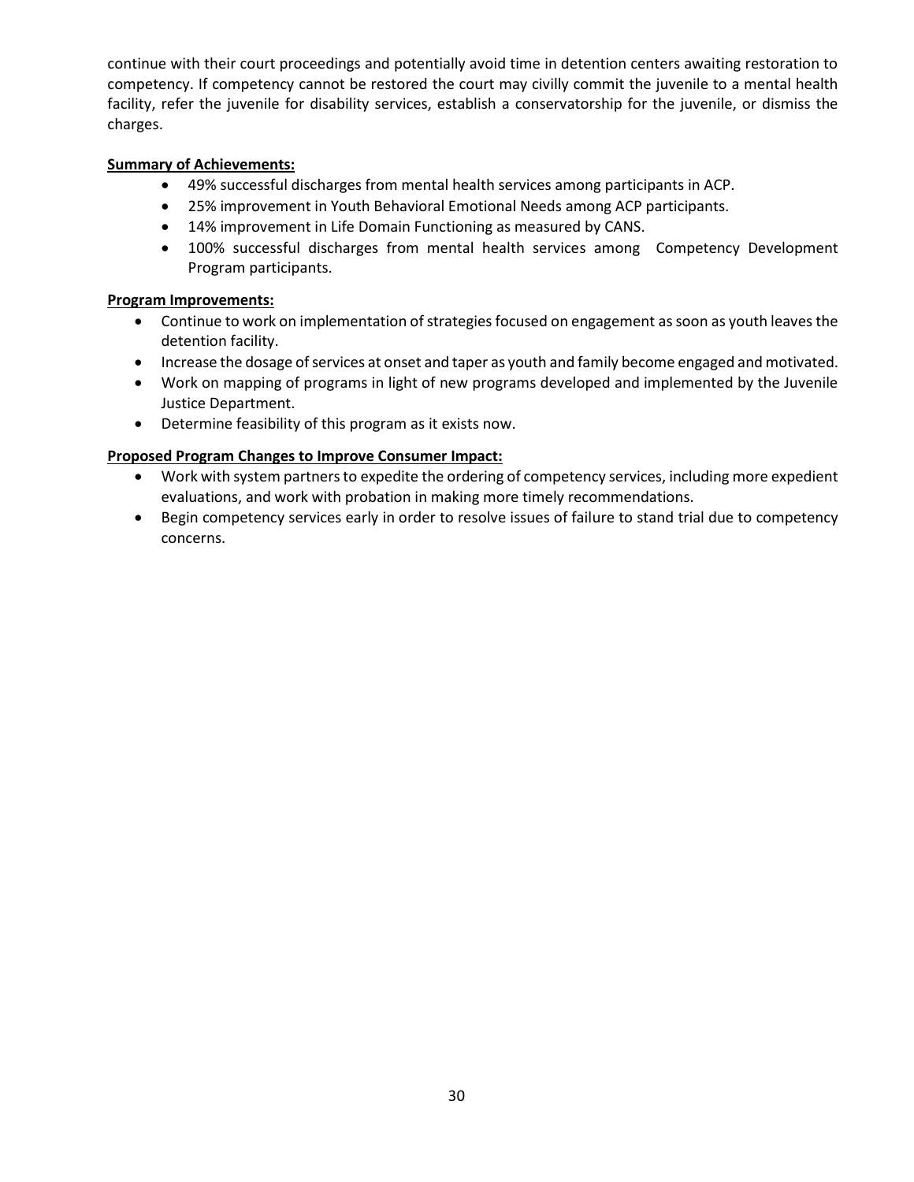continue with their court proceedings and potentially avoid time in detention centers awaiting restoration to competency. If competency cannot be restored the court may civilly commit the juvenile to a mental health facility, refer the juvenile for disability services, establish a conservatorship for the juvenile, or dismiss the charges.

**Summary of Achievements:**

- 49% successful discharges from mental health services among participants in ACP.
- 25% improvement in Youth Behavioral Emotional Needs among ACP participants.
- 14% improvement in Life Domain Functioning as measured by CANS.
- 100% successful discharges from mental health services among Competency Development Program participants.

**Program Improvements:**

- Continue to work on implementation of strategies focused on engagement as soon as youth leaves the detention facility.
- Increase the dosage of services at onset and taper as youth and family become engaged and motivated.
- Work on mapping of programs in light of new programs developed and implemented by the Juvenile Justice Department.
- Determine feasibility of this program as it exists now.

**Proposed Program Changes to Improve Consumer Impact:**

- Work with system partners to expedite the ordering of competency services, including more expedient evaluations, and work with probation in making more timely recommendations.
- Begin competency services early in order to resolve issues of failure to stand trial due to competency concerns.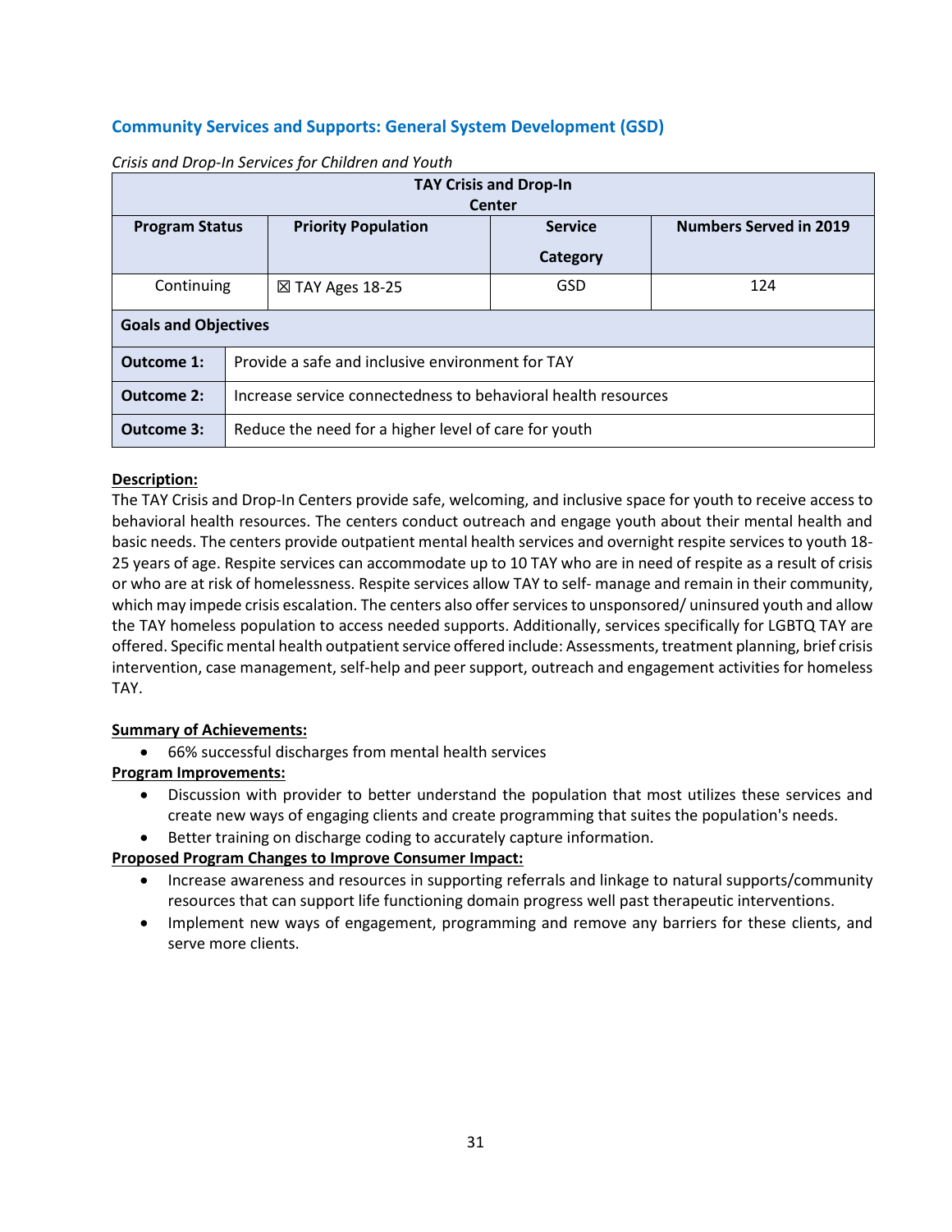## Community Services and Supports: General System Development (GSD)

*Crisis and Drop-In Services for Children and Youth*

| TAY Crisis and Drop-In Center | | | |
|---|---|---|---|
| **Program Status** | **Priority Population** | **Service Category** | **Numbers Served in 2019** |
| Continuing | ☒ TAY Ages 18-25 | GSD | 124 |

| **Goals and Objectives** | |
|---|---|
| **Outcome 1:** | Provide a safe and inclusive environment for TAY |
| **Outcome 2:** | Increase service connectedness to behavioral health resources |
| **Outcome 3:** | Reduce the need for a higher level of care for youth |

**Description:**

The TAY Crisis and Drop-In Centers provide safe, welcoming, and inclusive space for youth to receive access to behavioral health resources. The centers conduct outreach and engage youth about their mental health and basic needs. The centers provide outpatient mental health services and overnight respite services to youth 18-25 years of age. Respite services can accommodate up to 10 TAY who are in need of respite as a result of crisis or who are at risk of homelessness. Respite services allow TAY to self- manage and remain in their community, which may impede crisis escalation. The centers also offer services to unsponsored/ uninsured youth and allow the TAY homeless population to access needed supports. Additionally, services specifically for LGBTQ TAY are offered. Specific mental health outpatient service offered include: Assessments, treatment planning, brief crisis intervention, case management, self-help and peer support, outreach and engagement activities for homeless TAY.

**Summary of Achievements:**

- 66% successful discharges from mental health services

**Program Improvements:**

- Discussion with provider to better understand the population that most utilizes these services and create new ways of engaging clients and create programming that suites the population's needs.
- Better training on discharge coding to accurately capture information.

**Proposed Program Changes to Improve Consumer Impact:**

- Increase awareness and resources in supporting referrals and linkage to natural supports/community resources that can support life functioning domain progress well past therapeutic interventions.
- Implement new ways of engagement, programming and remove any barriers for these clients, and serve more clients.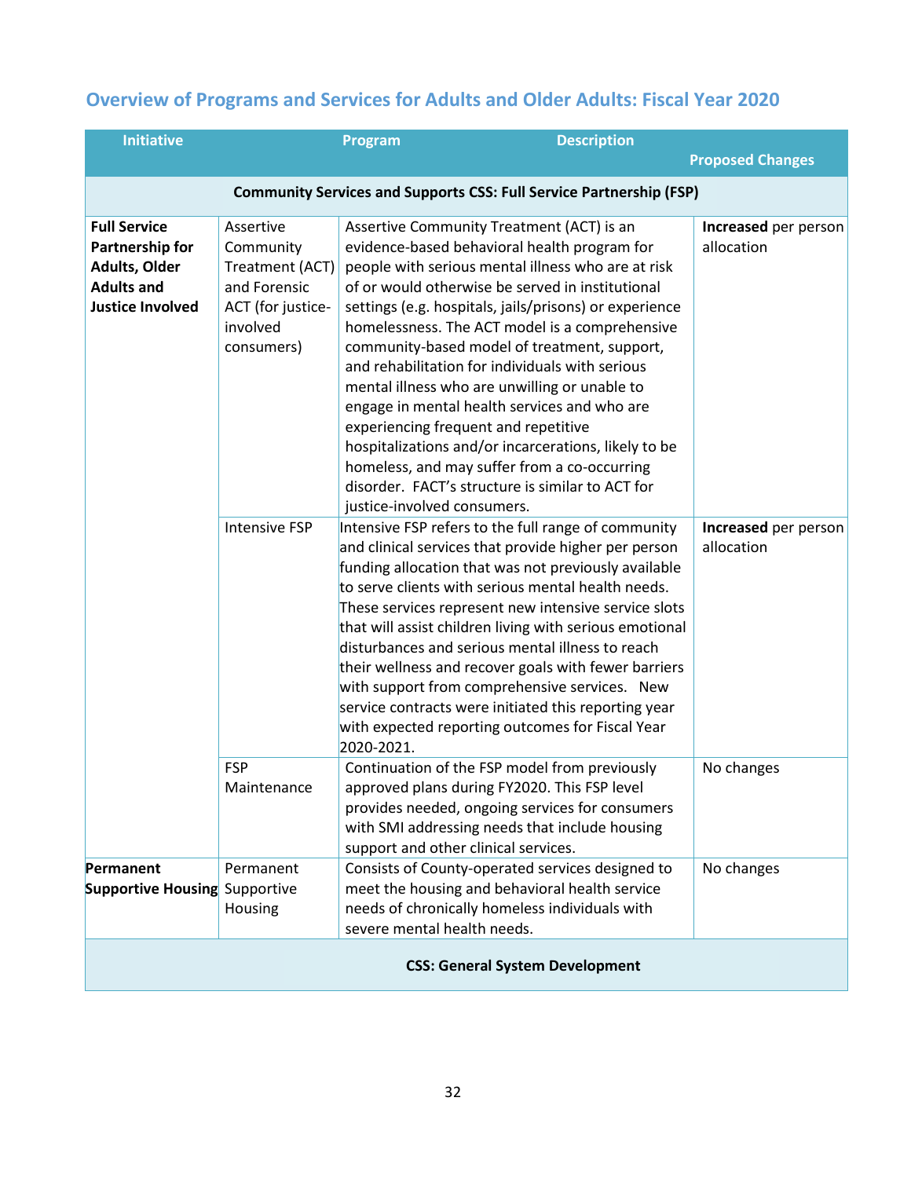## Overview of Programs and Services for Adults and Older Adults: Fiscal Year 2020

| Initiative | Program | Description | Proposed Changes |
|---|---|---|---|
| **Community Services and Supports CSS: Full Service Partnership (FSP)** | | | |
| **Full Service Partnership for Adults, Older Adults and Justice Involved** | Assertive Community Treatment (ACT) and Forensic ACT (for justice-involved consumers) | Assertive Community Treatment (ACT) is an evidence-based behavioral health program for people with serious mental illness who are at risk of or would otherwise be served in institutional settings (e.g. hospitals, jails/prisons) or experience homelessness. The ACT model is a comprehensive community-based model of treatment, support, and rehabilitation for individuals with serious mental illness who are unwilling or unable to engage in mental health services and who are experiencing frequent and repetitive hospitalizations and/or incarcerations, likely to be homeless, and may suffer from a co-occurring disorder. FACT's structure is similar to ACT for justice-involved consumers. | **Increased** per person allocation |
| | Intensive FSP | Intensive FSP refers to the full range of community and clinical services that provide higher per person funding allocation that was not previously available to serve clients with serious mental health needs. These services represent new intensive service slots that will assist children living with serious emotional disturbances and serious mental illness to reach their wellness and recover goals with fewer barriers with support from comprehensive services. New service contracts were initiated this reporting year with expected reporting outcomes for Fiscal Year 2020-2021. | **Increased** per person allocation |
| | FSP Maintenance | Continuation of the FSP model from previously approved plans during FY2020. This FSP level provides needed, ongoing services for consumers with SMI addressing needs that include housing support and other clinical services. | No changes |
| **Permanent Supportive Housing** | Permanent Supportive Housing | Consists of County-operated services designed to meet the housing and behavioral health service needs of chronically homeless individuals with severe mental health needs. | No changes |
| **CSS: General System Development** | | | |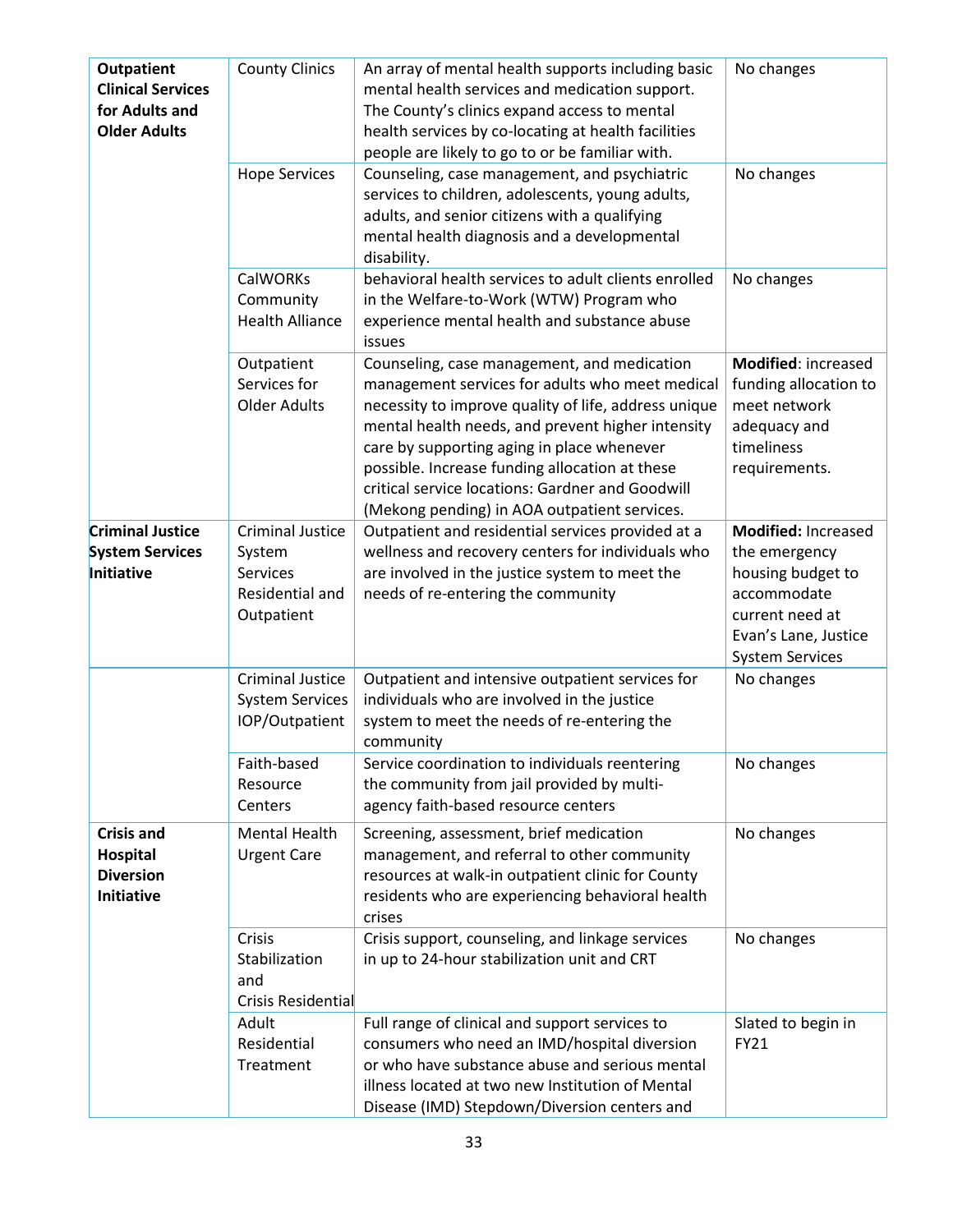| | | | |
|---|---|---|---|
| **Outpatient Clinical Services for Adults and Older Adults** | County Clinics | An array of mental health supports including basic mental health services and medication support. The County's clinics expand access to mental health services by co-locating at health facilities people are likely to go to or be familiar with. | No changes |
| | Hope Services | Counseling, case management, and psychiatric services to children, adolescents, young adults, adults, and senior citizens with a qualifying mental health diagnosis and a developmental disability. | No changes |
| | CalWORKs Community Health Alliance | behavioral health services to adult clients enrolled in the Welfare-to-Work (WTW) Program who experience mental health and substance abuse issues | No changes |
| | Outpatient Services for Older Adults | Counseling, case management, and medication management services for adults who meet medical necessity to improve quality of life, address unique mental health needs, and prevent higher intensity care by supporting aging in place whenever possible. Increase funding allocation at these critical service locations: Gardner and Goodwill (Mekong pending) in AOA outpatient services. | **Modified**: increased funding allocation to meet network adequacy and timeliness requirements. |
| **Criminal Justice System Services Initiative** | Criminal Justice System Services Residential and Outpatient | Outpatient and residential services provided at a wellness and recovery centers for individuals who are involved in the justice system to meet the needs of re-entering the community | **Modified:** Increased the emergency housing budget to accommodate current need at Evan's Lane, Justice System Services |
| | Criminal Justice System Services IOP/Outpatient | Outpatient and intensive outpatient services for individuals who are involved in the justice system to meet the needs of re-entering the community | No changes |
| | Faith-based Resource Centers | Service coordination to individuals reentering the community from jail provided by multi-agency faith-based resource centers | No changes |
| **Crisis and Hospital Diversion Initiative** | Mental Health Urgent Care | Screening, assessment, brief medication management, and referral to other community resources at walk-in outpatient clinic for County residents who are experiencing behavioral health crises | No changes |
| | Crisis Stabilization and Crisis Residential | Crisis support, counseling, and linkage services in up to 24-hour stabilization unit and CRT | No changes |
| | Adult Residential Treatment | Full range of clinical and support services to consumers who need an IMD/hospital diversion or who have substance abuse and serious mental illness located at two new Institution of Mental Disease (IMD) Stepdown/Diversion centers and | Slated to begin in FY21 |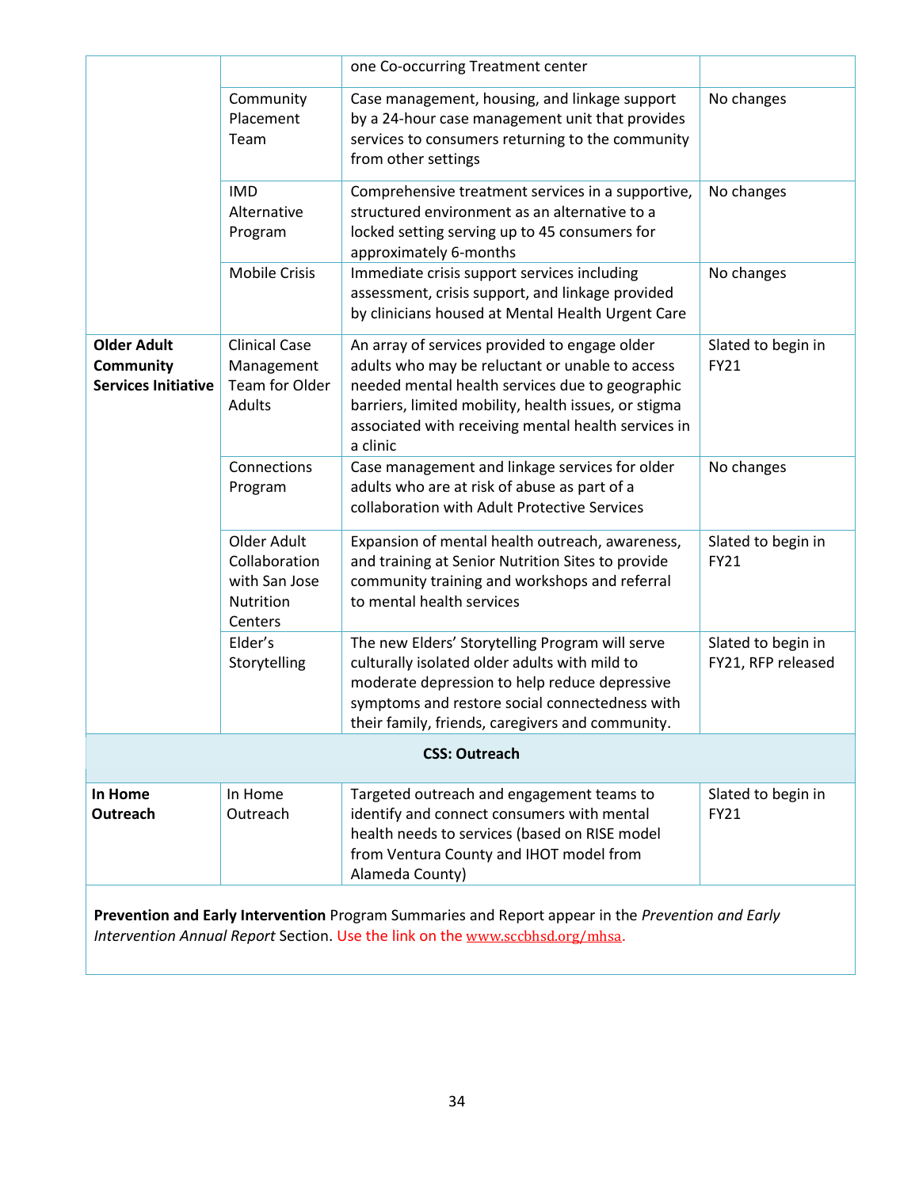| | | | |
|---|---|---|---|
| | | one Co-occurring Treatment center | |
| | Community Placement Team | Case management, housing, and linkage support by a 24-hour case management unit that provides services to consumers returning to the community from other settings | No changes |
| | IMD Alternative Program | Comprehensive treatment services in a supportive, structured environment as an alternative to a locked setting serving up to 45 consumers for approximately 6-months | No changes |
| | Mobile Crisis | Immediate crisis support services including assessment, crisis support, and linkage provided by clinicians housed at Mental Health Urgent Care | No changes |
| **Older Adult Community Services Initiative** | Clinical Case Management Team for Older Adults | An array of services provided to engage older adults who may be reluctant or unable to access needed mental health services due to geographic barriers, limited mobility, health issues, or stigma associated with receiving mental health services in a clinic | Slated to begin in FY21 |
| | Connections Program | Case management and linkage services for older adults who are at risk of abuse as part of a collaboration with Adult Protective Services | No changes |
| | Older Adult Collaboration with San Jose Nutrition Centers | Expansion of mental health outreach, awareness, and training at Senior Nutrition Sites to provide community training and workshops and referral to mental health services | Slated to begin in FY21 |
| | Elder's Storytelling | The new Elders' Storytelling Program will serve culturally isolated older adults with mild to moderate depression to help reduce depressive symptoms and restore social connectedness with their family, friends, caregivers and community. | Slated to begin in FY21, RFP released |
| **CSS: Outreach** | | | |
| **In Home Outreach** | In Home Outreach | Targeted outreach and engagement teams to identify and connect consumers with mental health needs to services (based on RISE model from Ventura County and IHOT model from Alameda County) | Slated to begin in FY21 |

**Prevention and Early Intervention** Program Summaries and Report appear in the *Prevention and Early Intervention Annual Report* Section. Use the link on the www.sccbhsd.org/mhsa.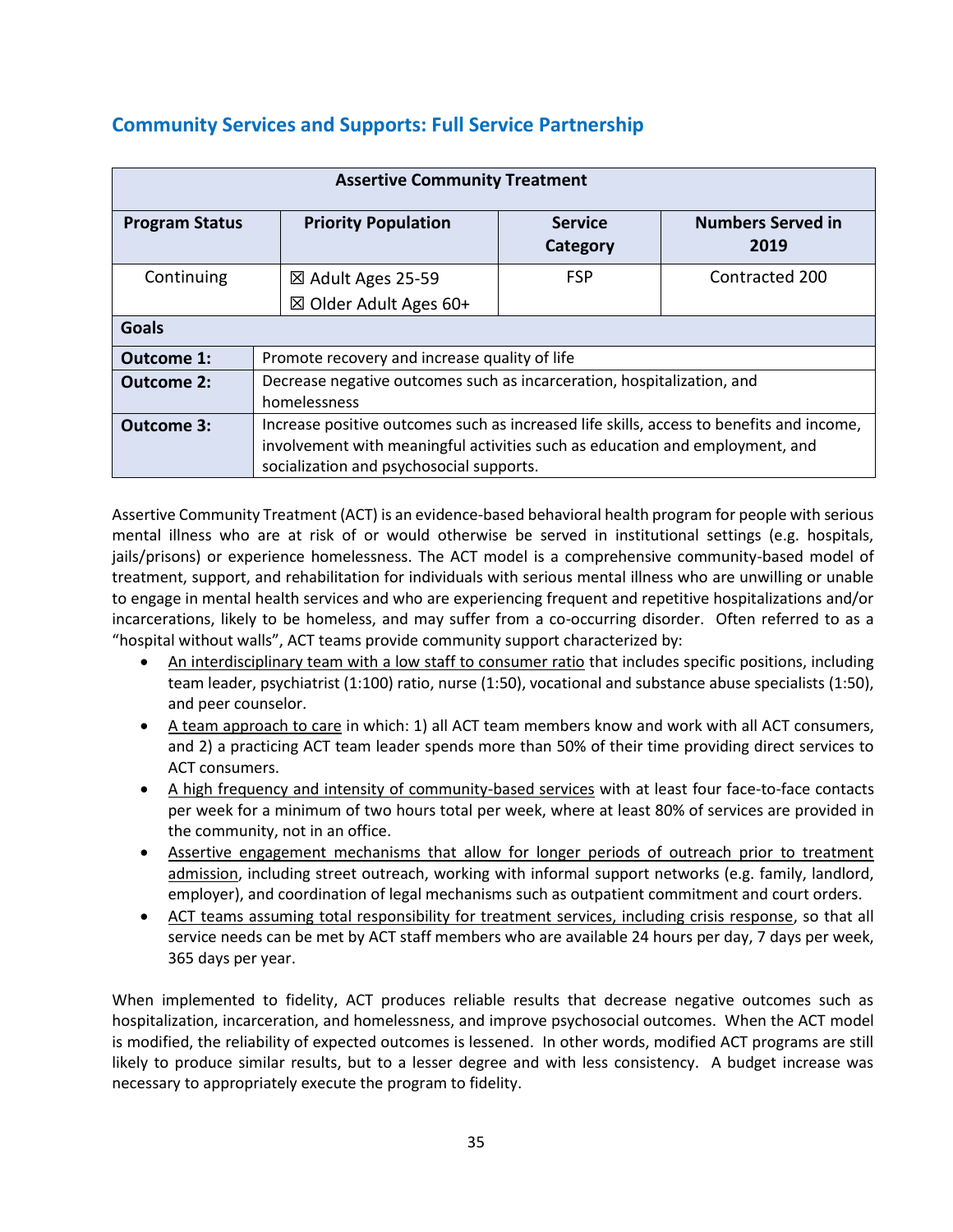## Community Services and Supports: Full Service Partnership

| Assertive Community Treatment | | | |
|---|---|---|---|
| **Program Status** | **Priority Population** | **Service Category** | **Numbers Served in 2019** |
| Continuing | ☒ Adult Ages 25-59<br>☒ Older Adult Ages 60+ | FSP | Contracted 200 |
| **Goals** | | | |
| **Outcome 1:** | Promote recovery and increase quality of life | | |
| **Outcome 2:** | Decrease negative outcomes such as incarceration, hospitalization, and homelessness | | |
| **Outcome 3:** | Increase positive outcomes such as increased life skills, access to benefits and income, involvement with meaningful activities such as education and employment, and socialization and psychosocial supports. | | |

Assertive Community Treatment (ACT) is an evidence-based behavioral health program for people with serious mental illness who are at risk of or would otherwise be served in institutional settings (e.g. hospitals, jails/prisons) or experience homelessness. The ACT model is a comprehensive community-based model of treatment, support, and rehabilitation for individuals with serious mental illness who are unwilling or unable to engage in mental health services and who are experiencing frequent and repetitive hospitalizations and/or incarcerations, likely to be homeless, and may suffer from a co-occurring disorder. Often referred to as a "hospital without walls", ACT teams provide community support characterized by:

- An interdisciplinary team with a low staff to consumer ratio that includes specific positions, including team leader, psychiatrist (1:100) ratio, nurse (1:50), vocational and substance abuse specialists (1:50), and peer counselor.
- A team approach to care in which: 1) all ACT team members know and work with all ACT consumers, and 2) a practicing ACT team leader spends more than 50% of their time providing direct services to ACT consumers.
- A high frequency and intensity of community-based services with at least four face-to-face contacts per week for a minimum of two hours total per week, where at least 80% of services are provided in the community, not in an office.
- Assertive engagement mechanisms that allow for longer periods of outreach prior to treatment admission, including street outreach, working with informal support networks (e.g. family, landlord, employer), and coordination of legal mechanisms such as outpatient commitment and court orders.
- ACT teams assuming total responsibility for treatment services, including crisis response, so that all service needs can be met by ACT staff members who are available 24 hours per day, 7 days per week, 365 days per year.

When implemented to fidelity, ACT produces reliable results that decrease negative outcomes such as hospitalization, incarceration, and homelessness, and improve psychosocial outcomes. When the ACT model is modified, the reliability of expected outcomes is lessened. In other words, modified ACT programs are still likely to produce similar results, but to a lesser degree and with less consistency. A budget increase was necessary to appropriately execute the program to fidelity.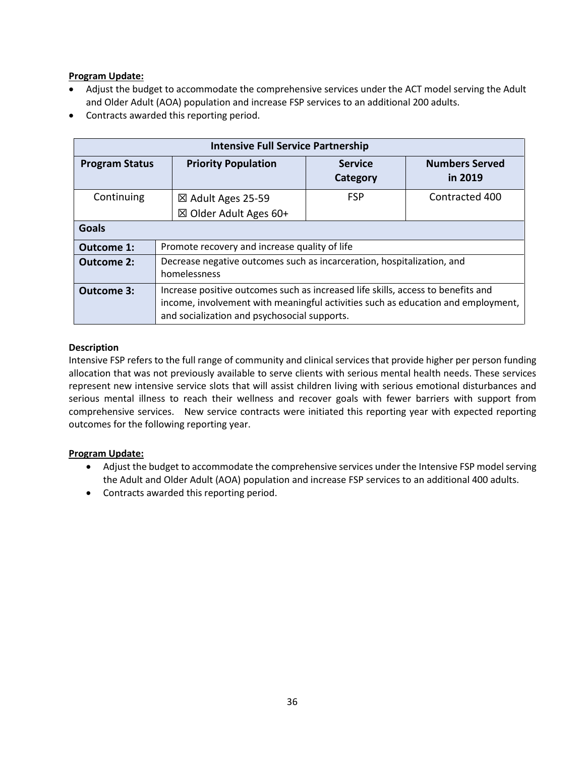**Program Update:**

- Adjust the budget to accommodate the comprehensive services under the ACT model serving the Adult and Older Adult (AOA) population and increase FSP services to an additional 200 adults.
- Contracts awarded this reporting period.

| Intensive Full Service Partnership | | | |
|---|---|---|---|
| **Program Status** | **Priority Population** | **Service Category** | **Numbers Served in 2019** |
| Continuing | ☒ Adult Ages 25-59<br>☒ Older Adult Ages 60+ | FSP | Contracted 400 |
| **Goals** | | | |
| **Outcome 1:** | Promote recovery and increase quality of life | | |
| **Outcome 2:** | Decrease negative outcomes such as incarceration, hospitalization, and homelessness | | |
| **Outcome 3:** | Increase positive outcomes such as increased life skills, access to benefits and income, involvement with meaningful activities such as education and employment, and socialization and psychosocial supports. | | |

**Description**

Intensive FSP refers to the full range of community and clinical services that provide higher per person funding allocation that was not previously available to serve clients with serious mental health needs. These services represent new intensive service slots that will assist children living with serious emotional disturbances and serious mental illness to reach their wellness and recover goals with fewer barriers with support from comprehensive services. New service contracts were initiated this reporting year with expected reporting outcomes for the following reporting year.

**Program Update:**

- Adjust the budget to accommodate the comprehensive services under the Intensive FSP model serving the Adult and Older Adult (AOA) population and increase FSP services to an additional 400 adults.
- Contracts awarded this reporting period.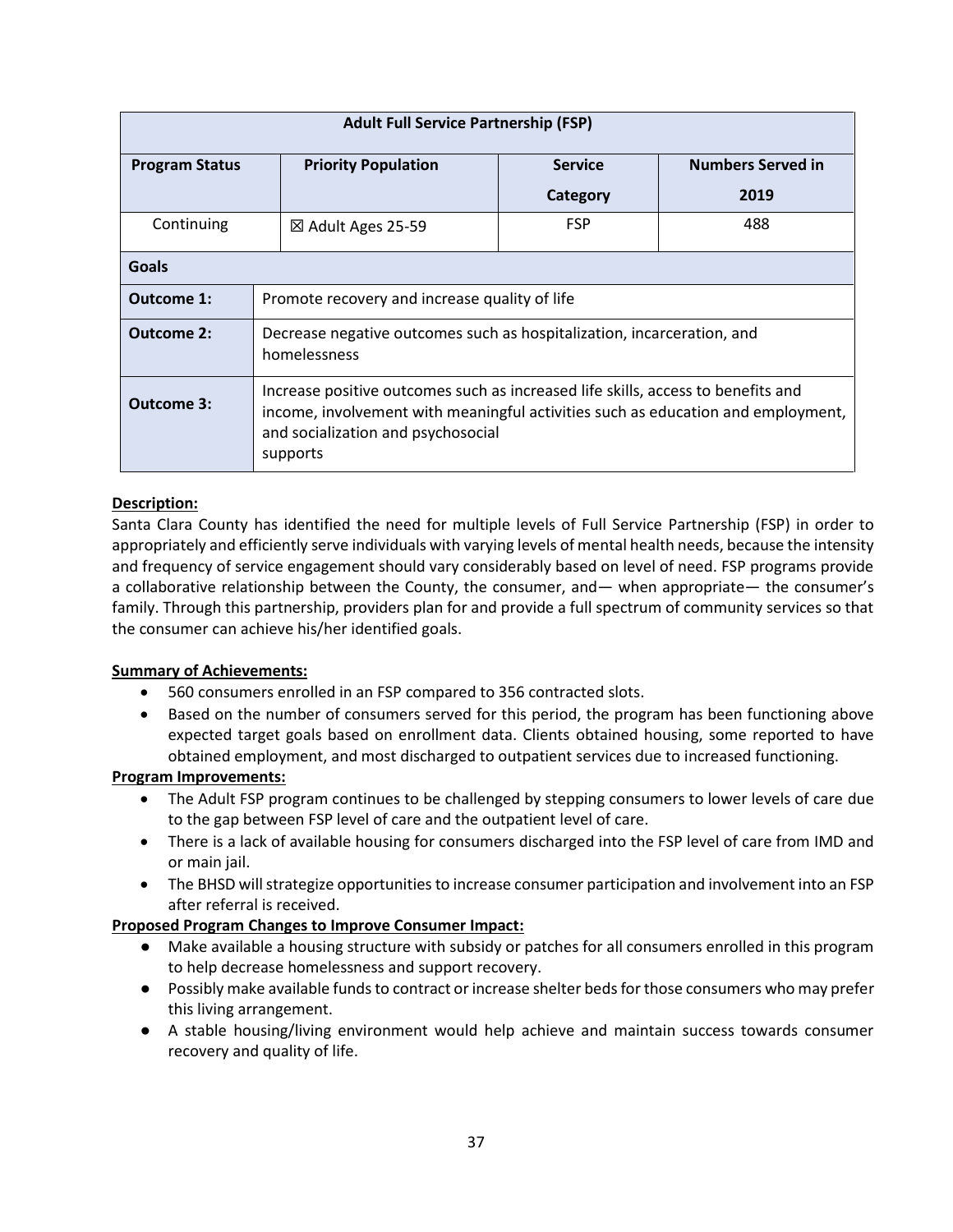| Adult Full Service Partnership (FSP) | | | |
|---|---|---|---|
| **Program Status** | **Priority Population** | **Service Category** | **Numbers Served in 2019** |
| Continuing | ☒ Adult Ages 25-59 | FSP | 488 |
| **Goals** | | | |
| **Outcome 1:** | Promote recovery and increase quality of life | | |
| **Outcome 2:** | Decrease negative outcomes such as hospitalization, incarceration, and homelessness | | |
| **Outcome 3:** | Increase positive outcomes such as increased life skills, access to benefits and income, involvement with meaningful activities such as education and employment, and socialization and psychosocial supports | | |

**Description:**

Santa Clara County has identified the need for multiple levels of Full Service Partnership (FSP) in order to appropriately and efficiently serve individuals with varying levels of mental health needs, because the intensity and frequency of service engagement should vary considerably based on level of need. FSP programs provide a collaborative relationship between the County, the consumer, and— when appropriate— the consumer's family. Through this partnership, providers plan for and provide a full spectrum of community services so that the consumer can achieve his/her identified goals.

**Summary of Achievements:**

- 560 consumers enrolled in an FSP compared to 356 contracted slots.
- Based on the number of consumers served for this period, the program has been functioning above expected target goals based on enrollment data. Clients obtained housing, some reported to have obtained employment, and most discharged to outpatient services due to increased functioning.

**Program Improvements:**

- The Adult FSP program continues to be challenged by stepping consumers to lower levels of care due to the gap between FSP level of care and the outpatient level of care.
- There is a lack of available housing for consumers discharged into the FSP level of care from IMD and or main jail.
- The BHSD will strategize opportunities to increase consumer participation and involvement into an FSP after referral is received.

**Proposed Program Changes to Improve Consumer Impact:**

- Make available a housing structure with subsidy or patches for all consumers enrolled in this program to help decrease homelessness and support recovery.
- Possibly make available funds to contract or increase shelter beds for those consumers who may prefer this living arrangement.
- A stable housing/living environment would help achieve and maintain success towards consumer recovery and quality of life.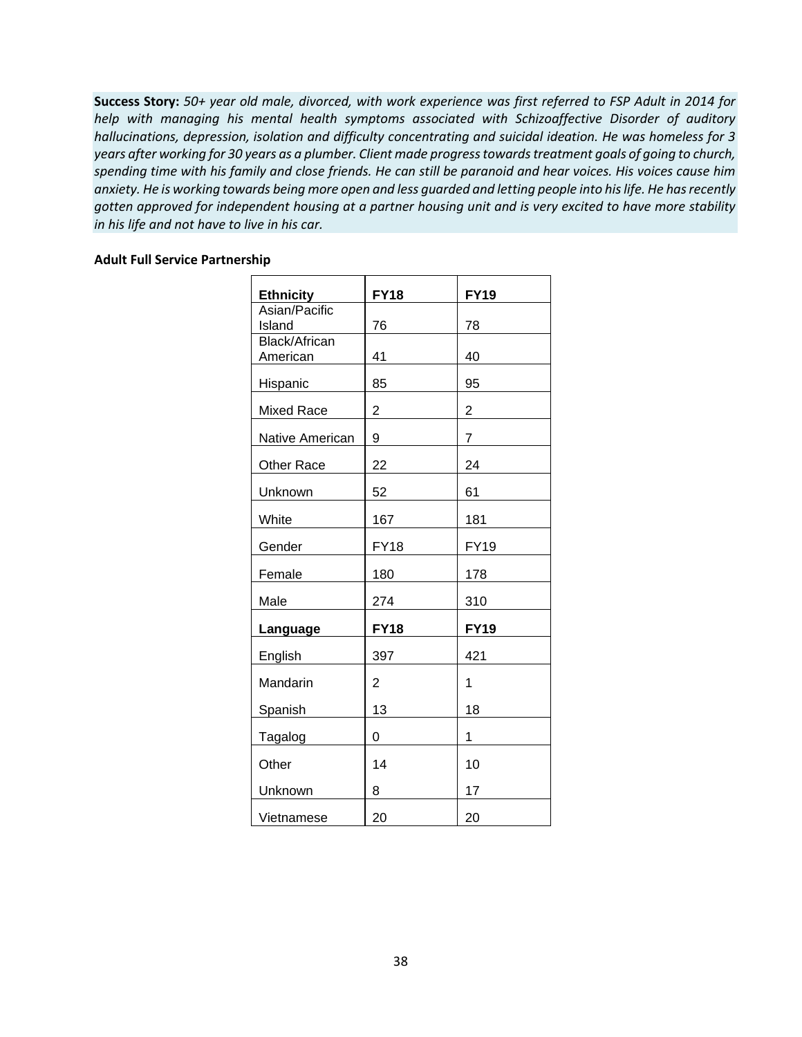**Success Story:** *50+ year old male, divorced, with work experience was first referred to FSP Adult in 2014 for help with managing his mental health symptoms associated with Schizoaffective Disorder of auditory hallucinations, depression, isolation and difficulty concentrating and suicidal ideation. He was homeless for 3 years after working for 30 years as a plumber. Client made progress towards treatment goals of going to church, spending time with his family and close friends. He can still be paranoid and hear voices. His voices cause him anxiety. He is working towards being more open and less guarded and letting people into his life. He has recently gotten approved for independent housing at a partner housing unit and is very excited to have more stability in his life and not have to live in his car.*

**Adult Full Service Partnership**

| **Ethnicity** | **FY18** | **FY19** |
|---|---|---|
| Asian/Pacific Island | 76 | 78 |
| Black/African American | 41 | 40 |
| Hispanic | 85 | 95 |
| Mixed Race | 2 | 2 |
| Native American | 9 | 7 |
| Other Race | 22 | 24 |
| Unknown | 52 | 61 |
| White | 167 | 181 |
| Gender | FY18 | FY19 |
| Female | 180 | 178 |
| Male | 274 | 310 |
| **Language** | **FY18** | **FY19** |
| English | 397 | 421 |
| Mandarin | 2 | 1 |
| Spanish | 13 | 18 |
| Tagalog | 0 | 1 |
| Other | 14 | 10 |
| Unknown | 8 | 17 |
| Vietnamese | 20 | 20 |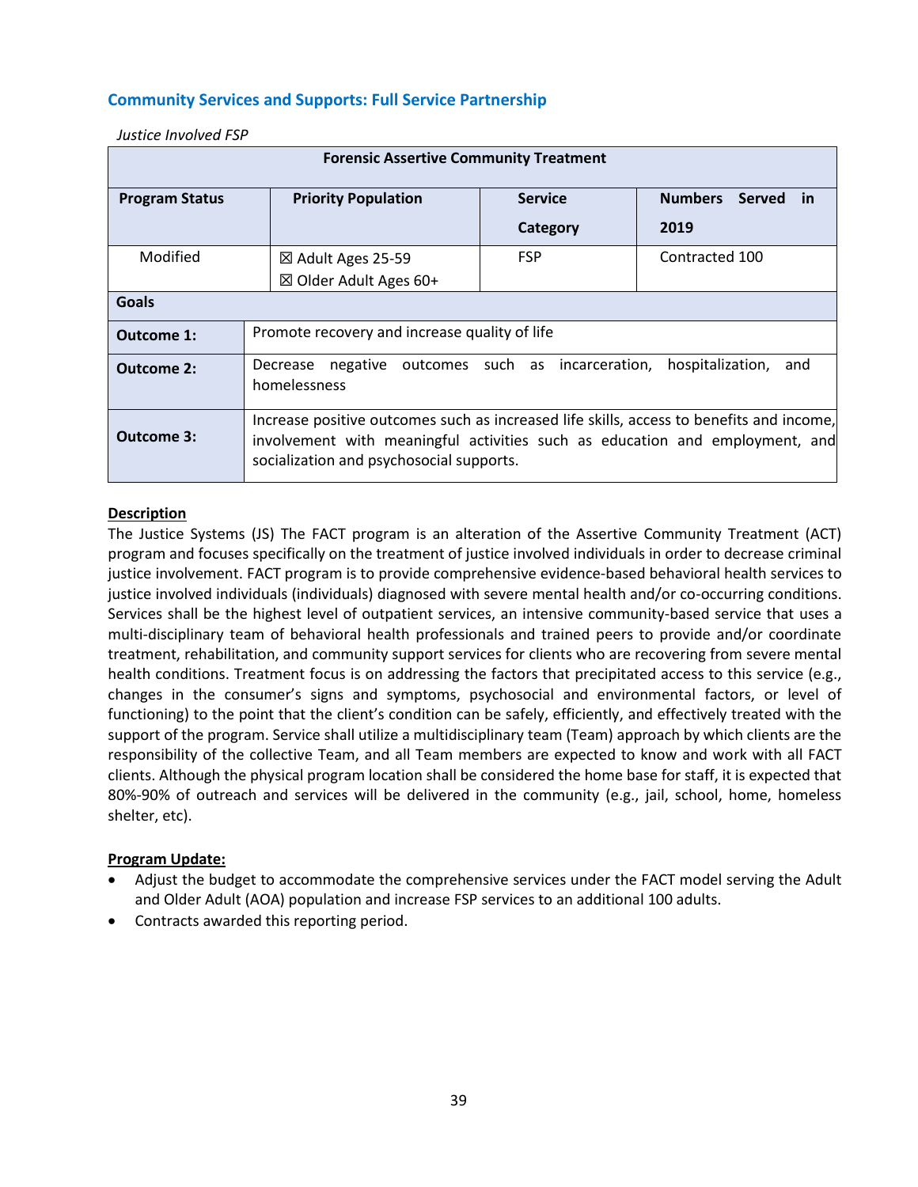## Community Services and Supports: Full Service Partnership

*Justice Involved FSP*

| Forensic Assertive Community Treatment | | | |
|---|---|---|---|
| **Program Status** | **Priority Population** | **Service Category** | **Numbers Served in 2019** |
| Modified | ☒ Adult Ages 25-59<br>☒ Older Adult Ages 60+ | FSP | Contracted 100 |
| **Goals** | | | |
| **Outcome 1:** | Promote recovery and increase quality of life | | |
| **Outcome 2:** | Decrease negative outcomes such as incarceration, hospitalization, and homelessness | | |
| **Outcome 3:** | Increase positive outcomes such as increased life skills, access to benefits and income, involvement with meaningful activities such as education and employment, and socialization and psychosocial supports. | | |

**Description**

The Justice Systems (JS) The FACT program is an alteration of the Assertive Community Treatment (ACT) program and focuses specifically on the treatment of justice involved individuals in order to decrease criminal justice involvement. FACT program is to provide comprehensive evidence-based behavioral health services to justice involved individuals (individuals) diagnosed with severe mental health and/or co-occurring conditions. Services shall be the highest level of outpatient services, an intensive community-based service that uses a multi-disciplinary team of behavioral health professionals and trained peers to provide and/or coordinate treatment, rehabilitation, and community support services for clients who are recovering from severe mental health conditions. Treatment focus is on addressing the factors that precipitated access to this service (e.g., changes in the consumer's signs and symptoms, psychosocial and environmental factors, or level of functioning) to the point that the client's condition can be safely, efficiently, and effectively treated with the support of the program. Service shall utilize a multidisciplinary team (Team) approach by which clients are the responsibility of the collective Team, and all Team members are expected to know and work with all FACT clients. Although the physical program location shall be considered the home base for staff, it is expected that 80%-90% of outreach and services will be delivered in the community (e.g., jail, school, home, homeless shelter, etc).

**Program Update:**

- Adjust the budget to accommodate the comprehensive services under the FACT model serving the Adult and Older Adult (AOA) population and increase FSP services to an additional 100 adults.
- Contracts awarded this reporting period.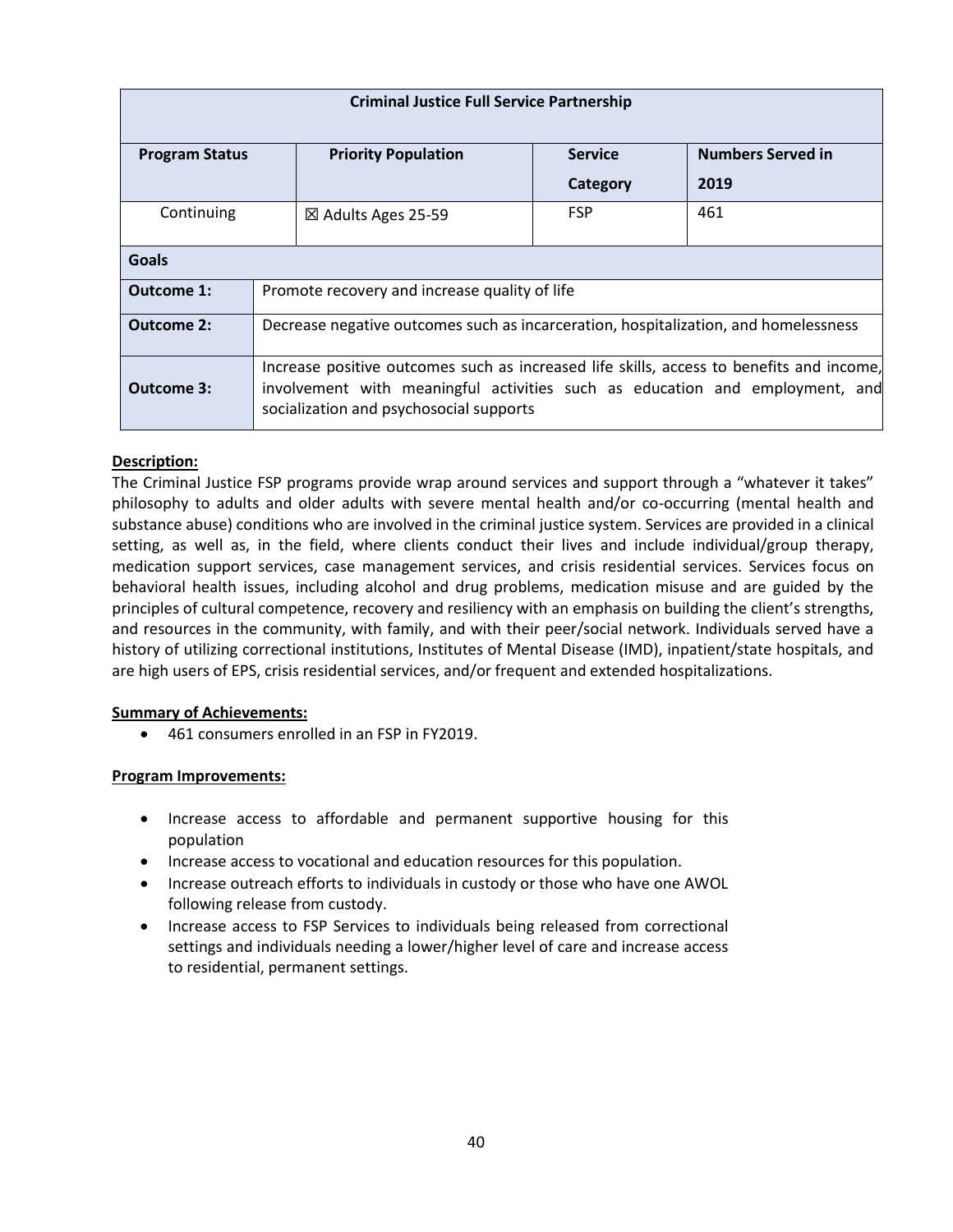| Criminal Justice Full Service Partnership | | | | |
|---|---|---|---|---|
| **Program Status** | | **Priority Population** | **Service Category** | **Numbers Served in 2019** |
| Continuing | | ☒ Adults Ages 25-59 | FSP | 461 |
| **Goals** | | | | |
| **Outcome 1:** | Promote recovery and increase quality of life | | | |
| **Outcome 2:** | Decrease negative outcomes such as incarceration, hospitalization, and homelessness | | | |
| **Outcome 3:** | Increase positive outcomes such as increased life skills, access to benefits and income, involvement with meaningful activities such as education and employment, and socialization and psychosocial supports | | | |

**Description:**

The Criminal Justice FSP programs provide wrap around services and support through a "whatever it takes" philosophy to adults and older adults with severe mental health and/or co-occurring (mental health and substance abuse) conditions who are involved in the criminal justice system. Services are provided in a clinical setting, as well as, in the field, where clients conduct their lives and include individual/group therapy, medication support services, case management services, and crisis residential services. Services focus on behavioral health issues, including alcohol and drug problems, medication misuse and are guided by the principles of cultural competence, recovery and resiliency with an emphasis on building the client's strengths, and resources in the community, with family, and with their peer/social network. Individuals served have a history of utilizing correctional institutions, Institutes of Mental Disease (IMD), inpatient/state hospitals, and are high users of EPS, crisis residential services, and/or frequent and extended hospitalizations.

**Summary of Achievements:**

- 461 consumers enrolled in an FSP in FY2019.

**Program Improvements:**

- Increase access to affordable and permanent supportive housing for this population
- Increase access to vocational and education resources for this population.
- Increase outreach efforts to individuals in custody or those who have one AWOL following release from custody.
- Increase access to FSP Services to individuals being released from correctional settings and individuals needing a lower/higher level of care and increase access to residential, permanent settings.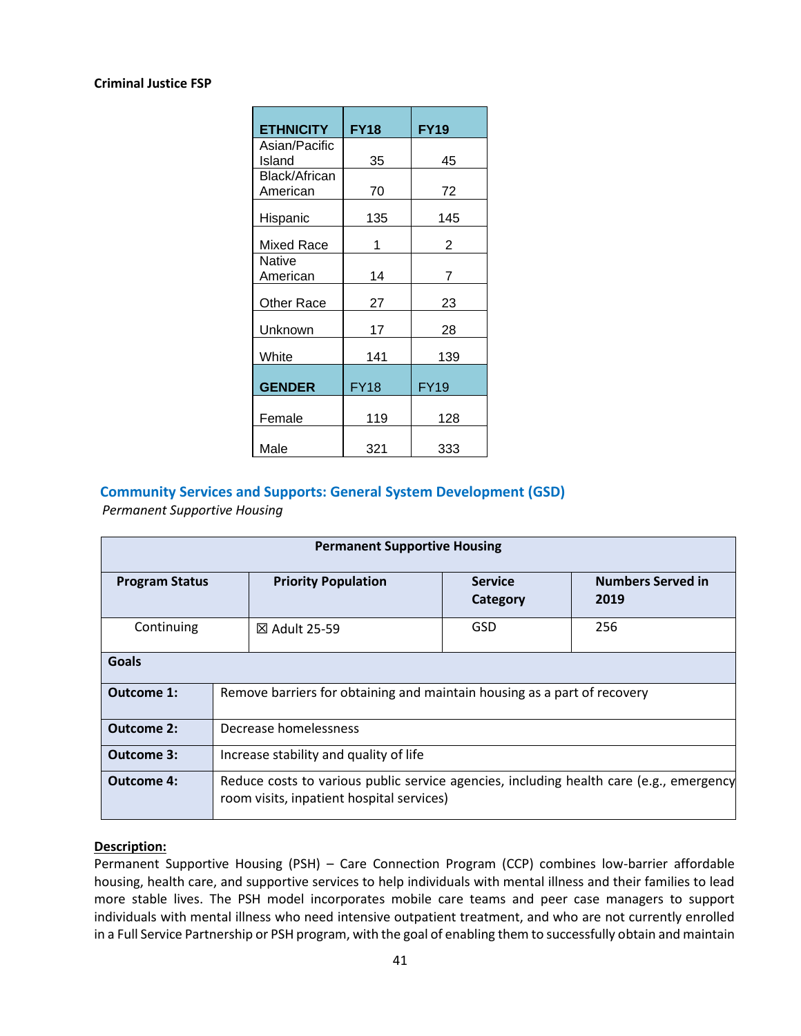**Criminal Justice FSP**

| ETHNICITY | FY18 | FY19 |
|---|---|---|
| Asian/Pacific Island | 35 | 45 |
| Black/African American | 70 | 72 |
| Hispanic | 135 | 145 |
| Mixed Race | 1 | 2 |
| Native American | 14 | 7 |
| Other Race | 27 | 23 |
| Unknown | 17 | 28 |
| White | 141 | 139 |
| **GENDER** | FY18 | FY19 |
| Female | 119 | 128 |
| Male | 321 | 333 |

## Community Services and Supports: General System Development (GSD)

*Permanent Supportive Housing*

| Permanent Supportive Housing | | | |
|---|---|---|---|
| **Program Status** | **Priority Population** | **Service Category** | **Numbers Served in 2019** |
| Continuing | ☒ Adult 25-59 | GSD | 256 |
| **Goals** | | | |
| **Outcome 1:** | Remove barriers for obtaining and maintain housing as a part of recovery | | |
| **Outcome 2:** | Decrease homelessness | | |
| **Outcome 3:** | Increase stability and quality of life | | |
| **Outcome 4:** | Reduce costs to various public service agencies, including health care (e.g., emergency room visits, inpatient hospital services) | | |

**Description:**

Permanent Supportive Housing (PSH) – Care Connection Program (CCP) combines low-barrier affordable housing, health care, and supportive services to help individuals with mental illness and their families to lead more stable lives. The PSH model incorporates mobile care teams and peer case managers to support individuals with mental illness who need intensive outpatient treatment, and who are not currently enrolled in a Full Service Partnership or PSH program, with the goal of enabling them to successfully obtain and maintain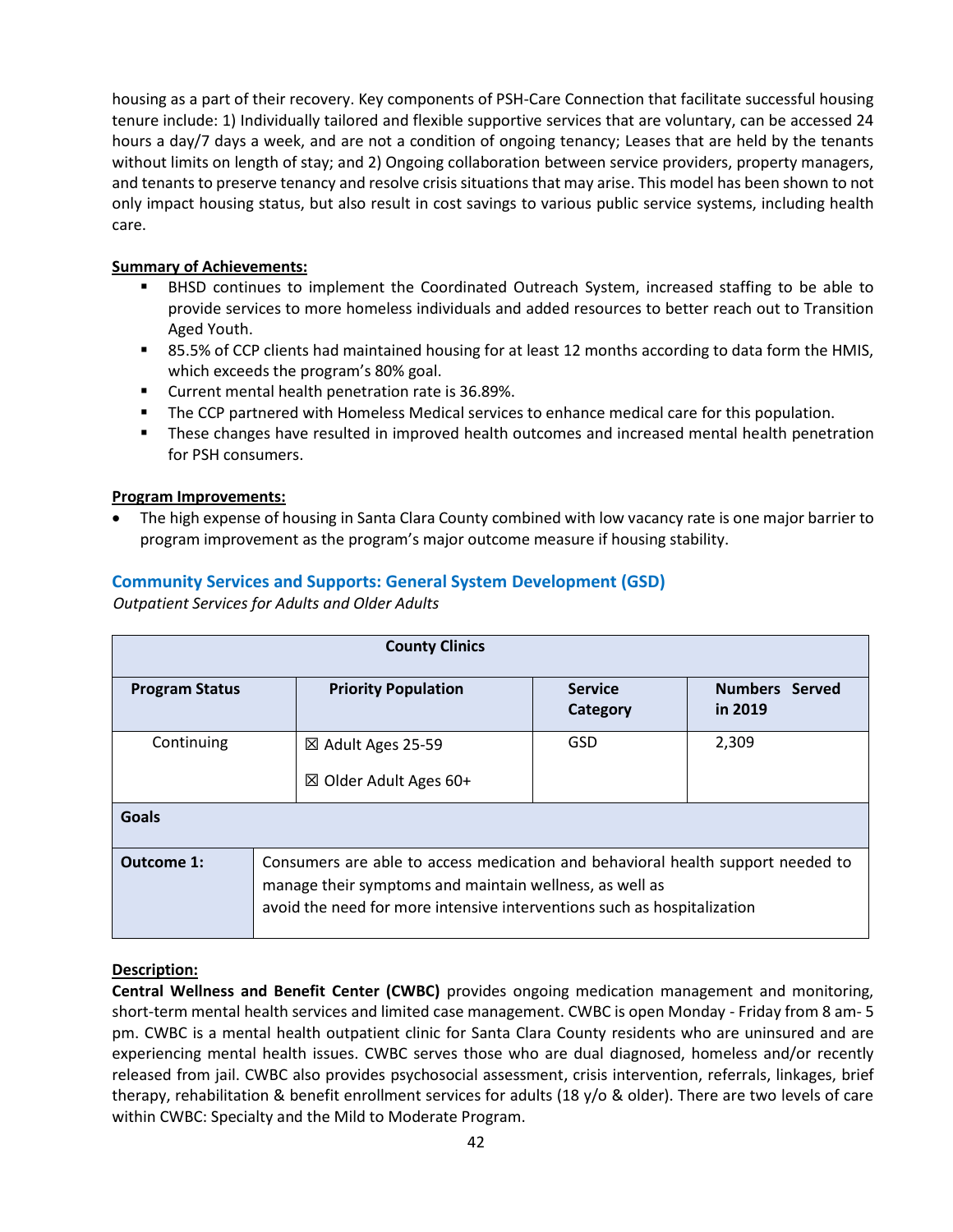housing as a part of their recovery. Key components of PSH-Care Connection that facilitate successful housing tenure include: 1) Individually tailored and flexible supportive services that are voluntary, can be accessed 24 hours a day/7 days a week, and are not a condition of ongoing tenancy; Leases that are held by the tenants without limits on length of stay; and 2) Ongoing collaboration between service providers, property managers, and tenants to preserve tenancy and resolve crisis situations that may arise. This model has been shown to not only impact housing status, but also result in cost savings to various public service systems, including health care.

**Summary of Achievements:**

- BHSD continues to implement the Coordinated Outreach System, increased staffing to be able to provide services to more homeless individuals and added resources to better reach out to Transition Aged Youth.
- 85.5% of CCP clients had maintained housing for at least 12 months according to data form the HMIS, which exceeds the program's 80% goal.
- Current mental health penetration rate is 36.89%.
- The CCP partnered with Homeless Medical services to enhance medical care for this population.
- These changes have resulted in improved health outcomes and increased mental health penetration for PSH consumers.

**Program Improvements:**

- The high expense of housing in Santa Clara County combined with low vacancy rate is one major barrier to program improvement as the program's major outcome measure if housing stability.

## Community Services and Supports: General System Development (GSD)

*Outpatient Services for Adults and Older Adults*

| County Clinics | | | |
|---|---|---|---|
| **Program Status** | **Priority Population** | **Service Category** | **Numbers Served in 2019** |
| Continuing | ☒ Adult Ages 25-59<br>☒ Older Adult Ages 60+ | GSD | 2,309 |
| **Goals** | | | |
| **Outcome 1:** | Consumers are able to access medication and behavioral health support needed to manage their symptoms and maintain wellness, as well as avoid the need for more intensive interventions such as hospitalization | | |

**Description:**

**Central Wellness and Benefit Center (CWBC)** provides ongoing medication management and monitoring, short-term mental health services and limited case management. CWBC is open Monday - Friday from 8 am- 5 pm. CWBC is a mental health outpatient clinic for Santa Clara County residents who are uninsured and are experiencing mental health issues. CWBC serves those who are dual diagnosed, homeless and/or recently released from jail. CWBC also provides psychosocial assessment, crisis intervention, referrals, linkages, brief therapy, rehabilitation & benefit enrollment services for adults (18 y/o & older). There are two levels of care within CWBC: Specialty and the Mild to Moderate Program.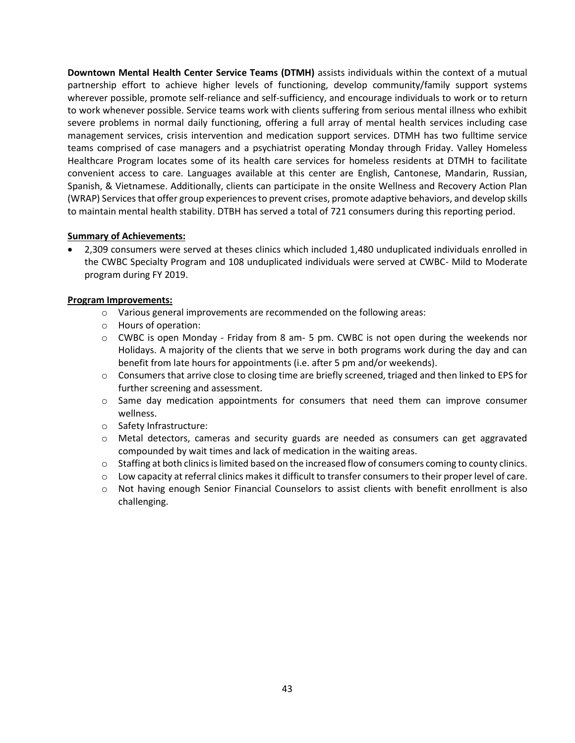**Downtown Mental Health Center Service Teams (DTMH)** assists individuals within the context of a mutual partnership effort to achieve higher levels of functioning, develop community/family support systems wherever possible, promote self-reliance and self-sufficiency, and encourage individuals to work or to return to work whenever possible. Service teams work with clients suffering from serious mental illness who exhibit severe problems in normal daily functioning, offering a full array of mental health services including case management services, crisis intervention and medication support services. DTMH has two fulltime service teams comprised of case managers and a psychiatrist operating Monday through Friday. Valley Homeless Healthcare Program locates some of its health care services for homeless residents at DTMH to facilitate convenient access to care. Languages available at this center are English, Cantonese, Mandarin, Russian, Spanish, & Vietnamese. Additionally, clients can participate in the onsite Wellness and Recovery Action Plan (WRAP) Services that offer group experiences to prevent crises, promote adaptive behaviors, and develop skills to maintain mental health stability. DTBH has served a total of 721 consumers during this reporting period.

**Summary of Achievements:**

- 2,309 consumers were served at theses clinics which included 1,480 unduplicated individuals enrolled in the CWBC Specialty Program and 108 unduplicated individuals were served at CWBC- Mild to Moderate program during FY 2019.

**Program Improvements:**

- Various general improvements are recommended on the following areas:
- Hours of operation:
- CWBC is open Monday - Friday from 8 am- 5 pm. CWBC is not open during the weekends nor Holidays. A majority of the clients that we serve in both programs work during the day and can benefit from late hours for appointments (i.e. after 5 pm and/or weekends).
- Consumers that arrive close to closing time are briefly screened, triaged and then linked to EPS for further screening and assessment.
- Same day medication appointments for consumers that need them can improve consumer wellness.
- Safety Infrastructure:
- Metal detectors, cameras and security guards are needed as consumers can get aggravated compounded by wait times and lack of medication in the waiting areas.
- Staffing at both clinics is limited based on the increased flow of consumers coming to county clinics.
- Low capacity at referral clinics makes it difficult to transfer consumers to their proper level of care.
- Not having enough Senior Financial Counselors to assist clients with benefit enrollment is also challenging.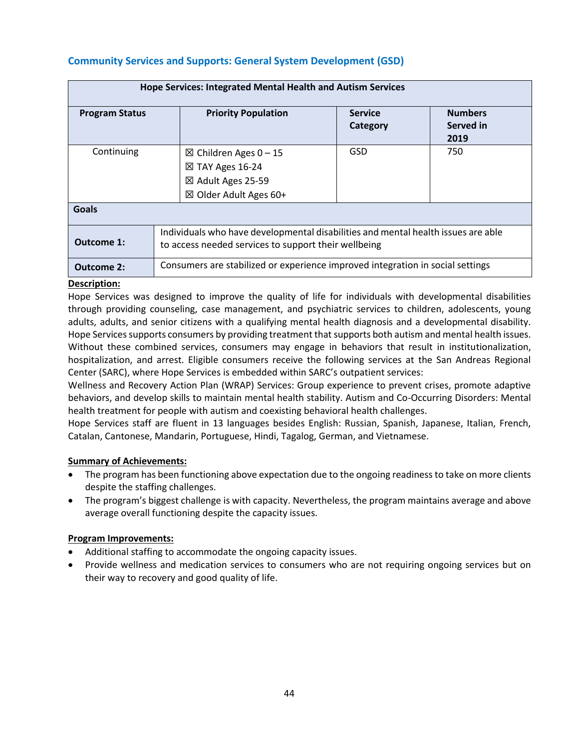## Community Services and Supports: General System Development (GSD)

| Hope Services: Integrated Mental Health and Autism Services | | | |
|---|---|---|---|
| **Program Status** | **Priority Population** | **Service Category** | **Numbers Served in 2019** |
| Continuing | ☒ Children Ages 0 – 15<br>☒ TAY Ages 16-24<br>☒ Adult Ages 25-59<br>☒ Older Adult Ages 60+ | GSD | 750 |
| **Goals** | | | |
| **Outcome 1:** | Individuals who have developmental disabilities and mental health issues are able to access needed services to support their wellbeing | | |
| **Outcome 2:** | Consumers are stabilized or experience improved integration in social settings | | |

**Description:**

Hope Services was designed to improve the quality of life for individuals with developmental disabilities through providing counseling, case management, and psychiatric services to children, adolescents, young adults, adults, and senior citizens with a qualifying mental health diagnosis and a developmental disability. Hope Services supports consumers by providing treatment that supports both autism and mental health issues. Without these combined services, consumers may engage in behaviors that result in institutionalization, hospitalization, and arrest. Eligible consumers receive the following services at the San Andreas Regional Center (SARC), where Hope Services is embedded within SARC's outpatient services:

Wellness and Recovery Action Plan (WRAP) Services: Group experience to prevent crises, promote adaptive behaviors, and develop skills to maintain mental health stability. Autism and Co-Occurring Disorders: Mental health treatment for people with autism and coexisting behavioral health challenges.

Hope Services staff are fluent in 13 languages besides English: Russian, Spanish, Japanese, Italian, French, Catalan, Cantonese, Mandarin, Portuguese, Hindi, Tagalog, German, and Vietnamese.

**Summary of Achievements:**

- The program has been functioning above expectation due to the ongoing readiness to take on more clients despite the staffing challenges.
- The program's biggest challenge is with capacity. Nevertheless, the program maintains average and above average overall functioning despite the capacity issues.

**Program Improvements:**

- Additional staffing to accommodate the ongoing capacity issues.
- Provide wellness and medication services to consumers who are not requiring ongoing services but on their way to recovery and good quality of life.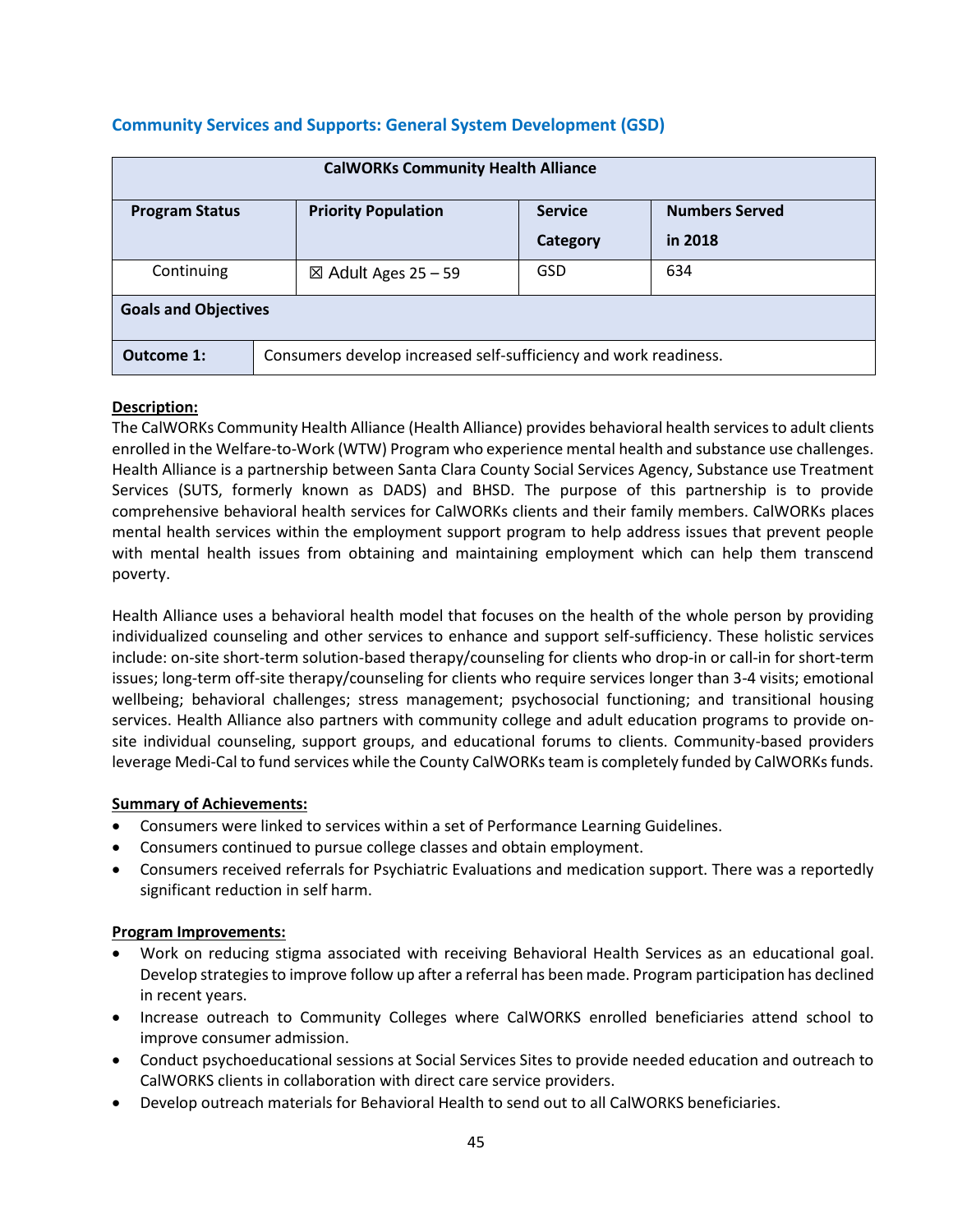## Community Services and Supports: General System Development (GSD)

| CalWORKs Community Health Alliance | | | |
|---|---|---|---|
| **Program Status** | **Priority Population** | **Service Category** | **Numbers Served in 2018** |
| Continuing | ☒ Adult Ages 25 – 59 | GSD | 634 |
| **Goals and Objectives** | | | |
| **Outcome 1:** | Consumers develop increased self-sufficiency and work readiness. | | |

**Description:**
The CalWORKs Community Health Alliance (Health Alliance) provides behavioral health services to adult clients enrolled in the Welfare-to-Work (WTW) Program who experience mental health and substance use challenges. Health Alliance is a partnership between Santa Clara County Social Services Agency, Substance use Treatment Services (SUTS, formerly known as DADS) and BHSD. The purpose of this partnership is to provide comprehensive behavioral health services for CalWORKs clients and their family members. CalWORKs places mental health services within the employment support program to help address issues that prevent people with mental health issues from obtaining and maintaining employment which can help them transcend poverty.

Health Alliance uses a behavioral health model that focuses on the health of the whole person by providing individualized counseling and other services to enhance and support self-sufficiency. These holistic services include: on-site short-term solution-based therapy/counseling for clients who drop-in or call-in for short-term issues; long-term off-site therapy/counseling for clients who require services longer than 3-4 visits; emotional wellbeing; behavioral challenges; stress management; psychosocial functioning; and transitional housing services. Health Alliance also partners with community college and adult education programs to provide on-site individual counseling, support groups, and educational forums to clients. Community-based providers leverage Medi-Cal to fund services while the County CalWORKs team is completely funded by CalWORKs funds.

**Summary of Achievements:**

- Consumers were linked to services within a set of Performance Learning Guidelines.
- Consumers continued to pursue college classes and obtain employment.
- Consumers received referrals for Psychiatric Evaluations and medication support. There was a reportedly significant reduction in self harm.

**Program Improvements:**

- Work on reducing stigma associated with receiving Behavioral Health Services as an educational goal. Develop strategies to improve follow up after a referral has been made. Program participation has declined in recent years.
- Increase outreach to Community Colleges where CalWORKS enrolled beneficiaries attend school to improve consumer admission.
- Conduct psychoeducational sessions at Social Services Sites to provide needed education and outreach to CalWORKS clients in collaboration with direct care service providers.
- Develop outreach materials for Behavioral Health to send out to all CalWORKS beneficiaries.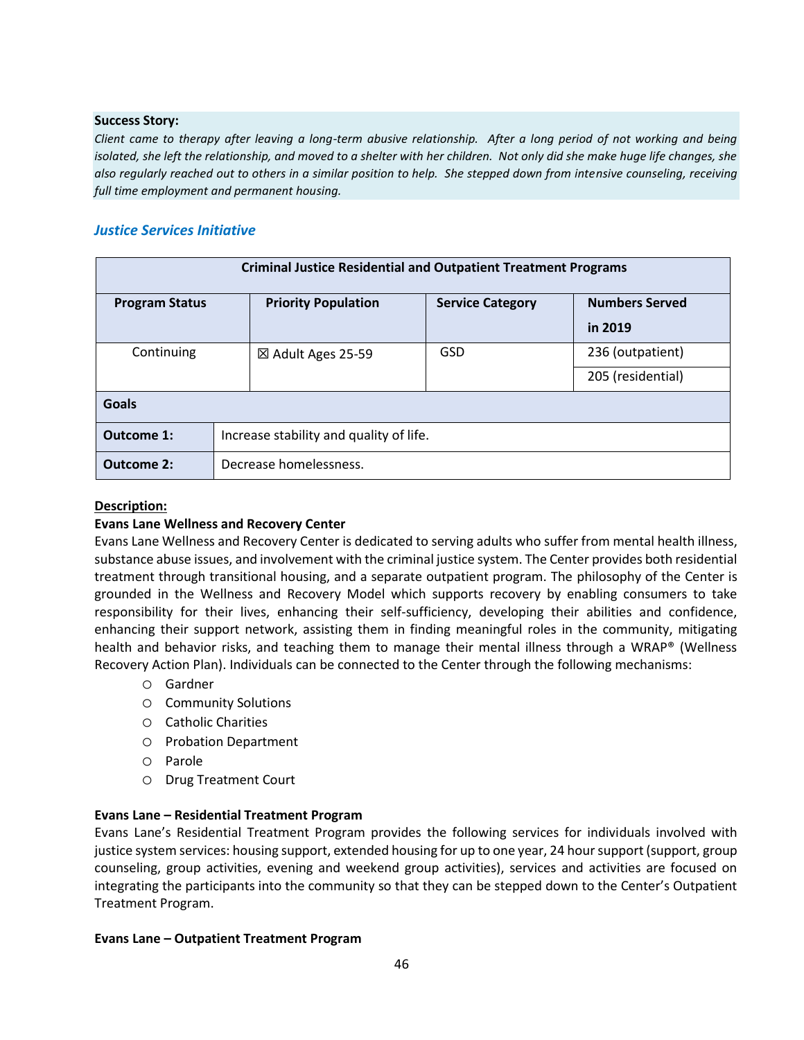**Success Story:**

*Client came to therapy after leaving a long-term abusive relationship. After a long period of not working and being isolated, she left the relationship, and moved to a shelter with her children. Not only did she make huge life changes, she also regularly reached out to others in a similar position to help. She stepped down from intensive counseling, receiving full time employment and permanent housing.*

### *Justice Services Initiative*

| Criminal Justice Residential and Outpatient Treatment Programs | | | |
|---|---|---|---|
| **Program Status** | **Priority Population** | **Service Category** | **Numbers Served in 2019** |
| Continuing | ☒ Adult Ages 25-59 | GSD | 236 (outpatient) |
| | | | 205 (residential) |
| **Goals** | | | |
| **Outcome 1:** | Increase stability and quality of life. | | |
| **Outcome 2:** | Decrease homelessness. | | |

**Description:**

**Evans Lane Wellness and Recovery Center**

Evans Lane Wellness and Recovery Center is dedicated to serving adults who suffer from mental health illness, substance abuse issues, and involvement with the criminal justice system. The Center provides both residential treatment through transitional housing, and a separate outpatient program. The philosophy of the Center is grounded in the Wellness and Recovery Model which supports recovery by enabling consumers to take responsibility for their lives, enhancing their self-sufficiency, developing their abilities and confidence, enhancing their support network, assisting them in finding meaningful roles in the community, mitigating health and behavior risks, and teaching them to manage their mental illness through a WRAP® (Wellness Recovery Action Plan). Individuals can be connected to the Center through the following mechanisms:

- Gardner
- Community Solutions
- Catholic Charities
- Probation Department
- Parole
- Drug Treatment Court

**Evans Lane – Residential Treatment Program**

Evans Lane's Residential Treatment Program provides the following services for individuals involved with justice system services: housing support, extended housing for up to one year, 24 hour support (support, group counseling, group activities, evening and weekend group activities), services and activities are focused on integrating the participants into the community so that they can be stepped down to the Center's Outpatient Treatment Program.

**Evans Lane – Outpatient Treatment Program**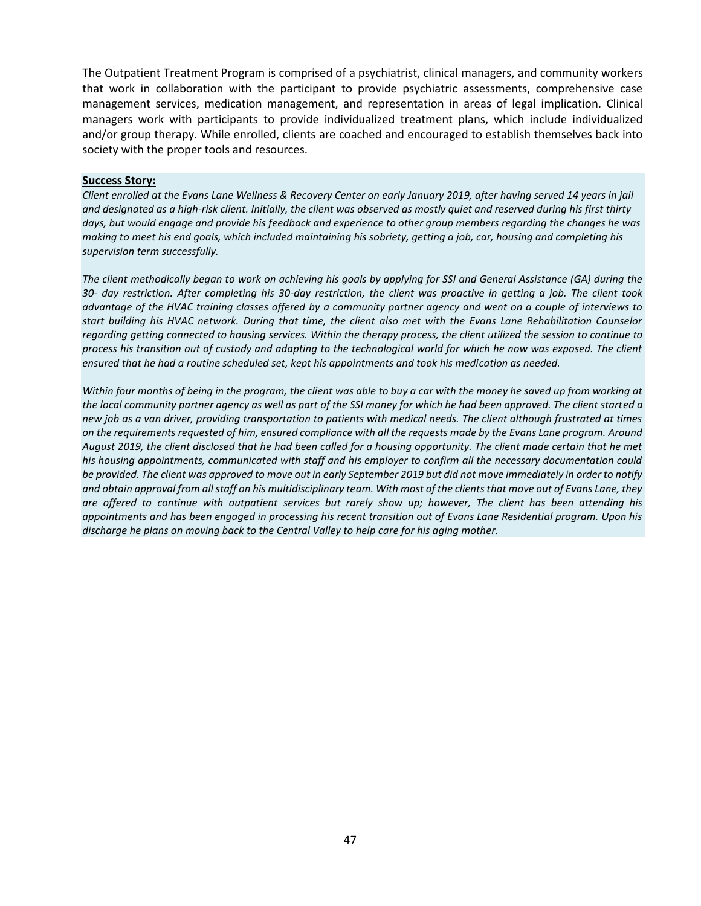The Outpatient Treatment Program is comprised of a psychiatrist, clinical managers, and community workers that work in collaboration with the participant to provide psychiatric assessments, comprehensive case management services, medication management, and representation in areas of legal implication. Clinical managers work with participants to provide individualized treatment plans, which include individualized and/or group therapy. While enrolled, clients are coached and encouraged to establish themselves back into society with the proper tools and resources.

**Success Story:**

*Client enrolled at the Evans Lane Wellness & Recovery Center on early January 2019, after having served 14 years in jail and designated as a high-risk client. Initially, the client was observed as mostly quiet and reserved during his first thirty days, but would engage and provide his feedback and experience to other group members regarding the changes he was making to meet his end goals, which included maintaining his sobriety, getting a job, car, housing and completing his supervision term successfully.*

*The client methodically began to work on achieving his goals by applying for SSI and General Assistance (GA) during the 30- day restriction. After completing his 30-day restriction, the client was proactive in getting a job. The client took advantage of the HVAC training classes offered by a community partner agency and went on a couple of interviews to start building his HVAC network. During that time, the client also met with the Evans Lane Rehabilitation Counselor regarding getting connected to housing services. Within the therapy process, the client utilized the session to continue to process his transition out of custody and adapting to the technological world for which he now was exposed. The client ensured that he had a routine scheduled set, kept his appointments and took his medication as needed.*

*Within four months of being in the program, the client was able to buy a car with the money he saved up from working at the local community partner agency as well as part of the SSI money for which he had been approved. The client started a new job as a van driver, providing transportation to patients with medical needs. The client although frustrated at times on the requirements requested of him, ensured compliance with all the requests made by the Evans Lane program. Around August 2019, the client disclosed that he had been called for a housing opportunity. The client made certain that he met his housing appointments, communicated with staff and his employer to confirm all the necessary documentation could be provided. The client was approved to move out in early September 2019 but did not move immediately in order to notify and obtain approval from all staff on his multidisciplinary team. With most of the clients that move out of Evans Lane, they are offered to continue with outpatient services but rarely show up; however, The client has been attending his appointments and has been engaged in processing his recent transition out of Evans Lane Residential program. Upon his discharge he plans on moving back to the Central Valley to help care for his aging mother.*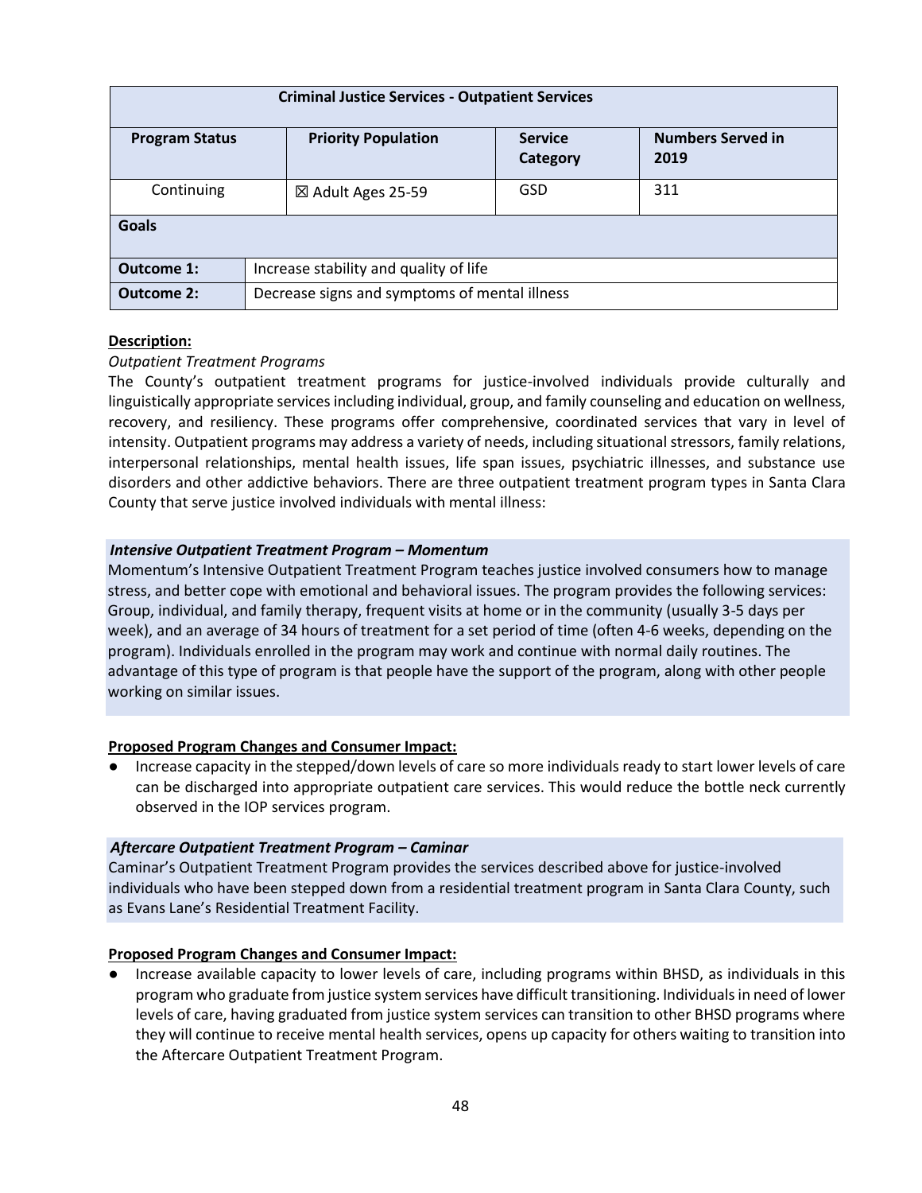| Criminal Justice Services - Outpatient Services | | | |
|---|---|---|---|
| **Program Status** | **Priority Population** | **Service Category** | **Numbers Served in 2019** |
| Continuing | ☒ Adult Ages 25-59 | GSD | 311 |
| **Goals** | | | |
| **Outcome 1:** | Increase stability and quality of life | | |
| **Outcome 2:** | Decrease signs and symptoms of mental illness | | |

**Description:**

*Outpatient Treatment Programs*

The County's outpatient treatment programs for justice-involved individuals provide culturally and linguistically appropriate services including individual, group, and family counseling and education on wellness, recovery, and resiliency. These programs offer comprehensive, coordinated services that vary in level of intensity. Outpatient programs may address a variety of needs, including situational stressors, family relations, interpersonal relationships, mental health issues, life span issues, psychiatric illnesses, and substance use disorders and other addictive behaviors. There are three outpatient treatment program types in Santa Clara County that serve justice involved individuals with mental illness:

***Intensive Outpatient Treatment Program – Momentum***

Momentum's Intensive Outpatient Treatment Program teaches justice involved consumers how to manage stress, and better cope with emotional and behavioral issues. The program provides the following services: Group, individual, and family therapy, frequent visits at home or in the community (usually 3-5 days per week), and an average of 34 hours of treatment for a set period of time (often 4-6 weeks, depending on the program). Individuals enrolled in the program may work and continue with normal daily routines. The advantage of this type of program is that people have the support of the program, along with other people working on similar issues.

**Proposed Program Changes and Consumer Impact:**

- Increase capacity in the stepped/down levels of care so more individuals ready to start lower levels of care can be discharged into appropriate outpatient care services. This would reduce the bottle neck currently observed in the IOP services program.

***Aftercare Outpatient Treatment Program – Caminar***

Caminar's Outpatient Treatment Program provides the services described above for justice-involved individuals who have been stepped down from a residential treatment program in Santa Clara County, such as Evans Lane's Residential Treatment Facility.

**Proposed Program Changes and Consumer Impact:**

- Increase available capacity to lower levels of care, including programs within BHSD, as individuals in this program who graduate from justice system services have difficult transitioning. Individuals in need of lower levels of care, having graduated from justice system services can transition to other BHSD programs where they will continue to receive mental health services, opens up capacity for others waiting to transition into the Aftercare Outpatient Treatment Program.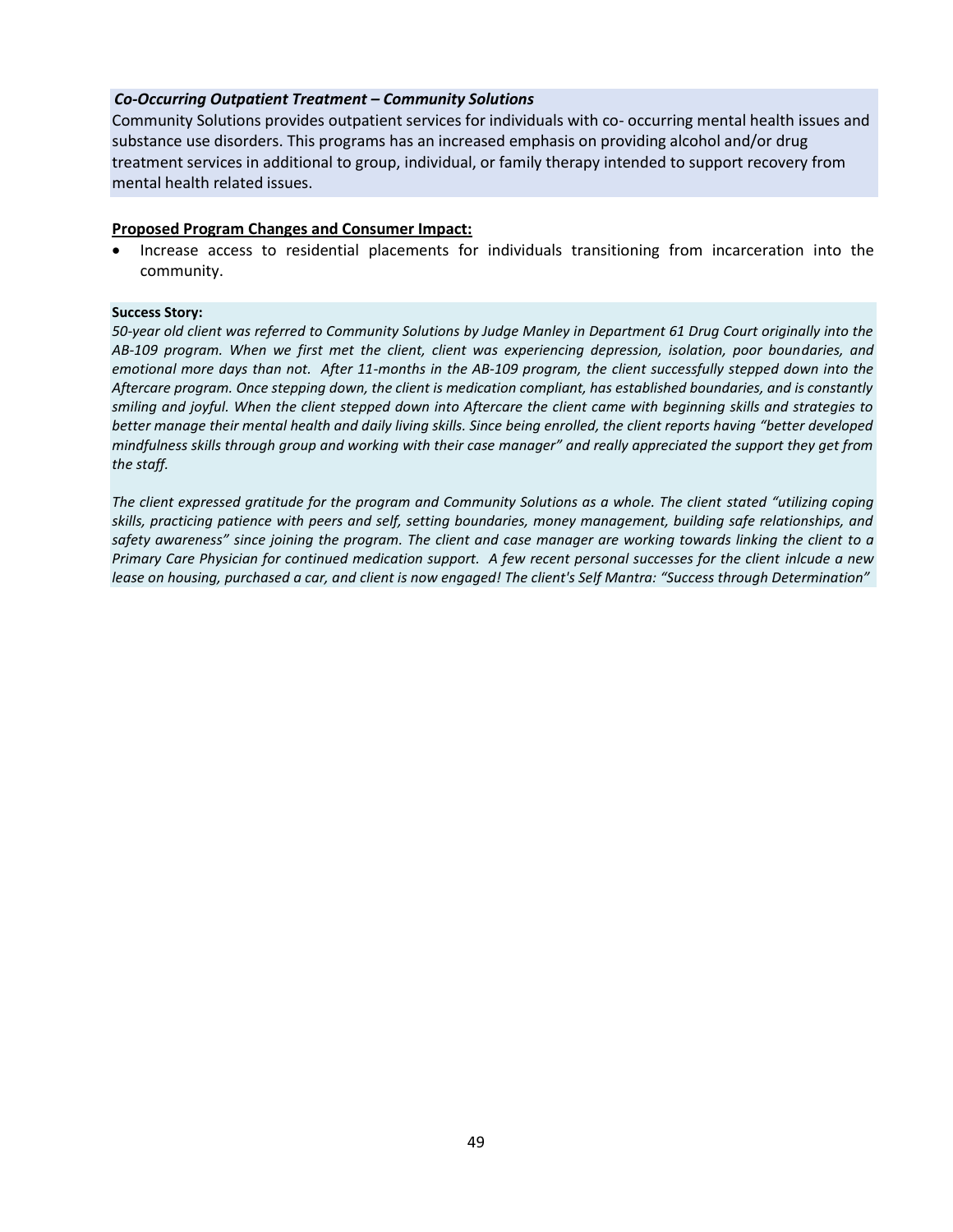### *Co-Occurring Outpatient Treatment – Community Solutions*

Community Solutions provides outpatient services for individuals with co- occurring mental health issues and substance use disorders. This programs has an increased emphasis on providing alcohol and/or drug treatment services in additional to group, individual, or family therapy intended to support recovery from mental health related issues.

**Proposed Program Changes and Consumer Impact:**

- Increase access to residential placements for individuals transitioning from incarceration into the community.

**Success Story:**

*50-year old client was referred to Community Solutions by Judge Manley in Department 61 Drug Court originally into the AB-109 program. When we first met the client, client was experiencing depression, isolation, poor boundaries, and emotional more days than not. After 11-months in the AB-109 program, the client successfully stepped down into the Aftercare program. Once stepping down, the client is medication compliant, has established boundaries, and is constantly smiling and joyful. When the client stepped down into Aftercare the client came with beginning skills and strategies to better manage their mental health and daily living skills. Since being enrolled, the client reports having "better developed mindfulness skills through group and working with their case manager" and really appreciated the support they get from the staff.*

*The client expressed gratitude for the program and Community Solutions as a whole. The client stated "utilizing coping skills, practicing patience with peers and self, setting boundaries, money management, building safe relationships, and safety awareness" since joining the program. The client and case manager are working towards linking the client to a Primary Care Physician for continued medication support. A few recent personal successes for the client inlcude a new lease on housing, purchased a car, and client is now engaged! The client's Self Mantra: "Success through Determination"*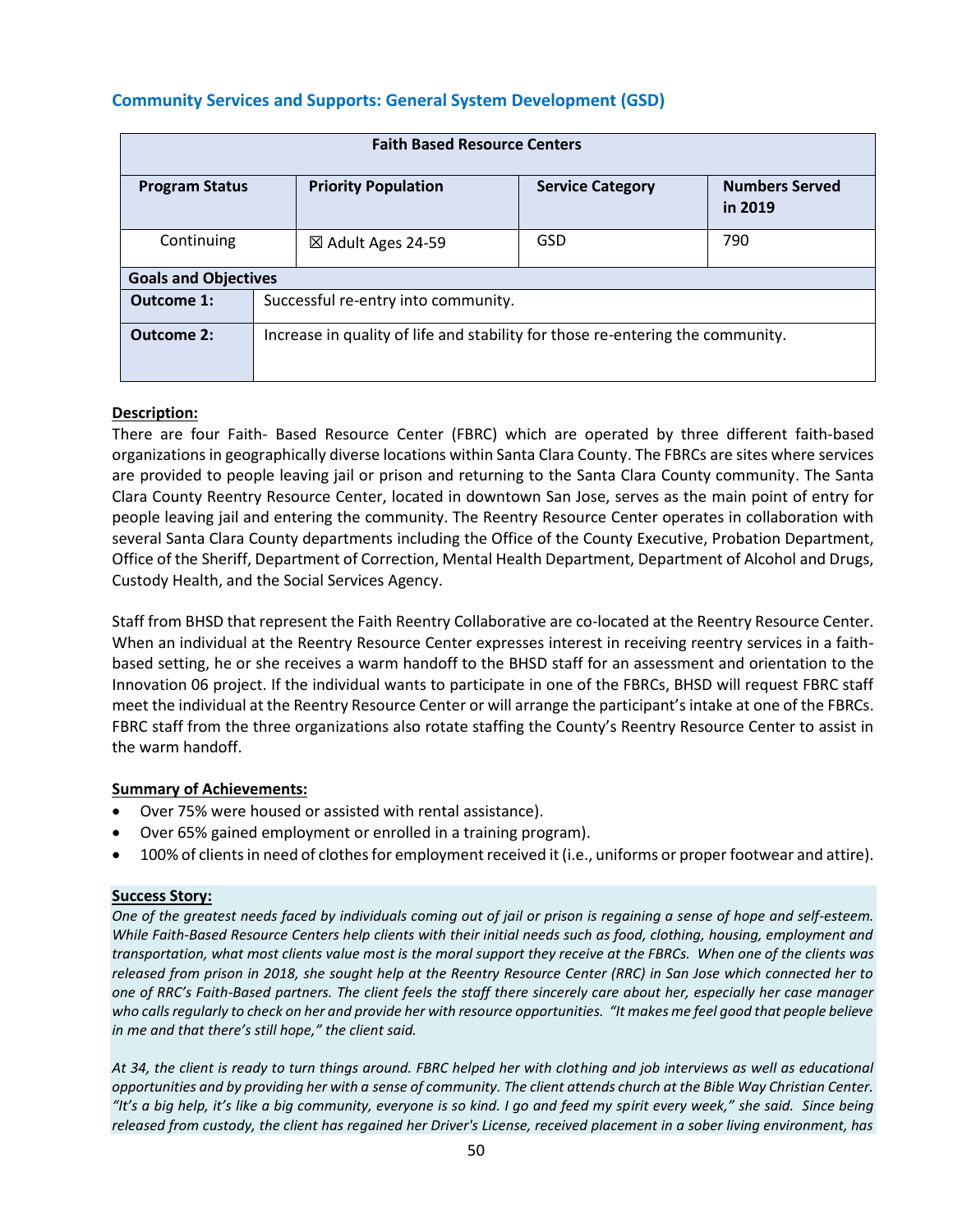## Community Services and Supports: General System Development (GSD)

| Faith Based Resource Centers | | | |
|---|---|---|---|
| **Program Status** | **Priority Population** | **Service Category** | **Numbers Served in 2019** |
| Continuing | ☒ Adult Ages 24-59 | GSD | 790 |
| **Goals and Objectives** | | | |
| **Outcome 1:** | Successful re-entry into community. | | |
| **Outcome 2:** | Increase in quality of life and stability for those re-entering the community. | | |

**Description:**

There are four Faith- Based Resource Center (FBRC) which are operated by three different faith-based organizations in geographically diverse locations within Santa Clara County. The FBRCs are sites where services are provided to people leaving jail or prison and returning to the Santa Clara County community. The Santa Clara County Reentry Resource Center, located in downtown San Jose, serves as the main point of entry for people leaving jail and entering the community. The Reentry Resource Center operates in collaboration with several Santa Clara County departments including the Office of the County Executive, Probation Department, Office of the Sheriff, Department of Correction, Mental Health Department, Department of Alcohol and Drugs, Custody Health, and the Social Services Agency.

Staff from BHSD that represent the Faith Reentry Collaborative are co-located at the Reentry Resource Center. When an individual at the Reentry Resource Center expresses interest in receiving reentry services in a faith-based setting, he or she receives a warm handoff to the BHSD staff for an assessment and orientation to the Innovation 06 project. If the individual wants to participate in one of the FBRCs, BHSD will request FBRC staff meet the individual at the Reentry Resource Center or will arrange the participant's intake at one of the FBRCs. FBRC staff from the three organizations also rotate staffing the County's Reentry Resource Center to assist in the warm handoff.

**Summary of Achievements:**

- Over 75% were housed or assisted with rental assistance).
- Over 65% gained employment or enrolled in a training program).
- 100% of clients in need of clothes for employment received it (i.e., uniforms or proper footwear and attire).

**Success Story:**

*One of the greatest needs faced by individuals coming out of jail or prison is regaining a sense of hope and self-esteem. While Faith-Based Resource Centers help clients with their initial needs such as food, clothing, housing, employment and transportation, what most clients value most is the moral support they receive at the FBRCs. When one of the clients was released from prison in 2018, she sought help at the Reentry Resource Center (RRC) in San Jose which connected her to one of RRC's Faith-Based partners. The client feels the staff there sincerely care about her, especially her case manager who calls regularly to check on her and provide her with resource opportunities. "It makes me feel good that people believe in me and that there's still hope," the client said.*

*At 34, the client is ready to turn things around. FBRC helped her with clothing and job interviews as well as educational opportunities and by providing her with a sense of community. The client attends church at the Bible Way Christian Center. "It's a big help, it's like a big community, everyone is so kind. I go and feed my spirit every week," she said. Since being released from custody, the client has regained her Driver's License, received placement in a sober living environment, has*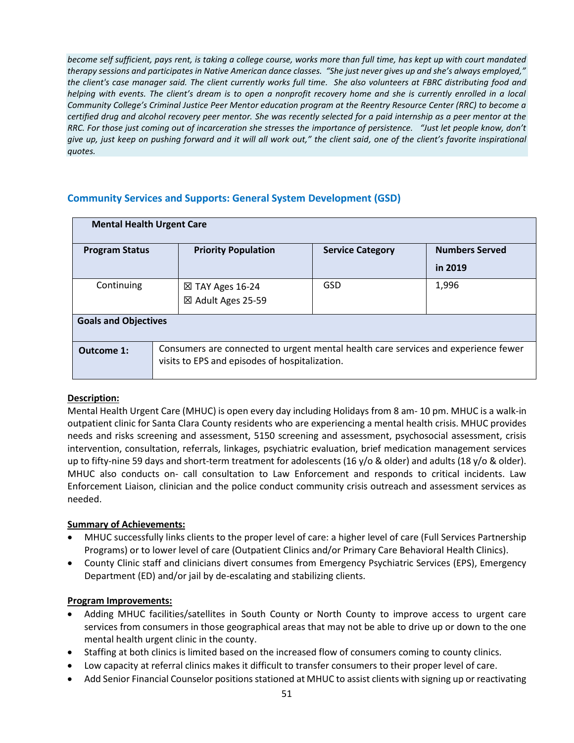*become self sufficient, pays rent, is taking a college course, works more than full time, has kept up with court mandated therapy sessions and participates in Native American dance classes. "She just never gives up and she's always employed," the client's case manager said. The client currently works full time. She also volunteers at FBRC distributing food and helping with events. The client's dream is to open a nonprofit recovery home and she is currently enrolled in a local Community College's Criminal Justice Peer Mentor education program at the Reentry Resource Center (RRC) to become a certified drug and alcohol recovery peer mentor. She was recently selected for a paid internship as a peer mentor at the RRC. For those just coming out of incarceration she stresses the importance of persistence. "Just let people know, don't give up, just keep on pushing forward and it will all work out," the client said, one of the client's favorite inspirational quotes.*

## Community Services and Supports: General System Development (GSD)

| **Mental Health Urgent Care** | | | |
|---|---|---|---|
| **Program Status** | **Priority Population** | **Service Category** | **Numbers Served in 2019** |
| Continuing | ☒ TAY Ages 16-24<br>☒ Adult Ages 25-59 | GSD | 1,996 |
| **Goals and Objectives** | | | |
| **Outcome 1:** | Consumers are connected to urgent mental health care services and experience fewer visits to EPS and episodes of hospitalization. | | |

**Description:**

Mental Health Urgent Care (MHUC) is open every day including Holidays from 8 am- 10 pm. MHUC is a walk-in outpatient clinic for Santa Clara County residents who are experiencing a mental health crisis. MHUC provides needs and risks screening and assessment, 5150 screening and assessment, psychosocial assessment, crisis intervention, consultation, referrals, linkages, psychiatric evaluation, brief medication management services up to fifty-nine 59 days and short-term treatment for adolescents (16 y/o & older) and adults (18 y/o & older). MHUC also conducts on- call consultation to Law Enforcement and responds to critical incidents. Law Enforcement Liaison, clinician and the police conduct community crisis outreach and assessment services as needed.

**Summary of Achievements:**

- MHUC successfully links clients to the proper level of care: a higher level of care (Full Services Partnership Programs) or to lower level of care (Outpatient Clinics and/or Primary Care Behavioral Health Clinics).
- County Clinic staff and clinicians divert consumes from Emergency Psychiatric Services (EPS), Emergency Department (ED) and/or jail by de-escalating and stabilizing clients.

**Program Improvements:**

- Adding MHUC facilities/satellites in South County or North County to improve access to urgent care services from consumers in those geographical areas that may not be able to drive up or down to the one mental health urgent clinic in the county.
- Staffing at both clinics is limited based on the increased flow of consumers coming to county clinics.
- Low capacity at referral clinics makes it difficult to transfer consumers to their proper level of care.
- Add Senior Financial Counselor positions stationed at MHUC to assist clients with signing up or reactivating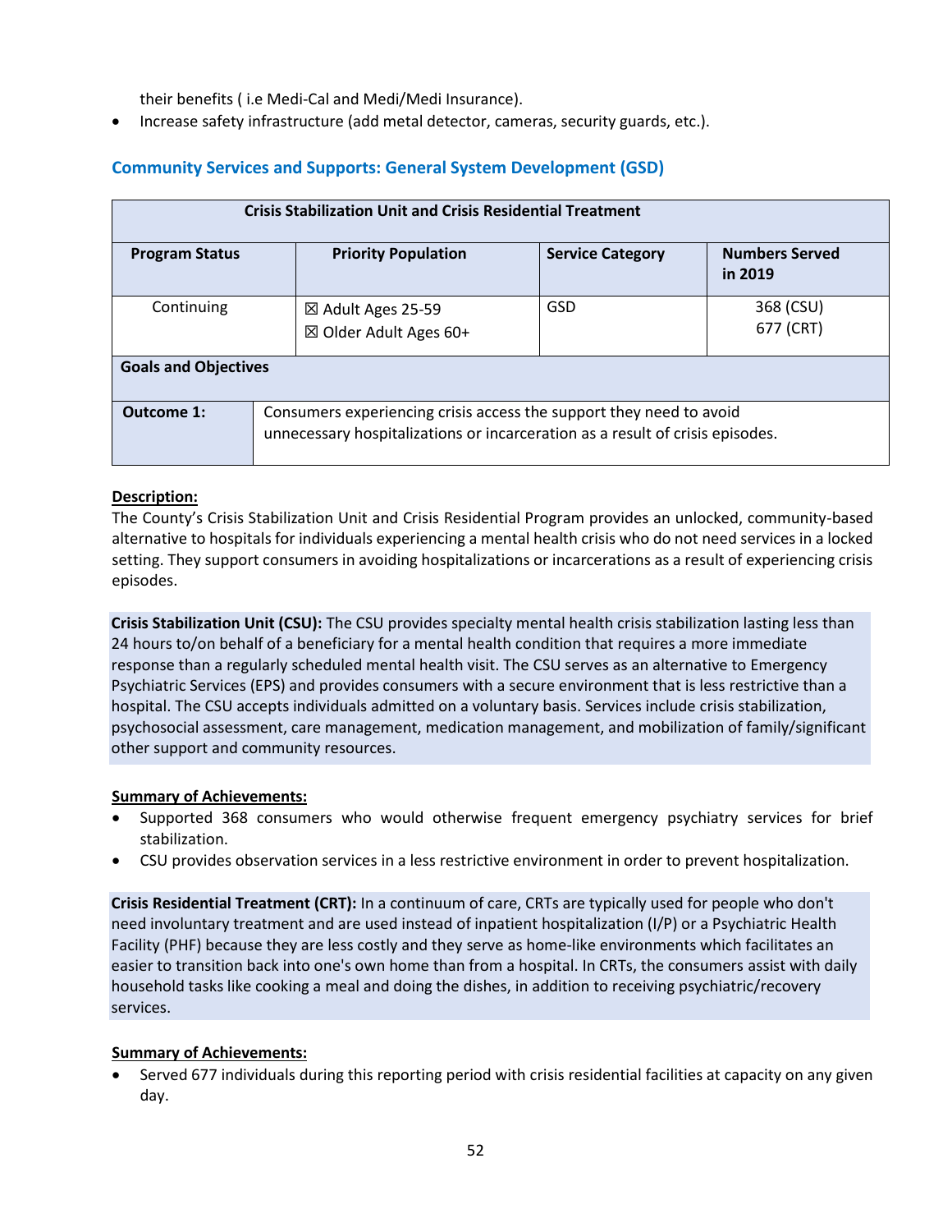their benefits ( i.e Medi-Cal and Medi/Medi Insurance).

- Increase safety infrastructure (add metal detector, cameras, security guards, etc.).

## Community Services and Supports: General System Development (GSD)

| Crisis Stabilization Unit and Crisis Residential Treatment | | | |
|---|---|---|---|
| **Program Status** | **Priority Population** | **Service Category** | **Numbers Served in 2019** |
| Continuing | ☒ Adult Ages 25-59<br>☒ Older Adult Ages 60+ | GSD | 368 (CSU)<br>677 (CRT) |
| **Goals and Objectives** | | | |
| **Outcome 1:** | Consumers experiencing crisis access the support they need to avoid unnecessary hospitalizations or incarceration as a result of crisis episodes. | | |

**Description:**

The County's Crisis Stabilization Unit and Crisis Residential Program provides an unlocked, community-based alternative to hospitals for individuals experiencing a mental health crisis who do not need services in a locked setting. They support consumers in avoiding hospitalizations or incarcerations as a result of experiencing crisis episodes.

**Crisis Stabilization Unit (CSU):** The CSU provides specialty mental health crisis stabilization lasting less than 24 hours to/on behalf of a beneficiary for a mental health condition that requires a more immediate response than a regularly scheduled mental health visit. The CSU serves as an alternative to Emergency Psychiatric Services (EPS) and provides consumers with a secure environment that is less restrictive than a hospital. The CSU accepts individuals admitted on a voluntary basis. Services include crisis stabilization, psychosocial assessment, care management, medication management, and mobilization of family/significant other support and community resources.

**Summary of Achievements:**

- Supported 368 consumers who would otherwise frequent emergency psychiatry services for brief stabilization.
- CSU provides observation services in a less restrictive environment in order to prevent hospitalization.

**Crisis Residential Treatment (CRT):** In a continuum of care, CRTs are typically used for people who don't need involuntary treatment and are used instead of inpatient hospitalization (I/P) or a Psychiatric Health Facility (PHF) because they are less costly and they serve as home-like environments which facilitates an easier to transition back into one's own home than from a hospital. In CRTs, the consumers assist with daily household tasks like cooking a meal and doing the dishes, in addition to receiving psychiatric/recovery services.

**Summary of Achievements:**

- Served 677 individuals during this reporting period with crisis residential facilities at capacity on any given day.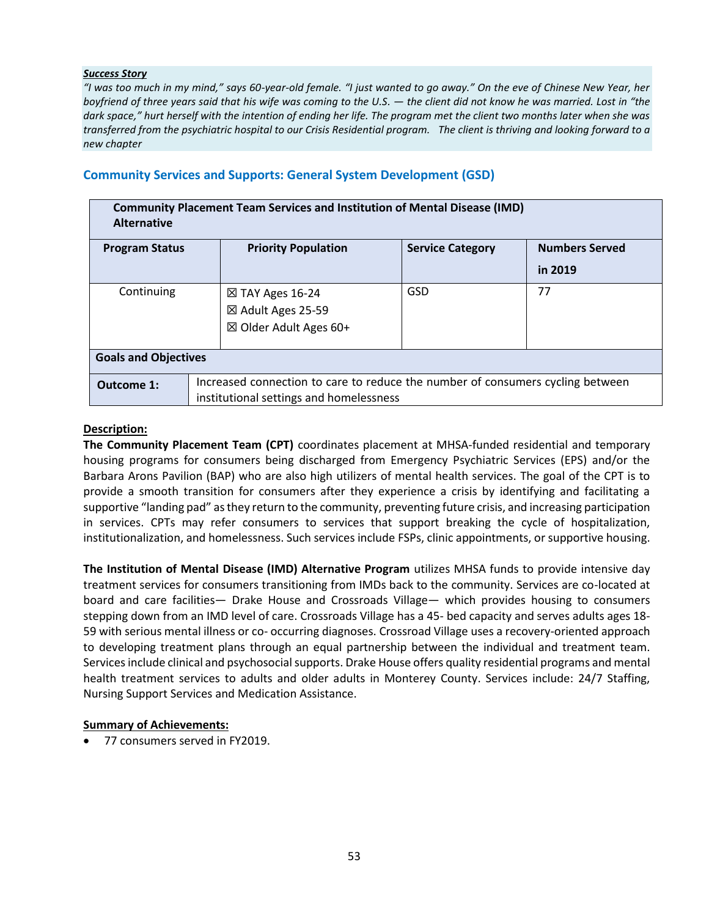***Success Story***

*"I was too much in my mind," says 60-year-old female. "I just wanted to go away." On the eve of Chinese New Year, her boyfriend of three years said that his wife was coming to the U.S. — the client did not know he was married. Lost in "the dark space," hurt herself with the intention of ending her life. The program met the client two months later when she was transferred from the psychiatric hospital to our Crisis Residential program. The client is thriving and looking forward to a new chapter*

## Community Services and Supports: General System Development (GSD)

| **Community Placement Team Services and Institution of Mental Disease (IMD) Alternative** | | | |
|---|---|---|---|
| **Program Status** | **Priority Population** | **Service Category** | **Numbers Served in 2019** |
| Continuing | ☒ TAY Ages 16-24<br>☒ Adult Ages 25-59<br>☒ Older Adult Ages 60+ | GSD | 77 |
| **Goals and Objectives** | | | |
| **Outcome 1:** | Increased connection to care to reduce the number of consumers cycling between institutional settings and homelessness | | |

**Description:**

**The Community Placement Team (CPT)** coordinates placement at MHSA-funded residential and temporary housing programs for consumers being discharged from Emergency Psychiatric Services (EPS) and/or the Barbara Arons Pavilion (BAP) who are also high utilizers of mental health services. The goal of the CPT is to provide a smooth transition for consumers after they experience a crisis by identifying and facilitating a supportive "landing pad" as they return to the community, preventing future crisis, and increasing participation in services. CPTs may refer consumers to services that support breaking the cycle of hospitalization, institutionalization, and homelessness. Such services include FSPs, clinic appointments, or supportive housing.

**The Institution of Mental Disease (IMD) Alternative Program** utilizes MHSA funds to provide intensive day treatment services for consumers transitioning from IMDs back to the community. Services are co-located at board and care facilities— Drake House and Crossroads Village— which provides housing to consumers stepping down from an IMD level of care. Crossroads Village has a 45- bed capacity and serves adults ages 18-59 with serious mental illness or co- occurring diagnoses. Crossroad Village uses a recovery-oriented approach to developing treatment plans through an equal partnership between the individual and treatment team. Services include clinical and psychosocial supports. Drake House offers quality residential programs and mental health treatment services to adults and older adults in Monterey County. Services include: 24/7 Staffing, Nursing Support Services and Medication Assistance.

**Summary of Achievements:**

- 77 consumers served in FY2019.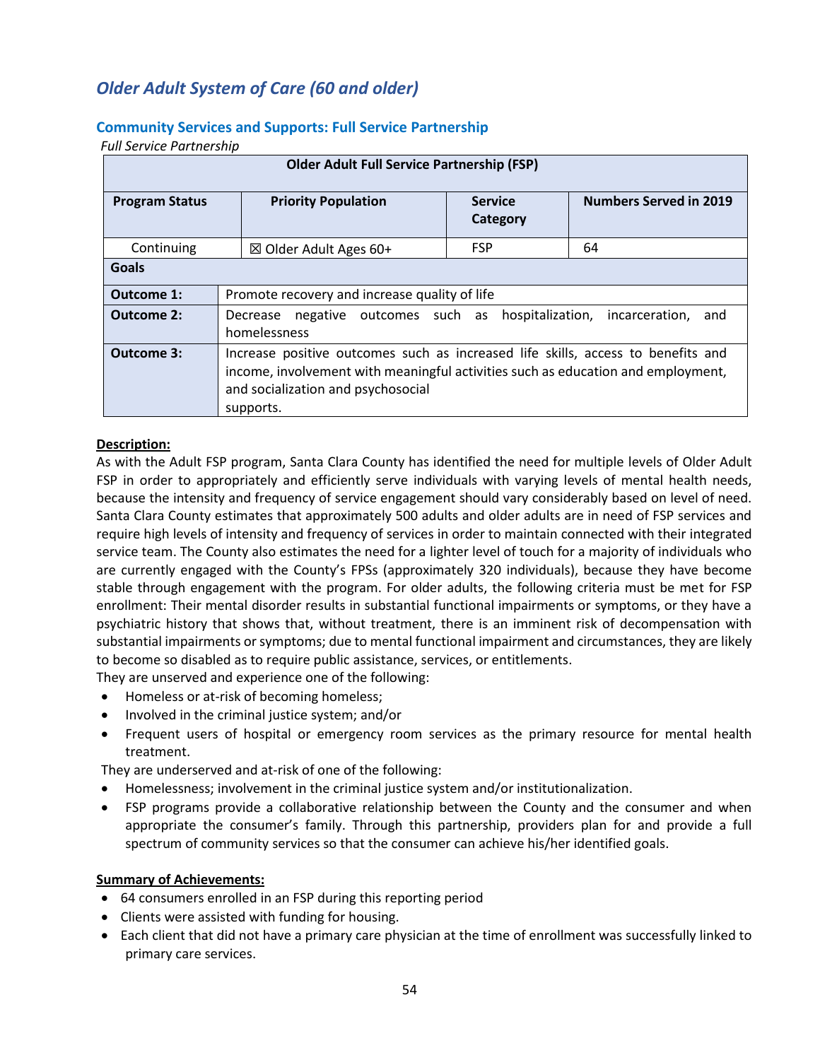## *Older Adult System of Care (60 and older)*

### Community Services and Supports: Full Service Partnership

*Full Service Partnership*

| Older Adult Full Service Partnership (FSP) | | | |
|---|---|---|---|
| **Program Status** | **Priority Population** | **Service Category** | **Numbers Served in 2019** |
| Continuing | ☒ Older Adult Ages 60+ | FSP | 64 |
| **Goals** | | | |
| **Outcome 1:** | Promote recovery and increase quality of life | | |
| **Outcome 2:** | Decrease negative outcomes such as hospitalization, incarceration, and homelessness | | |
| **Outcome 3:** | Increase positive outcomes such as increased life skills, access to benefits and income, involvement with meaningful activities such as education and employment, and socialization and psychosocial supports. | | |

**Description:**

As with the Adult FSP program, Santa Clara County has identified the need for multiple levels of Older Adult FSP in order to appropriately and efficiently serve individuals with varying levels of mental health needs, because the intensity and frequency of service engagement should vary considerably based on level of need. Santa Clara County estimates that approximately 500 adults and older adults are in need of FSP services and require high levels of intensity and frequency of services in order to maintain connected with their integrated service team. The County also estimates the need for a lighter level of touch for a majority of individuals who are currently engaged with the County's FPSs (approximately 320 individuals), because they have become stable through engagement with the program. For older adults, the following criteria must be met for FSP enrollment: Their mental disorder results in substantial functional impairments or symptoms, or they have a psychiatric history that shows that, without treatment, there is an imminent risk of decompensation with substantial impairments or symptoms; due to mental functional impairment and circumstances, they are likely to become so disabled as to require public assistance, services, or entitlements.

They are unserved and experience one of the following:

- Homeless or at-risk of becoming homeless;
- Involved in the criminal justice system; and/or
- Frequent users of hospital or emergency room services as the primary resource for mental health treatment.

They are underserved and at-risk of one of the following:

- Homelessness; involvement in the criminal justice system and/or institutionalization.
- FSP programs provide a collaborative relationship between the County and the consumer and when appropriate the consumer's family. Through this partnership, providers plan for and provide a full spectrum of community services so that the consumer can achieve his/her identified goals.

**Summary of Achievements:**

- 64 consumers enrolled in an FSP during this reporting period
- Clients were assisted with funding for housing.
- Each client that did not have a primary care physician at the time of enrollment was successfully linked to primary care services.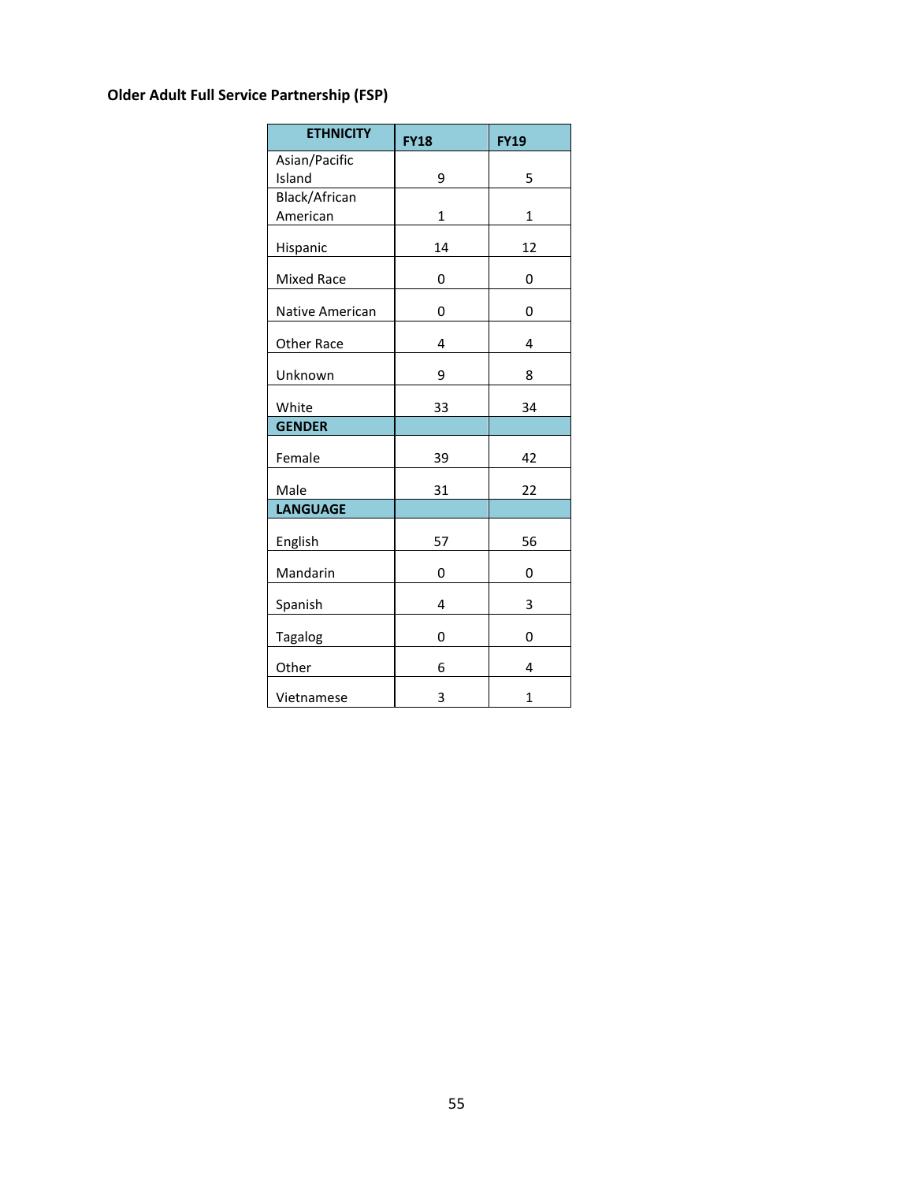**Older Adult Full Service Partnership (FSP)**

| ETHNICITY | FY18 | FY19 |
|---|---|---|
| Asian/Pacific Island | 9 | 5 |
| Black/African American | 1 | 1 |
| Hispanic | 14 | 12 |
| Mixed Race | 0 | 0 |
| Native American | 0 | 0 |
| Other Race | 4 | 4 |
| Unknown | 9 | 8 |
| White | 33 | 34 |
| **GENDER** | | |
| Female | 39 | 42 |
| Male | 31 | 22 |
| **LANGUAGE** | | |
| English | 57 | 56 |
| Mandarin | 0 | 0 |
| Spanish | 4 | 3 |
| Tagalog | 0 | 0 |
| Other | 6 | 4 |
| Vietnamese | 3 | 1 |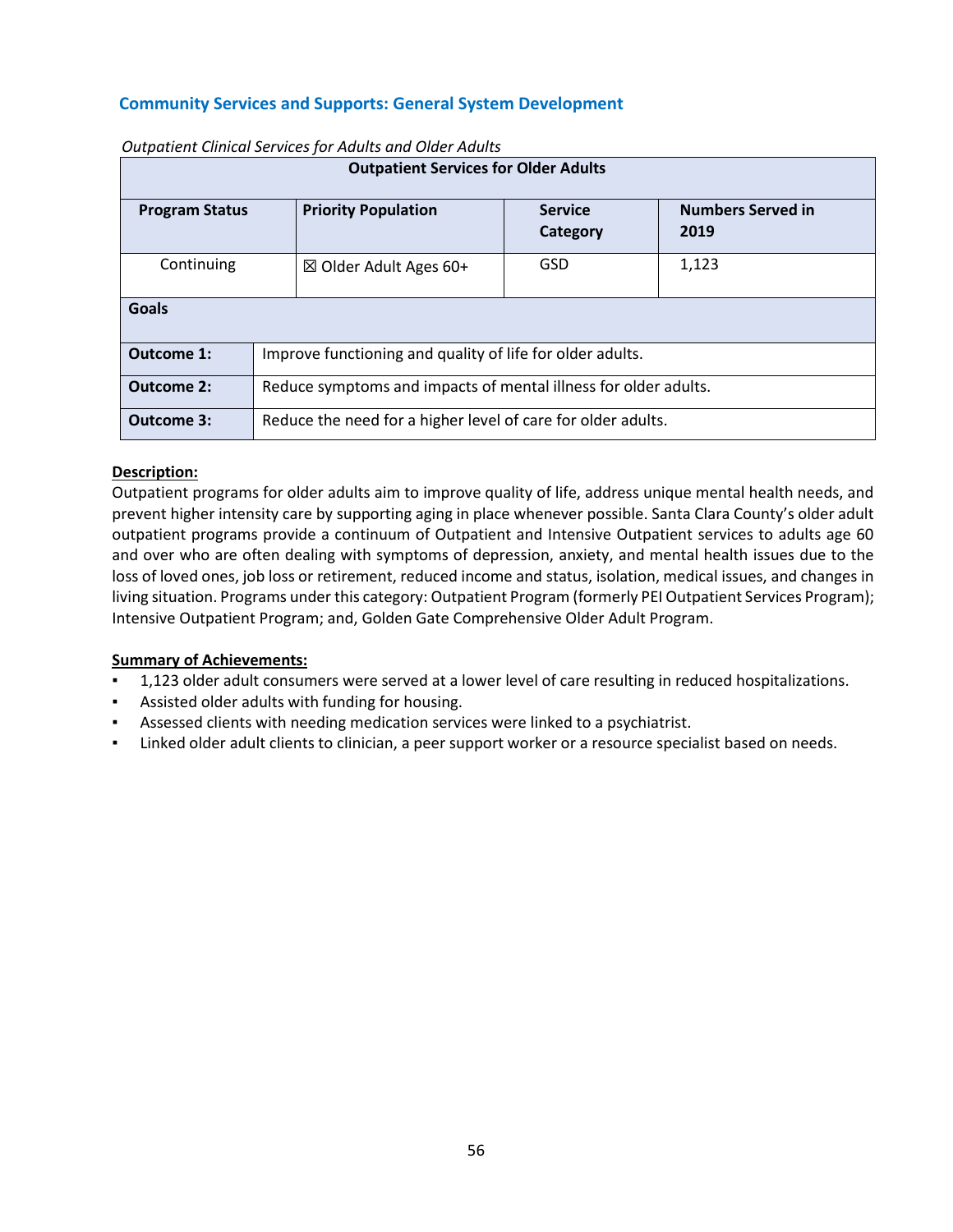## Community Services and Supports: General System Development

*Outpatient Clinical Services for Adults and Older Adults*

| Outpatient Services for Older Adults | | | |
|---|---|---|---|
| **Program Status** | **Priority Population** | **Service Category** | **Numbers Served in 2019** |
| Continuing | ☒ Older Adult Ages 60+ | GSD | 1,123 |
| **Goals** | | | |
| **Outcome 1:** | Improve functioning and quality of life for older adults. | | |
| **Outcome 2:** | Reduce symptoms and impacts of mental illness for older adults. | | |
| **Outcome 3:** | Reduce the need for a higher level of care for older adults. | | |

**Description:**

Outpatient programs for older adults aim to improve quality of life, address unique mental health needs, and prevent higher intensity care by supporting aging in place whenever possible. Santa Clara County's older adult outpatient programs provide a continuum of Outpatient and Intensive Outpatient services to adults age 60 and over who are often dealing with symptoms of depression, anxiety, and mental health issues due to the loss of loved ones, job loss or retirement, reduced income and status, isolation, medical issues, and changes in living situation. Programs under this category: Outpatient Program (formerly PEI Outpatient Services Program); Intensive Outpatient Program; and, Golden Gate Comprehensive Older Adult Program.

**Summary of Achievements:**

- 1,123 older adult consumers were served at a lower level of care resulting in reduced hospitalizations.
- Assisted older adults with funding for housing.
- Assessed clients with needing medication services were linked to a psychiatrist.
- Linked older adult clients to clinician, a peer support worker or a resource specialist based on needs.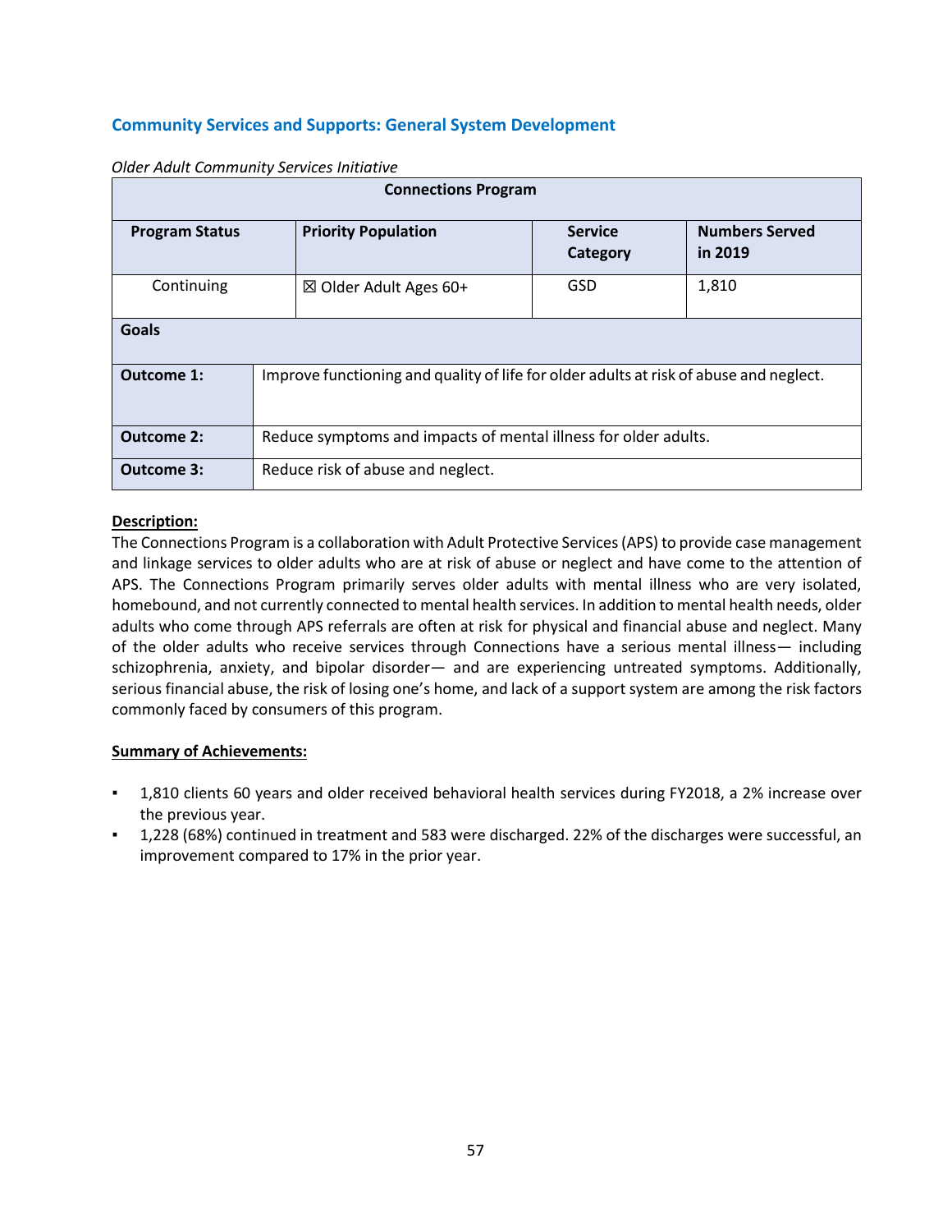## Community Services and Supports: General System Development

*Older Adult Community Services Initiative*

| Connections Program | | | |
|---|---|---|---|
| **Program Status** | **Priority Population** | **Service Category** | **Numbers Served in 2019** |
| Continuing | ☒ Older Adult Ages 60+ | GSD | 1,810 |
| **Goals** | | | |
| **Outcome 1:** | Improve functioning and quality of life for older adults at risk of abuse and neglect. | | |
| **Outcome 2:** | Reduce symptoms and impacts of mental illness for older adults. | | |
| **Outcome 3:** | Reduce risk of abuse and neglect. | | |

**Description:**

The Connections Program is a collaboration with Adult Protective Services (APS) to provide case management and linkage services to older adults who are at risk of abuse or neglect and have come to the attention of APS. The Connections Program primarily serves older adults with mental illness who are very isolated, homebound, and not currently connected to mental health services. In addition to mental health needs, older adults who come through APS referrals are often at risk for physical and financial abuse and neglect. Many of the older adults who receive services through Connections have a serious mental illness— including schizophrenia, anxiety, and bipolar disorder— and are experiencing untreated symptoms. Additionally, serious financial abuse, the risk of losing one's home, and lack of a support system are among the risk factors commonly faced by consumers of this program.

**Summary of Achievements:**

- 1,810 clients 60 years and older received behavioral health services during FY2018, a 2% increase over the previous year.
- 1,228 (68%) continued in treatment and 583 were discharged. 22% of the discharges were successful, an improvement compared to 17% in the prior year.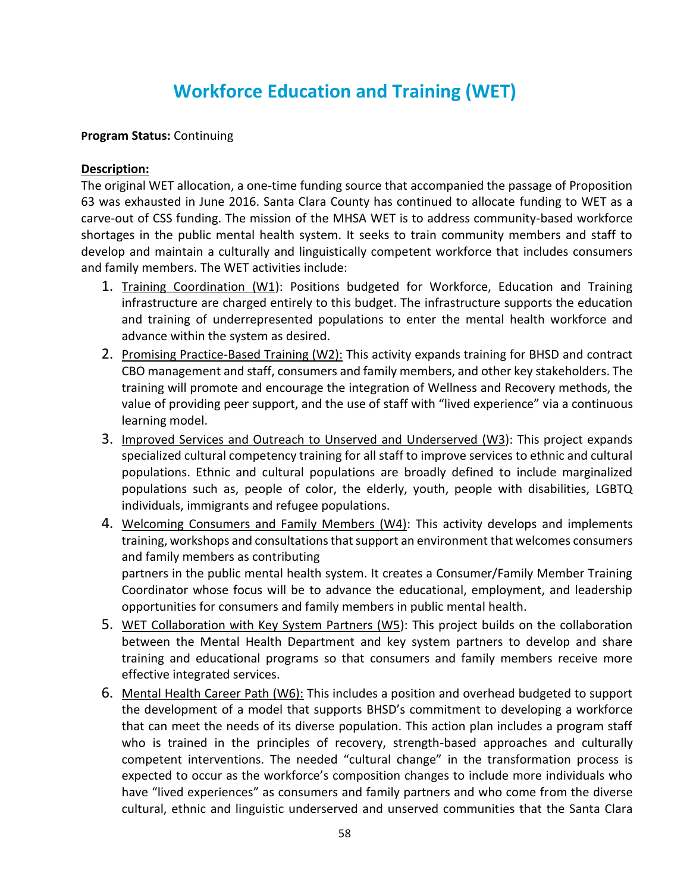# Workforce Education and Training (WET)

**Program Status:** Continuing

**Description:**

The original WET allocation, a one-time funding source that accompanied the passage of Proposition 63 was exhausted in June 2016. Santa Clara County has continued to allocate funding to WET as a carve-out of CSS funding. The mission of the MHSA WET is to address community-based workforce shortages in the public mental health system. It seeks to train community members and staff to develop and maintain a culturally and linguistically competent workforce that includes consumers and family members. The WET activities include:

1. Training Coordination (W1): Positions budgeted for Workforce, Education and Training infrastructure are charged entirely to this budget. The infrastructure supports the education and training of underrepresented populations to enter the mental health workforce and advance within the system as desired.
2. Promising Practice-Based Training (W2): This activity expands training for BHSD and contract CBO management and staff, consumers and family members, and other key stakeholders. The training will promote and encourage the integration of Wellness and Recovery methods, the value of providing peer support, and the use of staff with "lived experience" via a continuous learning model.
3. Improved Services and Outreach to Unserved and Underserved (W3): This project expands specialized cultural competency training for all staff to improve services to ethnic and cultural populations. Ethnic and cultural populations are broadly defined to include marginalized populations such as, people of color, the elderly, youth, people with disabilities, LGBTQ individuals, immigrants and refugee populations.
4. Welcoming Consumers and Family Members (W4): This activity develops and implements training, workshops and consultations that support an environment that welcomes consumers and family members as contributing partners in the public mental health system. It creates a Consumer/Family Member Training Coordinator whose focus will be to advance the educational, employment, and leadership opportunities for consumers and family members in public mental health.
5. WET Collaboration with Key System Partners (W5): This project builds on the collaboration between the Mental Health Department and key system partners to develop and share training and educational programs so that consumers and family members receive more effective integrated services.
6. Mental Health Career Path (W6): This includes a position and overhead budgeted to support the development of a model that supports BHSD's commitment to developing a workforce that can meet the needs of its diverse population. This action plan includes a program staff who is trained in the principles of recovery, strength-based approaches and culturally competent interventions. The needed "cultural change" in the transformation process is expected to occur as the workforce's composition changes to include more individuals who have "lived experiences" as consumers and family partners and who come from the diverse cultural, ethnic and linguistic underserved and unserved communities that the Santa Clara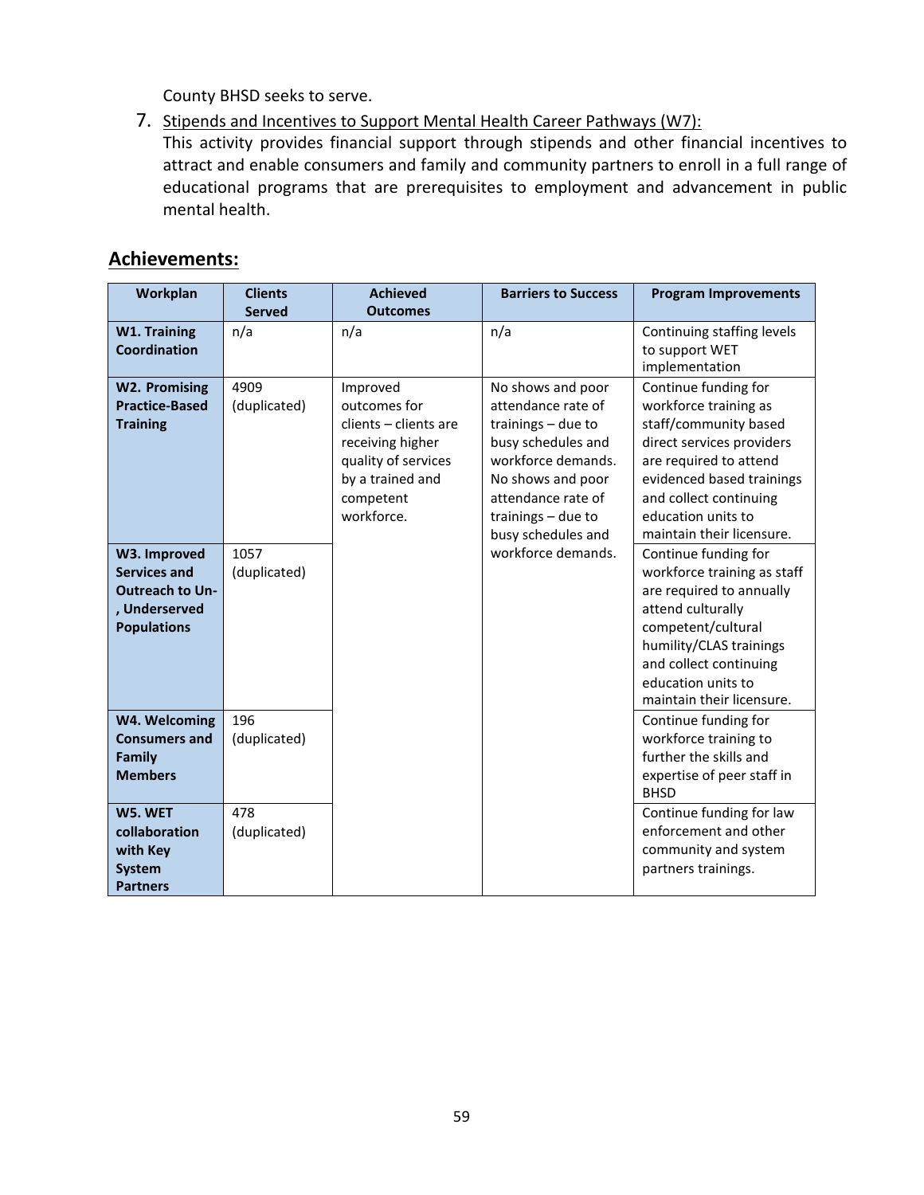County BHSD seeks to serve.

7. Stipends and Incentives to Support Mental Health Career Pathways (W7):
   This activity provides financial support through stipends and other financial incentives to attract and enable consumers and family and community partners to enroll in a full range of educational programs that are prerequisites to employment and advancement in public mental health.

## Achievements:

| Workplan | Clients Served | Achieved Outcomes | Barriers to Success | Program Improvements |
|---|---|---|---|---|
| **W1. Training Coordination** | n/a | n/a | n/a | Continuing staffing levels to support WET implementation |
| **W2. Promising Practice-Based Training** | 4909 (duplicated) | Improved outcomes for clients – clients are receiving higher quality of services by a trained and competent workforce. | No shows and poor attendance rate of trainings – due to busy schedules and workforce demands. No shows and poor attendance rate of trainings – due to busy schedules and workforce demands. | Continue funding for workforce training as staff/community based direct services providers are required to attend evidenced based trainings and collect continuing education units to maintain their licensure. |
| **W3. Improved Services and Outreach to Un-, Underserved Populations** | 1057 (duplicated) | | | Continue funding for workforce training as staff are required to annually attend culturally competent/cultural humility/CLAS trainings and collect continuing education units to maintain their licensure. |
| **W4. Welcoming Consumers and Family Members** | 196 (duplicated) | | | Continue funding for workforce training to further the skills and expertise of peer staff in BHSD |
| **W5. WET collaboration with Key System Partners** | 478 (duplicated) | | | Continue funding for law enforcement and other community and system partners trainings. |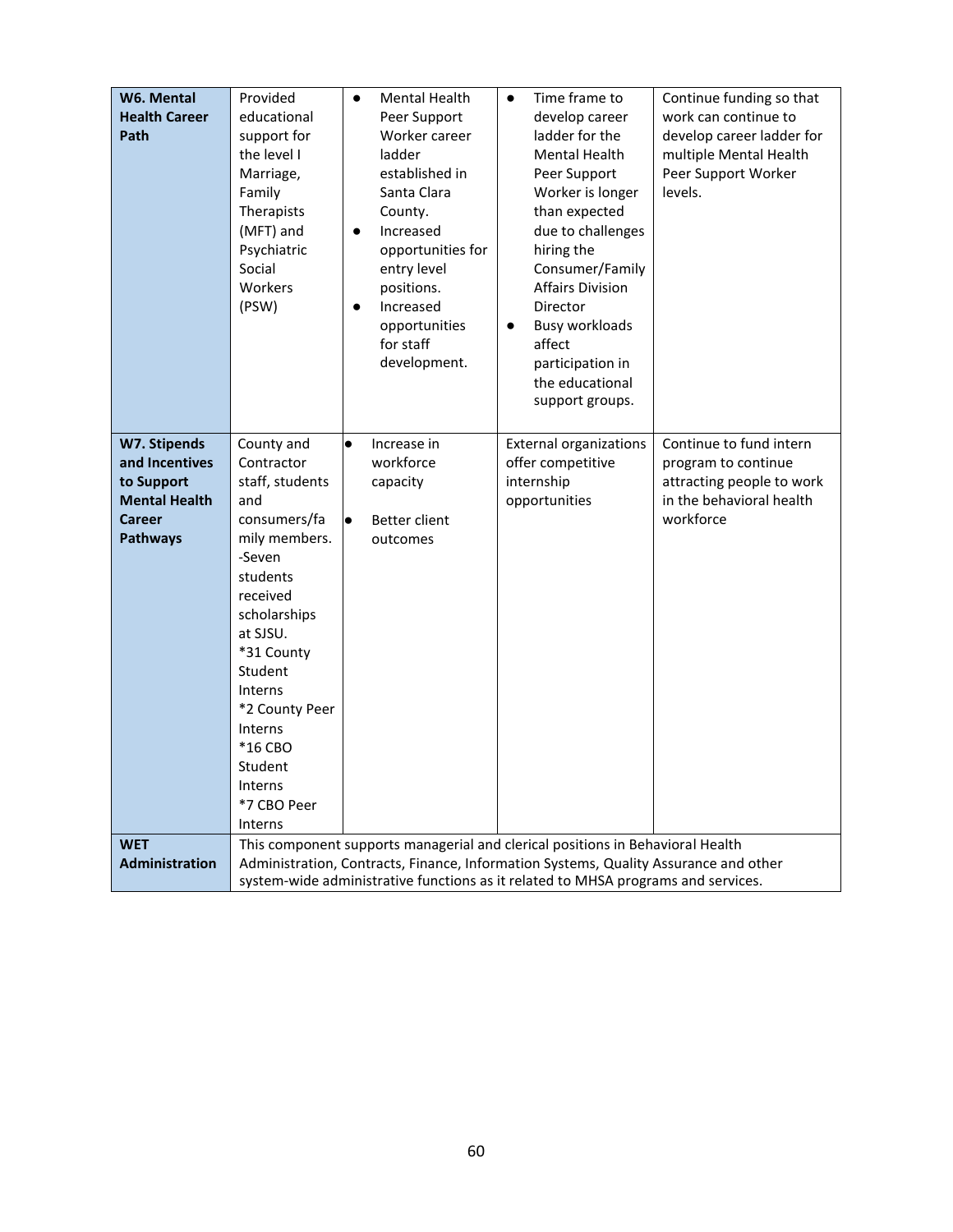| **W6. Mental Health Career Path** | Provided educational support for the level I Marriage, Family Therapists (MFT) and Psychiatric Social Workers (PSW) | • Mental Health Peer Support Worker career ladder established in Santa Clara County.<br>• Increased opportunities for entry level positions.<br>• Increased opportunities for staff development. | • Time frame to develop career ladder for the Mental Health Peer Support Worker is longer than expected due to challenges hiring the Consumer/Family Affairs Division Director<br>• Busy workloads affect participation in the educational support groups. | Continue funding so that work can continue to develop career ladder for multiple Mental Health Peer Support Worker levels. |
|---|---|---|---|---|
| **W7. Stipends and Incentives to Support Mental Health Career Pathways** | County and Contractor staff, students and consumers/family members.<br>-Seven students received scholarships at SJSU.<br>*31 County Student Interns<br>*2 County Peer Interns<br>*16 CBO Student Interns<br>*7 CBO Peer Interns | • Increase in workforce capacity<br>• Better client outcomes | External organizations offer competitive internship opportunities | Continue to fund intern program to continue attracting people to work in the behavioral health workforce |
| **WET Administration** | This component supports managerial and clerical positions in Behavioral Health Administration, Contracts, Finance, Information Systems, Quality Assurance and other system-wide administrative functions as it related to MHSA programs and services. | | | |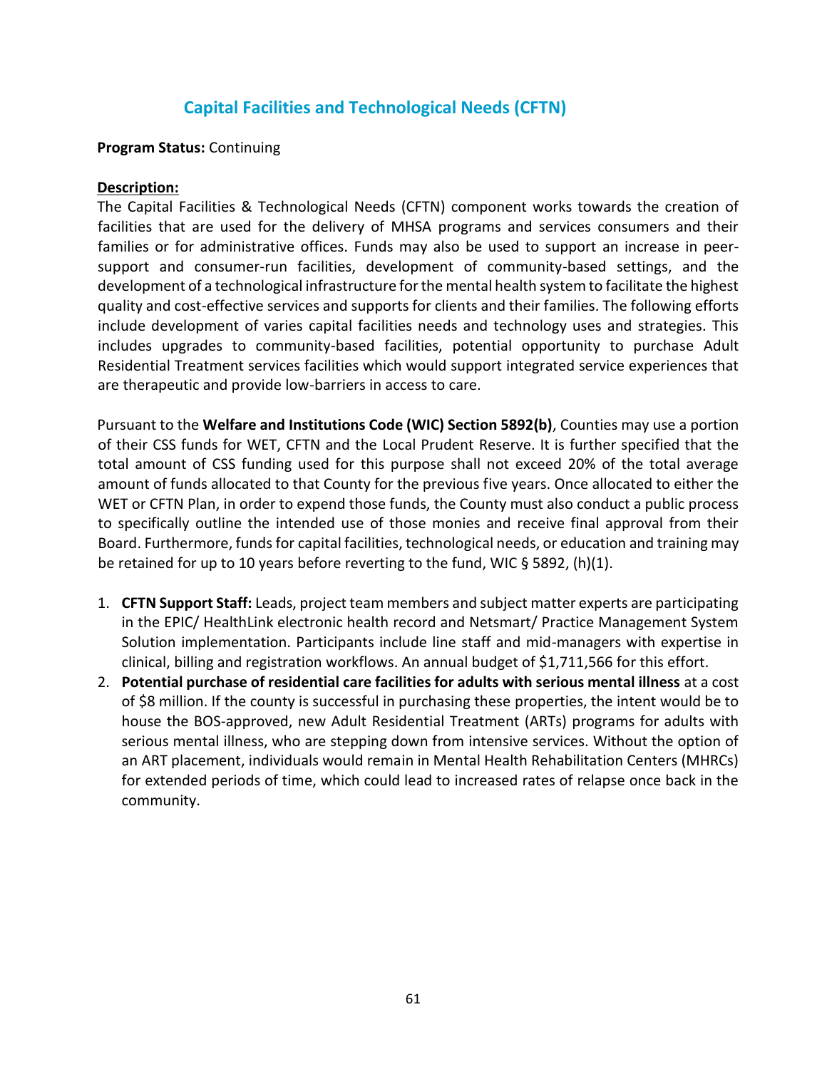## Capital Facilities and Technological Needs (CFTN)

**Program Status:** Continuing

**Description:**

The Capital Facilities & Technological Needs (CFTN) component works towards the creation of facilities that are used for the delivery of MHSA programs and services consumers and their families or for administrative offices. Funds may also be used to support an increase in peer-support and consumer-run facilities, development of community-based settings, and the development of a technological infrastructure for the mental health system to facilitate the highest quality and cost-effective services and supports for clients and their families. The following efforts include development of varies capital facilities needs and technology uses and strategies. This includes upgrades to community-based facilities, potential opportunity to purchase Adult Residential Treatment services facilities which would support integrated service experiences that are therapeutic and provide low-barriers in access to care.

Pursuant to the **Welfare and Institutions Code (WIC) Section 5892(b)**, Counties may use a portion of their CSS funds for WET, CFTN and the Local Prudent Reserve. It is further specified that the total amount of CSS funding used for this purpose shall not exceed 20% of the total average amount of funds allocated to that County for the previous five years. Once allocated to either the WET or CFTN Plan, in order to expend those funds, the County must also conduct a public process to specifically outline the intended use of those monies and receive final approval from their Board. Furthermore, funds for capital facilities, technological needs, or education and training may be retained for up to 10 years before reverting to the fund, WIC § 5892, (h)(1).

1. **CFTN Support Staff:** Leads, project team members and subject matter experts are participating in the EPIC/ HealthLink electronic health record and Netsmart/ Practice Management System Solution implementation. Participants include line staff and mid-managers with expertise in clinical, billing and registration workflows. An annual budget of $1,711,566 for this effort.
2. **Potential purchase of residential care facilities for adults with serious mental illness** at a cost of $8 million. If the county is successful in purchasing these properties, the intent would be to house the BOS-approved, new Adult Residential Treatment (ARTs) programs for adults with serious mental illness, who are stepping down from intensive services. Without the option of an ART placement, individuals would remain in Mental Health Rehabilitation Centers (MHRCs) for extended periods of time, which could lead to increased rates of relapse once back in the community.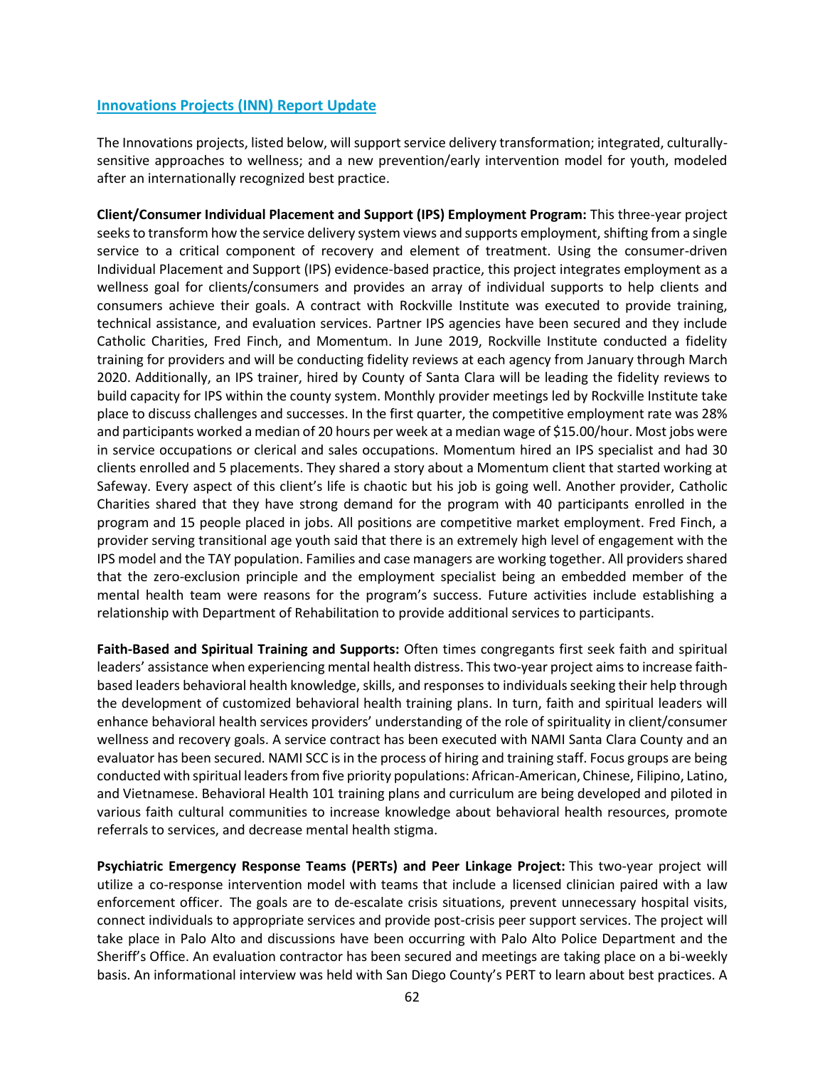## Innovations Projects (INN) Report Update

The Innovations projects, listed below, will support service delivery transformation; integrated, culturally-sensitive approaches to wellness; and a new prevention/early intervention model for youth, modeled after an internationally recognized best practice.

**Client/Consumer Individual Placement and Support (IPS) Employment Program:** This three-year project seeks to transform how the service delivery system views and supports employment, shifting from a single service to a critical component of recovery and element of treatment. Using the consumer-driven Individual Placement and Support (IPS) evidence-based practice, this project integrates employment as a wellness goal for clients/consumers and provides an array of individual supports to help clients and consumers achieve their goals. A contract with Rockville Institute was executed to provide training, technical assistance, and evaluation services. Partner IPS agencies have been secured and they include Catholic Charities, Fred Finch, and Momentum. In June 2019, Rockville Institute conducted a fidelity training for providers and will be conducting fidelity reviews at each agency from January through March 2020. Additionally, an IPS trainer, hired by County of Santa Clara will be leading the fidelity reviews to build capacity for IPS within the county system. Monthly provider meetings led by Rockville Institute take place to discuss challenges and successes. In the first quarter, the competitive employment rate was 28% and participants worked a median of 20 hours per week at a median wage of $15.00/hour. Most jobs were in service occupations or clerical and sales occupations. Momentum hired an IPS specialist and had 30 clients enrolled and 5 placements. They shared a story about a Momentum client that started working at Safeway. Every aspect of this client's life is chaotic but his job is going well. Another provider, Catholic Charities shared that they have strong demand for the program with 40 participants enrolled in the program and 15 people placed in jobs. All positions are competitive market employment. Fred Finch, a provider serving transitional age youth said that there is an extremely high level of engagement with the IPS model and the TAY population. Families and case managers are working together. All providers shared that the zero-exclusion principle and the employment specialist being an embedded member of the mental health team were reasons for the program's success. Future activities include establishing a relationship with Department of Rehabilitation to provide additional services to participants.

**Faith-Based and Spiritual Training and Supports:** Often times congregants first seek faith and spiritual leaders' assistance when experiencing mental health distress. This two-year project aims to increase faith-based leaders behavioral health knowledge, skills, and responses to individuals seeking their help through the development of customized behavioral health training plans. In turn, faith and spiritual leaders will enhance behavioral health services providers' understanding of the role of spirituality in client/consumer wellness and recovery goals. A service contract has been executed with NAMI Santa Clara County and an evaluator has been secured. NAMI SCC is in the process of hiring and training staff. Focus groups are being conducted with spiritual leaders from five priority populations: African-American, Chinese, Filipino, Latino, and Vietnamese. Behavioral Health 101 training plans and curriculum are being developed and piloted in various faith cultural communities to increase knowledge about behavioral health resources, promote referrals to services, and decrease mental health stigma.

**Psychiatric Emergency Response Teams (PERTs) and Peer Linkage Project:** This two-year project will utilize a co-response intervention model with teams that include a licensed clinician paired with a law enforcement officer. The goals are to de-escalate crisis situations, prevent unnecessary hospital visits, connect individuals to appropriate services and provide post-crisis peer support services. The project will take place in Palo Alto and discussions have been occurring with Palo Alto Police Department and the Sheriff's Office. An evaluation contractor has been secured and meetings are taking place on a bi-weekly basis. An informational interview was held with San Diego County's PERT to learn about best practices. A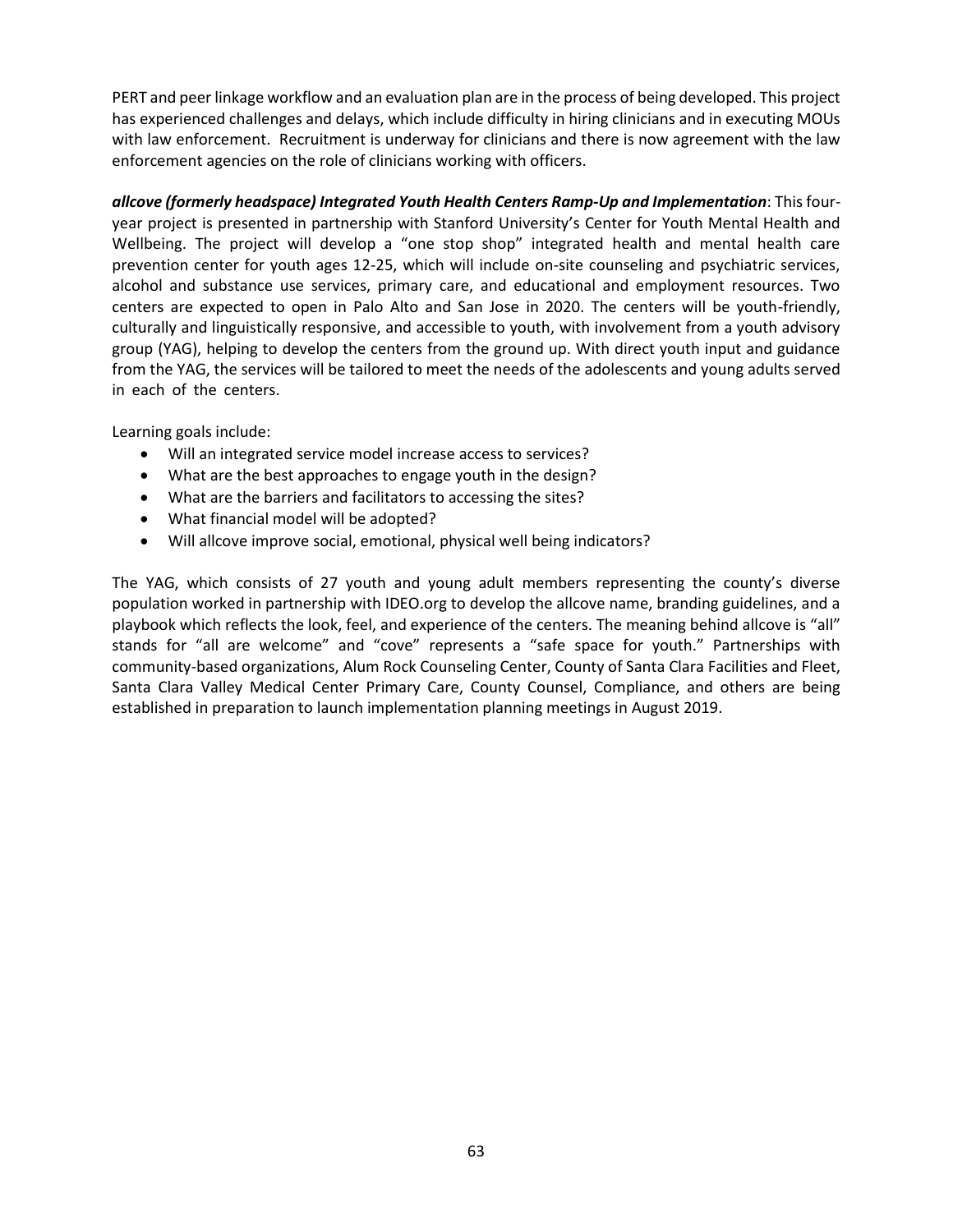PERT and peer linkage workflow and an evaluation plan are in the process of being developed. This project has experienced challenges and delays, which include difficulty in hiring clinicians and in executing MOUs with law enforcement. Recruitment is underway for clinicians and there is now agreement with the law enforcement agencies on the role of clinicians working with officers.

***allcove (formerly headspace) Integrated Youth Health Centers Ramp-Up and Implementation***: This four-year project is presented in partnership with Stanford University's Center for Youth Mental Health and Wellbeing. The project will develop a "one stop shop" integrated health and mental health care prevention center for youth ages 12-25, which will include on-site counseling and psychiatric services, alcohol and substance use services, primary care, and educational and employment resources. Two centers are expected to open in Palo Alto and San Jose in 2020. The centers will be youth-friendly, culturally and linguistically responsive, and accessible to youth, with involvement from a youth advisory group (YAG), helping to develop the centers from the ground up. With direct youth input and guidance from the YAG, the services will be tailored to meet the needs of the adolescents and young adults served in each of the centers.

Learning goals include:

- Will an integrated service model increase access to services?
- What are the best approaches to engage youth in the design?
- What are the barriers and facilitators to accessing the sites?
- What financial model will be adopted?
- Will allcove improve social, emotional, physical well being indicators?

The YAG, which consists of 27 youth and young adult members representing the county's diverse population worked in partnership with IDEO.org to develop the allcove name, branding guidelines, and a playbook which reflects the look, feel, and experience of the centers. The meaning behind allcove is "all" stands for "all are welcome" and "cove" represents a "safe space for youth." Partnerships with community-based organizations, Alum Rock Counseling Center, County of Santa Clara Facilities and Fleet, Santa Clara Valley Medical Center Primary Care, County Counsel, Compliance, and others are being established in preparation to launch implementation planning meetings in August 2019.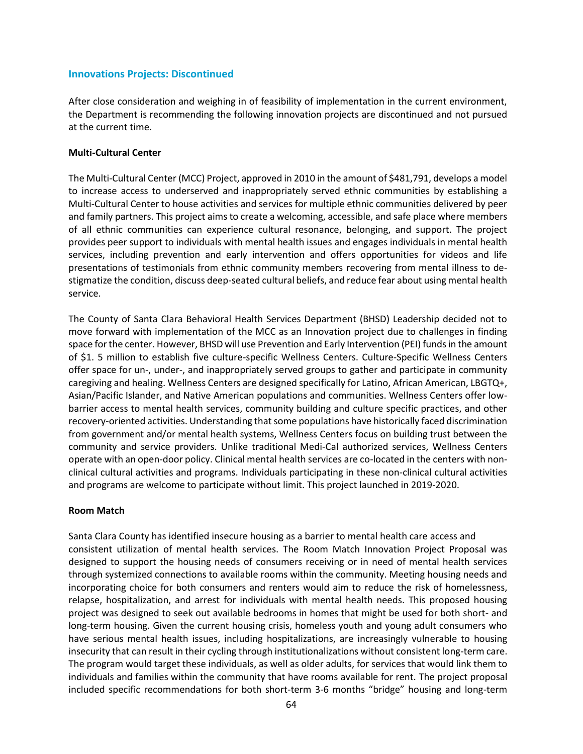## Innovations Projects: Discontinued

After close consideration and weighing in of feasibility of implementation in the current environment, the Department is recommending the following innovation projects are discontinued and not pursued at the current time.

### Multi-Cultural Center

The Multi-Cultural Center (MCC) Project, approved in 2010 in the amount of $481,791, develops a model to increase access to underserved and inappropriately served ethnic communities by establishing a Multi-Cultural Center to house activities and services for multiple ethnic communities delivered by peer and family partners. This project aims to create a welcoming, accessible, and safe place where members of all ethnic communities can experience cultural resonance, belonging, and support. The project provides peer support to individuals with mental health issues and engages individuals in mental health services, including prevention and early intervention and offers opportunities for videos and life presentations of testimonials from ethnic community members recovering from mental illness to de-stigmatize the condition, discuss deep-seated cultural beliefs, and reduce fear about using mental health service.

The County of Santa Clara Behavioral Health Services Department (BHSD) Leadership decided not to move forward with implementation of the MCC as an Innovation project due to challenges in finding space for the center. However, BHSD will use Prevention and Early Intervention (PEI) funds in the amount of $1. 5 million to establish five culture-specific Wellness Centers. Culture-Specific Wellness Centers offer space for un-, under-, and inappropriately served groups to gather and participate in community caregiving and healing. Wellness Centers are designed specifically for Latino, African American, LBGTQ+, Asian/Pacific Islander, and Native American populations and communities. Wellness Centers offer low-barrier access to mental health services, community building and culture specific practices, and other recovery-oriented activities. Understanding that some populations have historically faced discrimination from government and/or mental health systems, Wellness Centers focus on building trust between the community and service providers. Unlike traditional Medi-Cal authorized services, Wellness Centers operate with an open-door policy. Clinical mental health services are co-located in the centers with non-clinical cultural activities and programs. Individuals participating in these non-clinical cultural activities and programs are welcome to participate without limit. This project launched in 2019-2020.

### Room Match

Santa Clara County has identified insecure housing as a barrier to mental health care access and consistent utilization of mental health services. The Room Match Innovation Project Proposal was designed to support the housing needs of consumers receiving or in need of mental health services through systemized connections to available rooms within the community. Meeting housing needs and incorporating choice for both consumers and renters would aim to reduce the risk of homelessness, relapse, hospitalization, and arrest for individuals with mental health needs. This proposed housing project was designed to seek out available bedrooms in homes that might be used for both short- and long-term housing. Given the current housing crisis, homeless youth and young adult consumers who have serious mental health issues, including hospitalizations, are increasingly vulnerable to housing insecurity that can result in their cycling through institutionalizations without consistent long-term care. The program would target these individuals, as well as older adults, for services that would link them to individuals and families within the community that have rooms available for rent. The project proposal included specific recommendations for both short-term 3-6 months "bridge" housing and long-term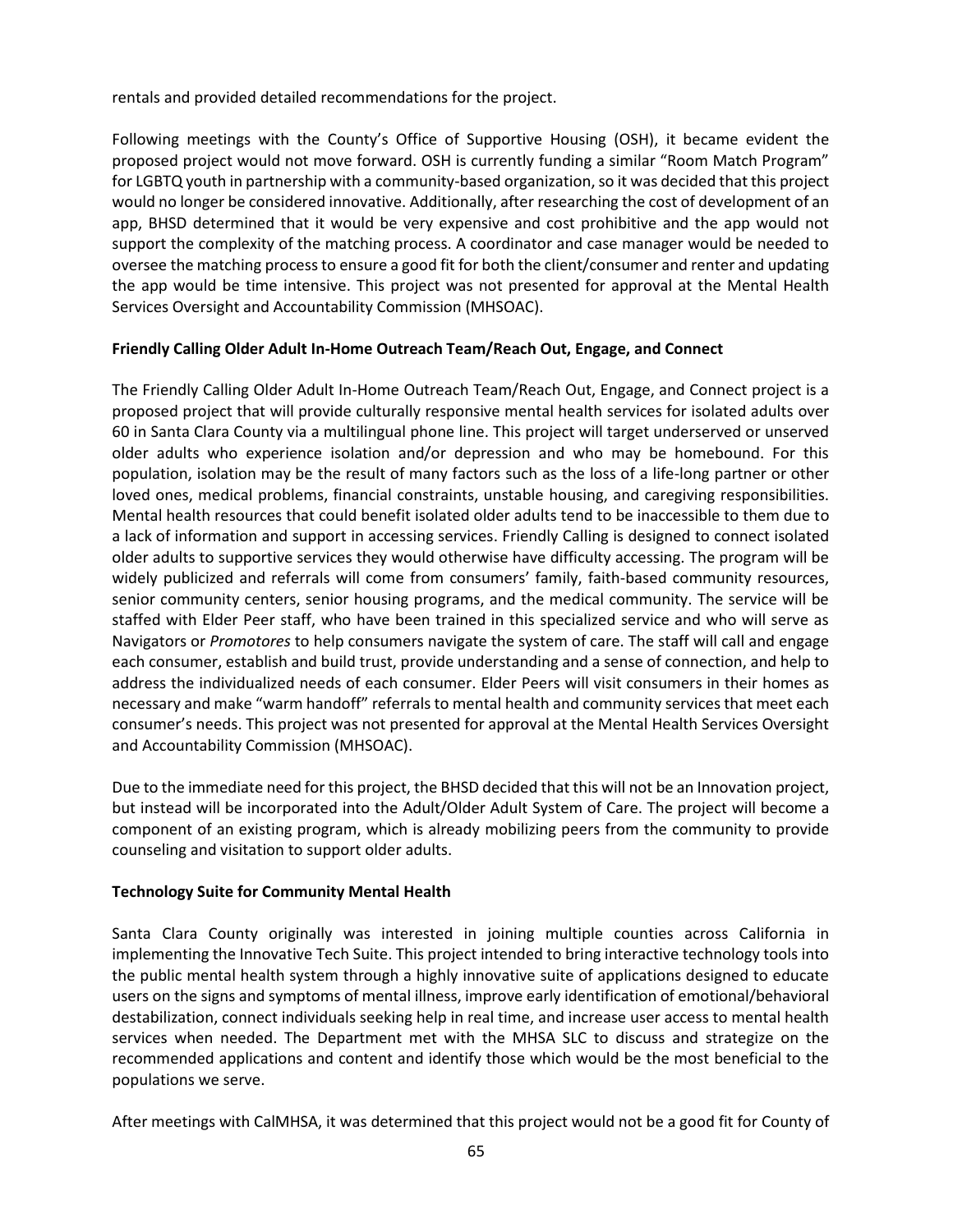rentals and provided detailed recommendations for the project.

Following meetings with the County's Office of Supportive Housing (OSH), it became evident the proposed project would not move forward. OSH is currently funding a similar "Room Match Program" for LGBTQ youth in partnership with a community-based organization, so it was decided that this project would no longer be considered innovative. Additionally, after researching the cost of development of an app, BHSD determined that it would be very expensive and cost prohibitive and the app would not support the complexity of the matching process. A coordinator and case manager would be needed to oversee the matching process to ensure a good fit for both the client/consumer and renter and updating the app would be time intensive. This project was not presented for approval at the Mental Health Services Oversight and Accountability Commission (MHSOAC).

**Friendly Calling Older Adult In-Home Outreach Team/Reach Out, Engage, and Connect**

The Friendly Calling Older Adult In-Home Outreach Team/Reach Out, Engage, and Connect project is a proposed project that will provide culturally responsive mental health services for isolated adults over 60 in Santa Clara County via a multilingual phone line. This project will target underserved or unserved older adults who experience isolation and/or depression and who may be homebound. For this population, isolation may be the result of many factors such as the loss of a life-long partner or other loved ones, medical problems, financial constraints, unstable housing, and caregiving responsibilities. Mental health resources that could benefit isolated older adults tend to be inaccessible to them due to a lack of information and support in accessing services. Friendly Calling is designed to connect isolated older adults to supportive services they would otherwise have difficulty accessing. The program will be widely publicized and referrals will come from consumers' family, faith-based community resources, senior community centers, senior housing programs, and the medical community. The service will be staffed with Elder Peer staff, who have been trained in this specialized service and who will serve as Navigators or *Promotores* to help consumers navigate the system of care. The staff will call and engage each consumer, establish and build trust, provide understanding and a sense of connection, and help to address the individualized needs of each consumer. Elder Peers will visit consumers in their homes as necessary and make "warm handoff" referrals to mental health and community services that meet each consumer's needs. This project was not presented for approval at the Mental Health Services Oversight and Accountability Commission (MHSOAC).

Due to the immediate need for this project, the BHSD decided that this will not be an Innovation project, but instead will be incorporated into the Adult/Older Adult System of Care. The project will become a component of an existing program, which is already mobilizing peers from the community to provide counseling and visitation to support older adults.

**Technology Suite for Community Mental Health**

Santa Clara County originally was interested in joining multiple counties across California in implementing the Innovative Tech Suite. This project intended to bring interactive technology tools into the public mental health system through a highly innovative suite of applications designed to educate users on the signs and symptoms of mental illness, improve early identification of emotional/behavioral destabilization, connect individuals seeking help in real time, and increase user access to mental health services when needed. The Department met with the MHSA SLC to discuss and strategize on the recommended applications and content and identify those which would be the most beneficial to the populations we serve.

After meetings with CalMHSA, it was determined that this project would not be a good fit for County of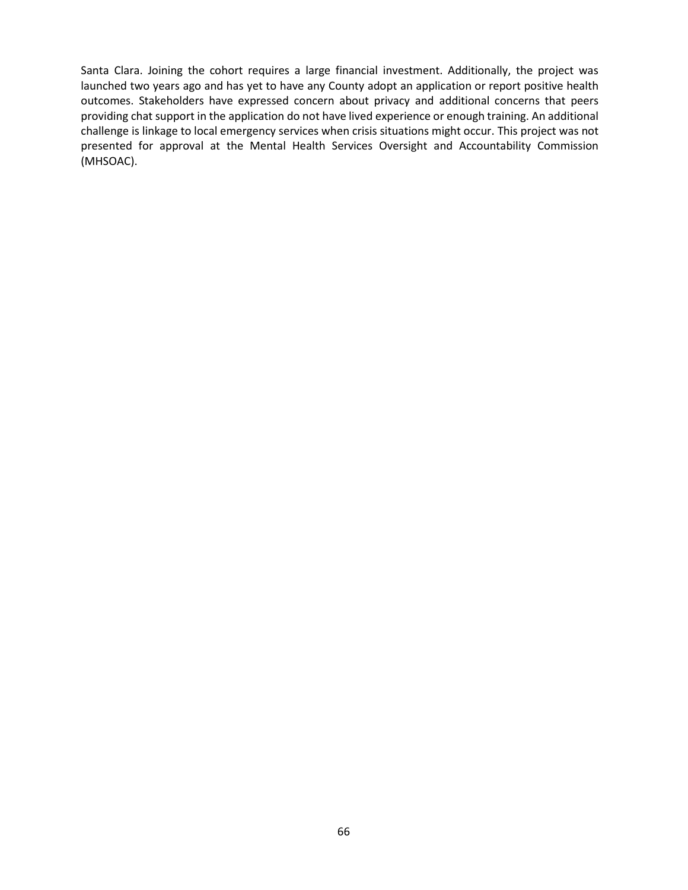Santa Clara. Joining the cohort requires a large financial investment. Additionally, the project was launched two years ago and has yet to have any County adopt an application or report positive health outcomes. Stakeholders have expressed concern about privacy and additional concerns that peers providing chat support in the application do not have lived experience or enough training. An additional challenge is linkage to local emergency services when crisis situations might occur. This project was not presented for approval at the Mental Health Services Oversight and Accountability Commission (MHSOAC).